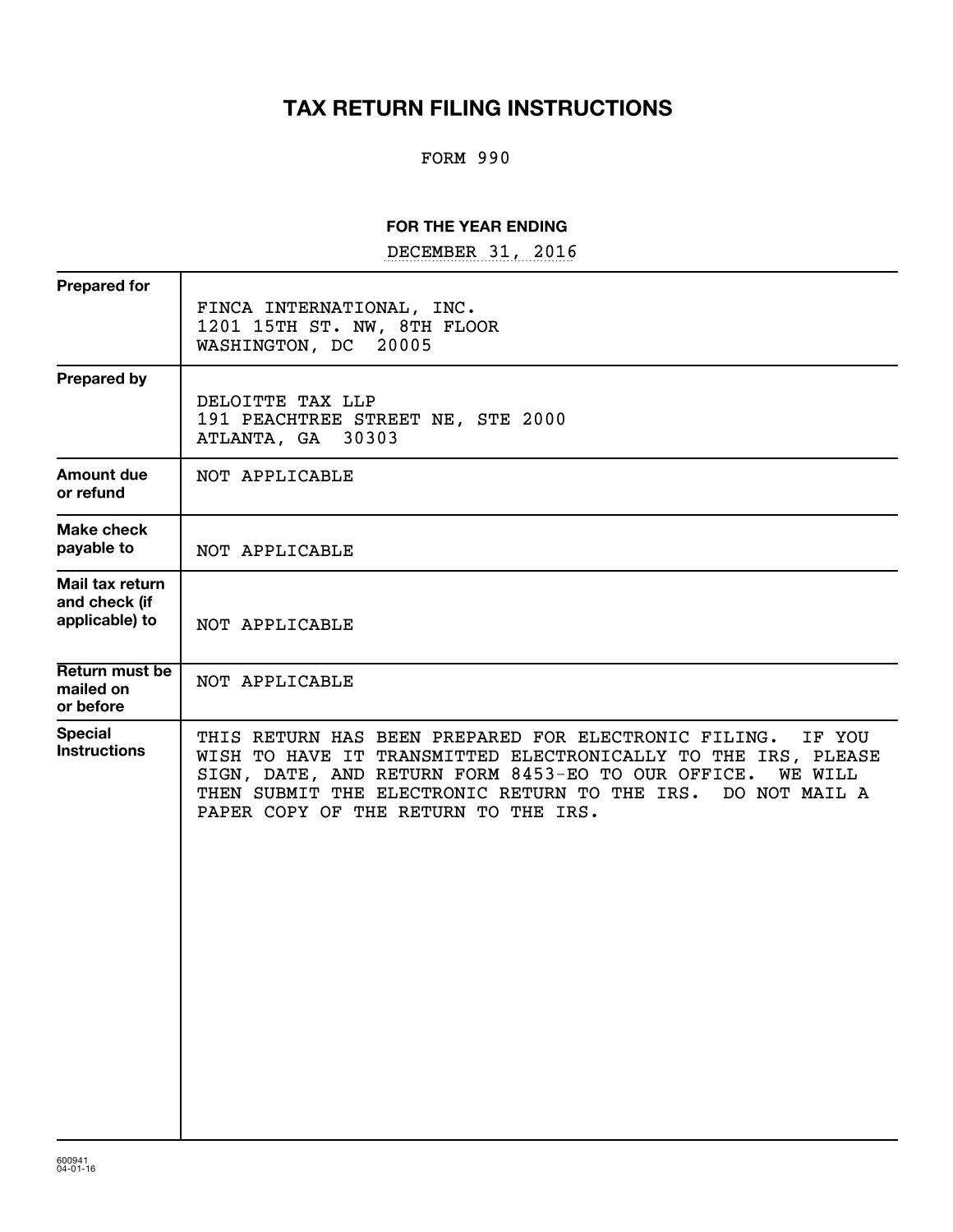# TAX RETURN FILING INSTRUCTIONS

FORM 990

**FOR THE YEAR ENDING**

DECEMBER 31, 2016

| | |
|---|---|
| **Prepared for** | FINCA INTERNATIONAL, INC.<br>1201 15TH ST. NW, 8TH FLOOR<br>WASHINGTON, DC 20005 |
| **Prepared by** | DELOITTE TAX LLP<br>191 PEACHTREE STREET NE, STE 2000<br>ATLANTA, GA 30303 |
| **Amount due or refund** | NOT APPLICABLE |
| **Make check payable to** | NOT APPLICABLE |
| **Mail tax return and check (if applicable) to** | NOT APPLICABLE |
| **Return must be mailed on or before** | NOT APPLICABLE |
| **Special Instructions** | THIS RETURN HAS BEEN PREPARED FOR ELECTRONIC FILING. IF YOU WISH TO HAVE IT TRANSMITTED ELECTRONICALLY TO THE IRS, PLEASE SIGN, DATE, AND RETURN FORM 8453-EO TO OUR OFFICE. WE WILL THEN SUBMIT THE ELECTRONIC RETURN TO THE IRS. DO NOT MAIL A PAPER COPY OF THE RETURN TO THE IRS. |

600941
04-01-16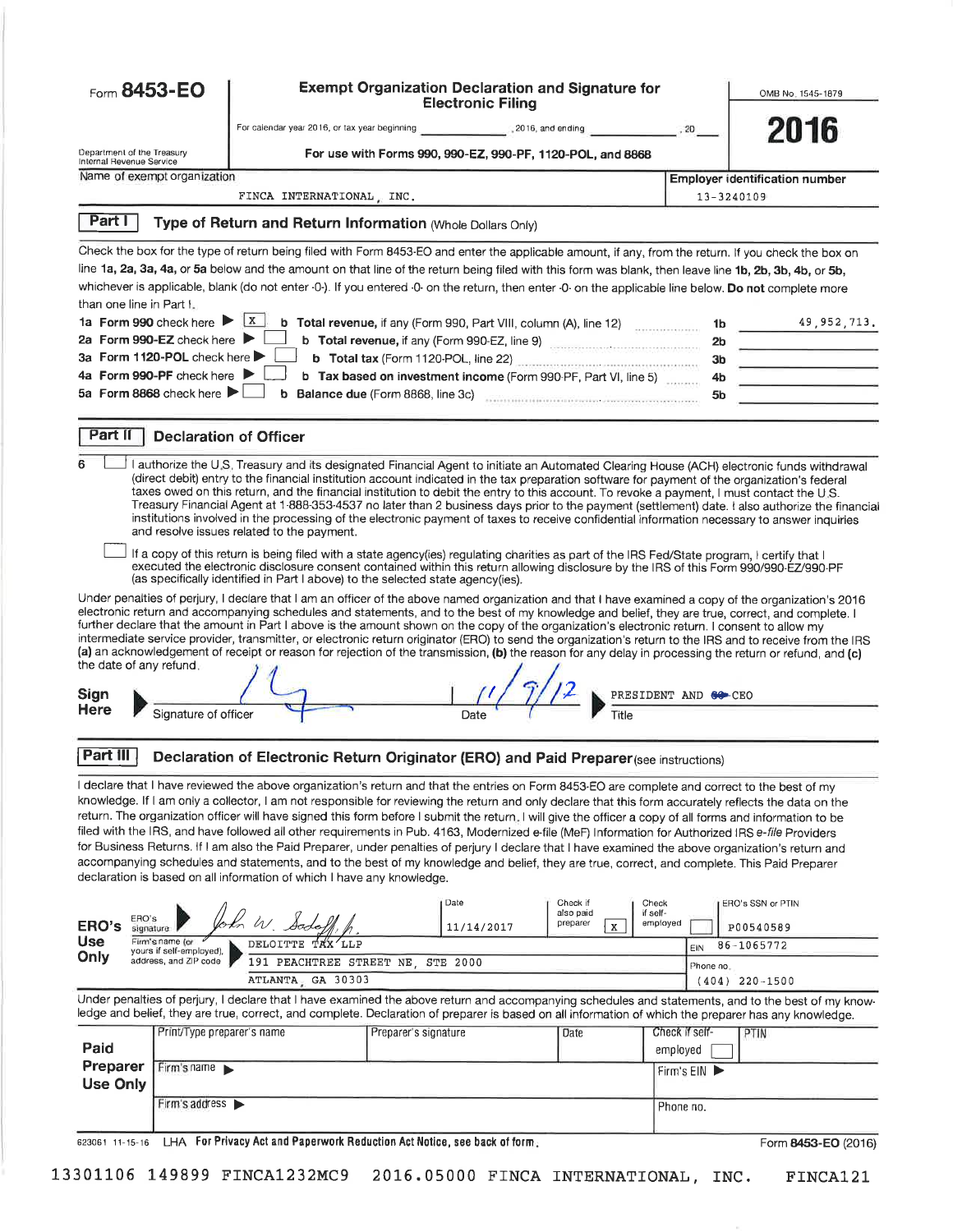# Form 8453-EO

**Exempt Organization Declaration and Signature for Electronic Filing**

For calendar year 2016, or tax year beginning ____________, 2016, and ending ____________, 20___

**For use with Forms 990, 990-EZ, 990-PF, 1120-POL, and 8868**

Department of the Treasury
Internal Revenue Service

OMB No. 1545-1879

**2016**

| Name of exempt organization | Employer identification number |
|---|---|
| FINCA INTERNATIONAL, INC. | 13-3240109 |

## Part I — Type of Return and Return Information (Whole Dollars Only)

Check the box for the type of return being filed with Form 8453-EO and enter the applicable amount, if any, from the return. If you check the box on line 1a, 2a, 3a, 4a, or 5a below and the amount on that line of the return being filed with this form was blank, then leave line 1b, 2b, 3b, 4b, or 5b, whichever is applicable, blank (do not enter -0-). If you entered -0- on the return, then enter -0- on the applicable line below. **Do not** complete more than one line in Part I.

| | | | |
|---|---|---|---|
| 1a Form 990 check here ▶ [X] | b Total revenue, if any (Form 990, Part VIII, column (A), line 12) | 1b | 49,952,713. |
| 2a Form 990-EZ check here ▶ [ ] | b Total revenue, if any (Form 990-EZ, line 9) | 2b | |
| 3a Form 1120-POL check here ▶ [ ] | b Total tax (Form 1120-POL, line 22) | 3b | |
| 4a Form 990-PF check here ▶ [ ] | b Tax based on investment income (Form 990-PF, Part VI, line 5) | 4b | |
| 5a Form 8868 check here ▶ [ ] | b Balance due (Form 8868, line 3c) | 5b | |

## Part II — Declaration of Officer

6 [ ] I authorize the U.S. Treasury and its designated Financial Agent to initiate an Automated Clearing House (ACH) electronic funds withdrawal (direct debit) entry to the financial institution account indicated in the tax preparation software for payment of the organization's federal taxes owed on this return, and the financial institution to debit the entry to this account. To revoke a payment, I must contact the U.S. Treasury Financial Agent at 1-888-353-4537 no later than 2 business days prior to the payment (settlement) date. I also authorize the financial institutions involved in the processing of the electronic payment of taxes to receive confidential information necessary to answer inquiries and resolve issues related to the payment.

[ ] If a copy of this return is being filed with a state agency(ies) regulating charities as part of the IRS Fed/State program, I certify that I executed the electronic disclosure consent contained within this return allowing disclosure by the IRS of this Form 990/990-EZ/990-PF (as specifically identified in Part I above) to the selected state agency(ies).

Under penalties of perjury, I declare that I am an officer of the above named organization and that I have examined a copy of the organization's 2016 electronic return and accompanying schedules and statements, and to the best of my knowledge and belief, they are true, correct, and complete. I further declare that the amount in Part I above is the amount shown on the copy of the organization's electronic return. I consent to allow my intermediate service provider, transmitter, or electronic return originator (ERO) to send the organization's return to the IRS and to receive from the IRS (a) an acknowledgement of receipt or reason for rejection of the transmission, (b) the reason for any delay in processing the return or refund, and (c) the date of any refund.

**Sign Here** ▶ Signature of officer: [signature] Date: 11/9/17 ▶ Title: PRESIDENT AND CEO

## Part III — Declaration of Electronic Return Originator (ERO) and Paid Preparer (see instructions)

I declare that I have reviewed the above organization's return and that the entries on Form 8453-EO are complete and correct to the best of my knowledge. If I am only a collector, I am not responsible for reviewing the return and only declare that this form accurately reflects the data on the return. The organization officer will have signed this form before I submit the return. I will give the officer a copy of all forms and information to be filed with the IRS, and have followed all other requirements in Pub. 4163, Modernized e-file (MeF) Information for Authorized IRS *e-file* Providers for Business Returns. If I am also the Paid Preparer, under penalties of perjury I declare that I have examined the above organization's return and accompanying schedules and statements, and to the best of my knowledge and belief, they are true, correct, and complete. This Paid Preparer declaration is based on all information of which I have any knowledge.

| **ERO's Use Only** | | | | |
|---|---|---|---|---|
| ERO's signature ▶ [signature] | Date: 11/14/2017 | Check if also paid preparer [X] | Check if self-employed [ ] | ERO's SSN or PTIN: P00540589 |
| Firm's name (or yours if self-employed), address, and ZIP code | DELOITTE TAX LLP | | | EIN 86-1065772 |
| | 191 PEACHTREE STREET NE, STE 2000 | | | Phone no. |
| | ATLANTA, GA 30303 | | | (404) 220-1500 |

Under penalties of perjury, I declare that I have examined the above return and accompanying schedules and statements, and to the best of my knowledge and belief, they are true, correct, and complete. Declaration of preparer is based on all information of which the preparer has any knowledge.

| **Paid Preparer Use Only** | | | | | |
|---|---|---|---|---|---|
| Print/Type preparer's name | Preparer's signature | Date | Check if self-employed [ ] | PTIN |
| Firm's name ▶ | | | Firm's EIN ▶ | |
| Firm's address ▶ | | | Phone no. | |

623061 11-15-16 LHA **For Privacy Act and Paperwork Reduction Act Notice, see back of form.** Form **8453-EO** (2016)

13301106 149899 FINCA1232MC9 2016.05000 FINCA INTERNATIONAL, INC. FINCA121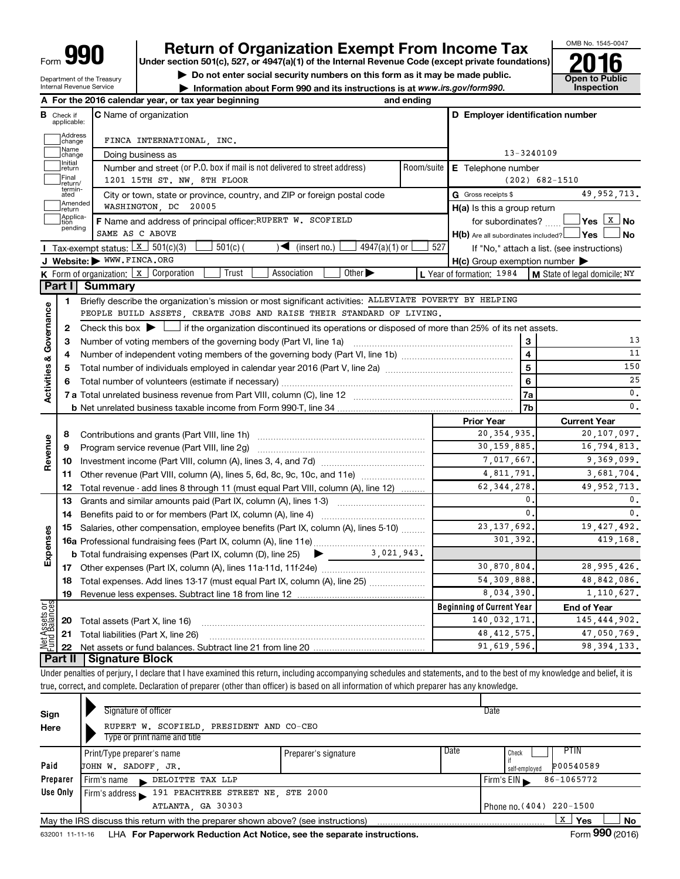# Form 990 Return of Organization Exempt From Income Tax 2016

Under section 501(c), 527, or 4947(a)(1) of the Internal Revenue Code (except private foundations)

▶ Do not enter social security numbers on this form as it may be made public.

▶ Information about Form 990 and its instructions is at *www.irs.gov/form990.*

OMB No. 1545-0047

**Open to Public Inspection**

Department of the Treasury
Internal Revenue Service

**A** For the 2016 calendar year, or tax year beginning and ending

**B** Check if applicable: Address change, Name change, Initial return, Final return/terminated, Amended return, Application pending

**C** Name of organization: FINCA INTERNATIONAL, INC.

Doing business as

Number and street (or P.O. box if mail is not delivered to street address): 1201 15TH ST. NW, 8TH FLOOR — Room/suite

City or town, state or province, country, and ZIP or foreign postal code: WASHINGTON, DC 20005

**D** Employer identification number: 13-3240109

**E** Telephone number: (202) 682-1510

**G** Gross receipts $ 49,952,713.

**F** Name and address of principal officer: RUPERT W. SCOFIELD, SAME AS C ABOVE

**H(a)** Is this a group return for subordinates? Yes [ ] No [X]

**H(b)** Are all subordinates included? Yes [ ] No [ ]
If "No," attach a list. (see instructions)

**H(c)** Group exemption number ▶

**I** Tax-exempt status: [X] 501(c)(3) [ ] 501(c) ( ) ◀ (insert no.) [ ] 4947(a)(1) or [ ] 527

**J** Website: ▶ WWW.FINCA.ORG

**K** Form of organization: [X] Corporation [ ] Trust [ ] Association [ ] Other ▶

**L** Year of formation: 1984 **M** State of legal domicile: NY

## Part I Summary

### Activities & Governance

1. Briefly describe the organization's mission or most significant activities: ALLEVIATE POVERTY BY HELPING PEOPLE BUILD ASSETS, CREATE JOBS AND RAISE THEIR STANDARD OF LIVING.
2. Check this box ▶ [ ] if the organization discontinued its operations or disposed of more than 25% of its net assets.

| | | | |
|---|---|---|---|
| 3 | Number of voting members of the governing body (Part VI, line 1a) | 3 | 13 |
| 4 | Number of independent voting members of the governing body (Part VI, line 1b) | 4 | 11 |
| 5 | Total number of individuals employed in calendar year 2016 (Part V, line 2a) | 5 | 150 |
| 6 | Total number of volunteers (estimate if necessary) | 6 | 25 |
| 7a | Total unrelated business revenue from Part VIII, column (C), line 12 | 7a | 0. |
| b | Net unrelated business taxable income from Form 990-T, line 34 | 7b | 0. |

### Revenue / Expenses

| | | Prior Year | Current Year |
|---|---|---|---|
| 8 | Contributions and grants (Part VIII, line 1h) | 20,354,935. | 20,107,097. |
| 9 | Program service revenue (Part VIII, line 2g) | 30,159,885. | 16,794,813. |
| 10 | Investment income (Part VIII, column (A), lines 3, 4, and 7d) | 7,017,667. | 9,369,099. |
| 11 | Other revenue (Part VIII, column (A), lines 5, 6d, 8c, 9c, 10c, and 11e) | 4,811,791. | 3,681,704. |
| 12 | Total revenue - add lines 8 through 11 (must equal Part VIII, column (A), line 12) | 62,344,278. | 49,952,713. |
| 13 | Grants and similar amounts paid (Part IX, column (A), lines 1-3) | 0. | 0. |
| 14 | Benefits paid to or for members (Part IX, column (A), line 4) | 0. | 0. |
| 15 | Salaries, other compensation, employee benefits (Part IX, column (A), lines 5-10) | 23,137,692. | 19,427,492. |
| 16a | Professional fundraising fees (Part IX, column (A), line 11e) | 301,392. | 419,168. |
| b | Total fundraising expenses (Part IX, column (D), line 25) ▶ 3,021,943. | | |
| 17 | Other expenses (Part IX, column (A), lines 11a-11d, 11f-24e) | 30,870,804. | 28,995,426. |
| 18 | Total expenses. Add lines 13-17 (must equal Part IX, column (A), line 25) | 54,309,888. | 48,842,086. |
| 19 | Revenue less expenses. Subtract line 18 from line 12 | 8,034,390. | 1,110,627. |

### Net Assets or Fund Balances

| | | Beginning of Current Year | End of Year |
|---|---|---|---|
| 20 | Total assets (Part X, line 16) | 140,032,171. | 145,444,902. |
| 21 | Total liabilities (Part X, line 26) | 48,412,575. | 47,050,769. |
| 22 | Net assets or fund balances. Subtract line 21 from line 20 | 91,619,596. | 98,394,133. |

## Part II Signature Block

Under penalties of perjury, I declare that I have examined this return, including accompanying schedules and statements, and to the best of my knowledge and belief, it is true, correct, and complete. Declaration of preparer (other than officer) is based on all information of which preparer has any knowledge.

**Sign Here**

Signature of officer — Date

RUPERT W. SCOFIELD, PRESIDENT AND CO-CEO
Type or print name and title

**Paid Preparer Use Only**

| Print/Type preparer's name | Preparer's signature | Date | Check if self-employed | PTIN |
|---|---|---|---|---|
| JOHN W. SADOFF, JR. | | | | P00540589 |

Firm's name ▶ DELOITTE TAX LLP — Firm's EIN ▶ 86-1065772

Firm's address ▶ 191 PEACHTREE STREET NE, STE 2000, ATLANTA, GA 30303 — Phone no. (404) 220-1500

May the IRS discuss this return with the preparer shown above? (see instructions) [X] Yes [ ] No

632001 11-11-16 LHA For Paperwork Reduction Act Notice, see the separate instructions. Form 990 (2016)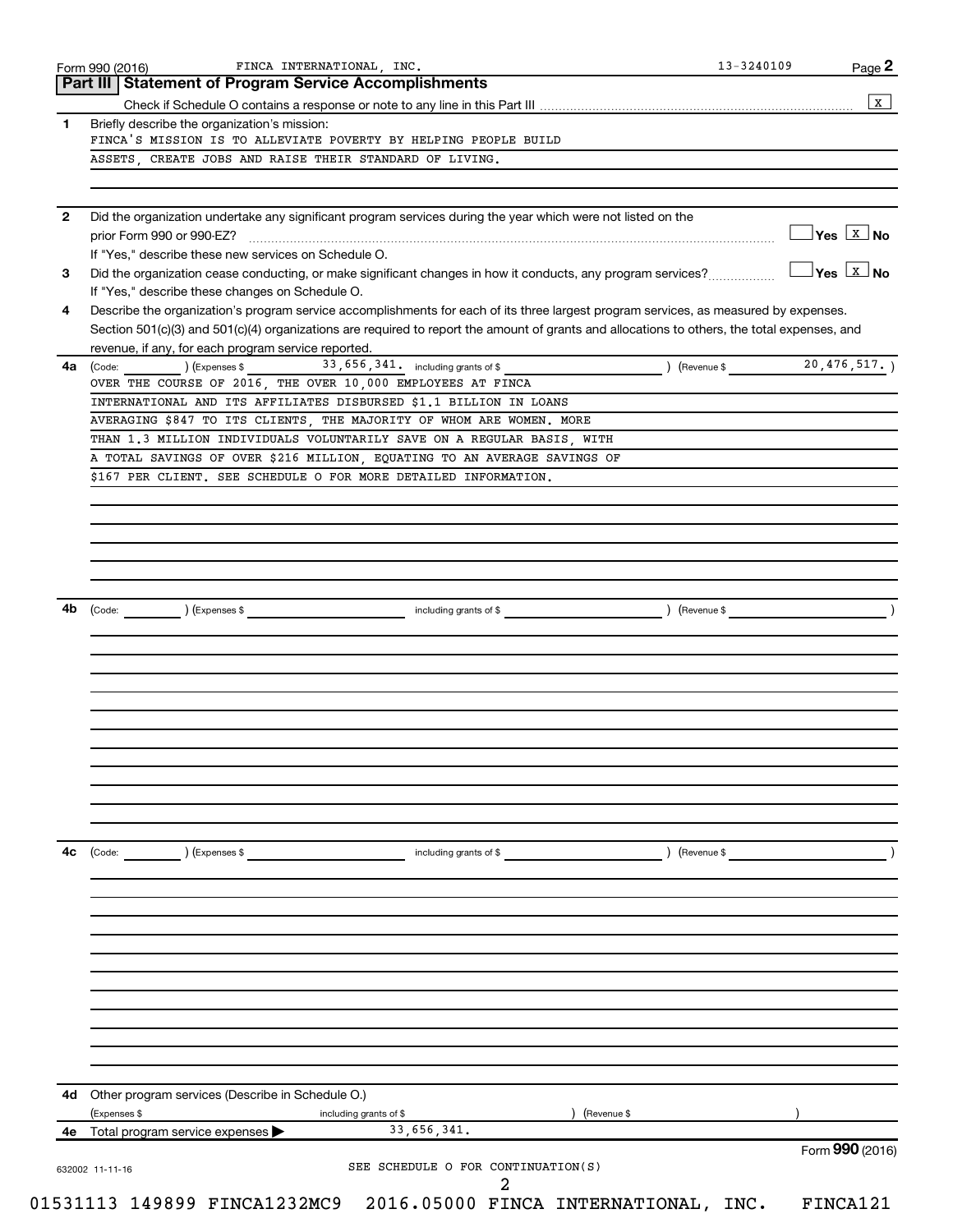Form 990 (2016) FINCA INTERNATIONAL, INC. 13-3240109

## Part III | Statement of Program Service Accomplishments

Check if Schedule O contains a response or note to any line in this Part III .......... [X]

**1** Briefly describe the organization's mission:

FINCA'S MISSION IS TO ALLEVIATE POVERTY BY HELPING PEOPLE BUILD ASSETS, CREATE JOBS AND RAISE THEIR STANDARD OF LIVING.

**2** Did the organization undertake any significant program services during the year which were not listed on the prior Form 990 or 990-EZ? .......... [ ] Yes [X] No

If "Yes," describe these new services on Schedule O.

**3** Did the organization cease conducting, or make significant changes in how it conducts, any program services? .......... [ ] Yes [X] No

If "Yes," describe these changes on Schedule O.

**4** Describe the organization's program service accomplishments for each of its three largest program services, as measured by expenses. Section 501(c)(3) and 501(c)(4) organizations are required to report the amount of grants and allocations to others, the total expenses, and revenue, if any, for each program service reported.

**4a** (Code: ) (Expenses $ 33,656,341. including grants of $ ) (Revenue $ 20,476,517. )

OVER THE COURSE OF 2016, THE OVER 10,000 EMPLOYEES AT FINCA INTERNATIONAL AND ITS AFFILIATES DISBURSED $1.1 BILLION IN LOANS AVERAGING $847 TO ITS CLIENTS, THE MAJORITY OF WHOM ARE WOMEN. MORE THAN 1.3 MILLION INDIVIDUALS VOLUNTARILY SAVE ON A REGULAR BASIS, WITH A TOTAL SAVINGS OF OVER $216 MILLION, EQUATING TO AN AVERAGE SAVINGS OF $167 PER CLIENT. SEE SCHEDULE O FOR MORE DETAILED INFORMATION.

**4b** (Code: ) (Expenses $ including grants of $ ) (Revenue $ )

**4c** (Code: ) (Expenses $ including grants of $ ) (Revenue $ )

**4d** Other program services (Describe in Schedule O.)

(Expenses $ including grants of $ ) (Revenue $ )

**4e** Total program service expenses ▶ 33,656,341.

Form **990** (2016)

632002 11-11-16

SEE SCHEDULE O FOR CONTINUATION(S)

01531113 149899 FINCA1232MC9 2016.05000 FINCA INTERNATIONAL, INC. FINCA121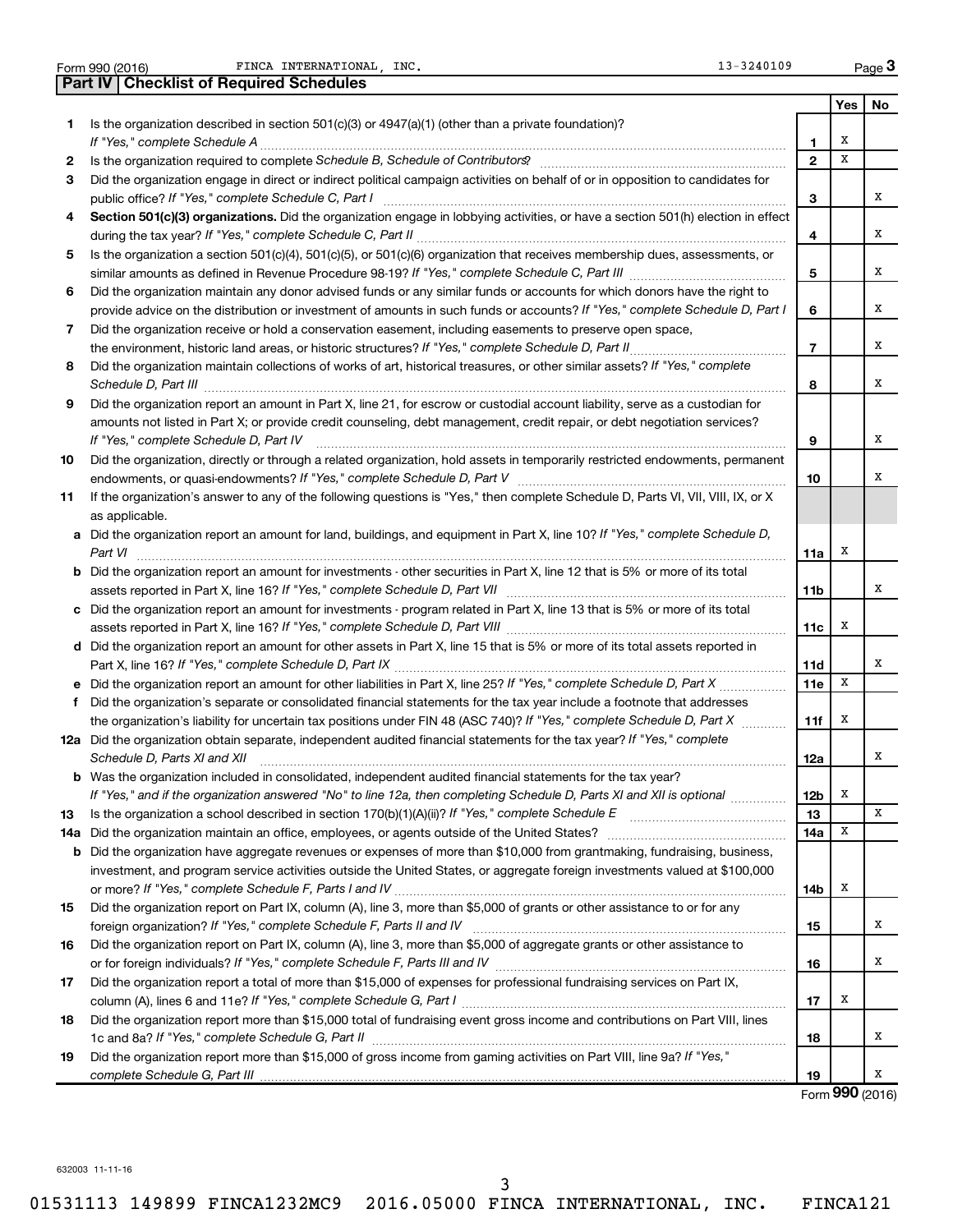Form 990 (2016) FINCA INTERNATIONAL, INC. 13-3240109

## Part IV | Checklist of Required Schedules

| | | | Yes | No |
|---|---|---|---|---|
| **1** | Is the organization described in section 501(c)(3) or 4947(a)(1) (other than a private foundation)? *If "Yes," complete Schedule A* | **1** | X | |
| **2** | Is the organization required to complete *Schedule B, Schedule of Contributors*? | **2** | X | |
| **3** | Did the organization engage in direct or indirect political campaign activities on behalf of or in opposition to candidates for public office? *If "Yes," complete Schedule C, Part I* | **3** | | X |
| **4** | **Section 501(c)(3) organizations.** Did the organization engage in lobbying activities, or have a section 501(h) election in effect during the tax year? *If "Yes," complete Schedule C, Part II* | **4** | | X |
| **5** | Is the organization a section 501(c)(4), 501(c)(5), or 501(c)(6) organization that receives membership dues, assessments, or similar amounts as defined in Revenue Procedure 98-19? *If "Yes," complete Schedule C, Part III* | **5** | | X |
| **6** | Did the organization maintain any donor advised funds or any similar funds or accounts for which donors have the right to provide advice on the distribution or investment of amounts in such funds or accounts? *If "Yes," complete Schedule D, Part I* | **6** | | X |
| **7** | Did the organization receive or hold a conservation easement, including easements to preserve open space, the environment, historic land areas, or historic structures? *If "Yes," complete Schedule D, Part II* | **7** | | X |
| **8** | Did the organization maintain collections of works of art, historical treasures, or other similar assets? *If "Yes," complete Schedule D, Part III* | **8** | | X |
| **9** | Did the organization report an amount in Part X, line 21, for escrow or custodial account liability, serve as a custodian for amounts not listed in Part X; or provide credit counseling, debt management, credit repair, or debt negotiation services? *If "Yes," complete Schedule D, Part IV* | **9** | | X |
| **10** | Did the organization, directly or through a related organization, hold assets in temporarily restricted endowments, permanent endowments, or quasi-endowments? *If "Yes," complete Schedule D, Part V* | **10** | | X |
| **11** | If the organization's answer to any of the following questions is "Yes," then complete Schedule D, Parts VI, VII, VIII, IX, or X as applicable. | | | |
| **a** | Did the organization report an amount for land, buildings, and equipment in Part X, line 10? *If "Yes," complete Schedule D, Part VI* | **11a** | X | |
| **b** | Did the organization report an amount for investments - other securities in Part X, line 12 that is 5% or more of its total assets reported in Part X, line 16? *If "Yes," complete Schedule D, Part VII* | **11b** | | X |
| **c** | Did the organization report an amount for investments - program related in Part X, line 13 that is 5% or more of its total assets reported in Part X, line 16? *If "Yes," complete Schedule D, Part VIII* | **11c** | X | |
| **d** | Did the organization report an amount for other assets in Part X, line 15 that is 5% or more of its total assets reported in Part X, line 16? *If "Yes," complete Schedule D, Part IX* | **11d** | | X |
| **e** | Did the organization report an amount for other liabilities in Part X, line 25? *If "Yes," complete Schedule D, Part X* | **11e** | X | |
| **f** | Did the organization's separate or consolidated financial statements for the tax year include a footnote that addresses the organization's liability for uncertain tax positions under FIN 48 (ASC 740)? *If "Yes," complete Schedule D, Part X* | **11f** | X | |
| **12a** | Did the organization obtain separate, independent audited financial statements for the tax year? *If "Yes," complete Schedule D, Parts XI and XII* | **12a** | | X |
| **b** | Was the organization included in consolidated, independent audited financial statements for the tax year? *If "Yes," and if the organization answered "No" to line 12a, then completing Schedule D, Parts XI and XII is optional* | **12b** | X | |
| **13** | Is the organization a school described in section 170(b)(1)(A)(ii)? *If "Yes," complete Schedule E* | **13** | | X |
| **14a** | Did the organization maintain an office, employees, or agents outside of the United States? | **14a** | X | |
| **b** | Did the organization have aggregate revenues or expenses of more than $10,000 from grantmaking, fundraising, business, investment, and program service activities outside the United States, or aggregate foreign investments valued at $100,000 or more? *If "Yes," complete Schedule F, Parts I and IV* | **14b** | X | |
| **15** | Did the organization report on Part IX, column (A), line 3, more than $5,000 of grants or other assistance to or for any foreign organization? *If "Yes," complete Schedule F, Parts II and IV* | **15** | | X |
| **16** | Did the organization report on Part IX, column (A), line 3, more than $5,000 of aggregate grants or other assistance to or for foreign individuals? *If "Yes," complete Schedule F, Parts III and IV* | **16** | | X |
| **17** | Did the organization report a total of more than $15,000 of expenses for professional fundraising services on Part IX, column (A), lines 6 and 11e? *If "Yes," complete Schedule G, Part I* | **17** | X | |
| **18** | Did the organization report more than $15,000 total of fundraising event gross income and contributions on Part VIII, lines 1c and 8a? *If "Yes," complete Schedule G, Part II* | **18** | | X |
| **19** | Did the organization report more than $15,000 of gross income from gaming activities on Part VIII, line 9a? *If "Yes," complete Schedule G, Part III* | **19** | | X |

Form **990** (2016)

632003 11-11-16

01531113 149899 FINCA1232MC9 2016.05000 FINCA INTERNATIONAL, INC. FINCA121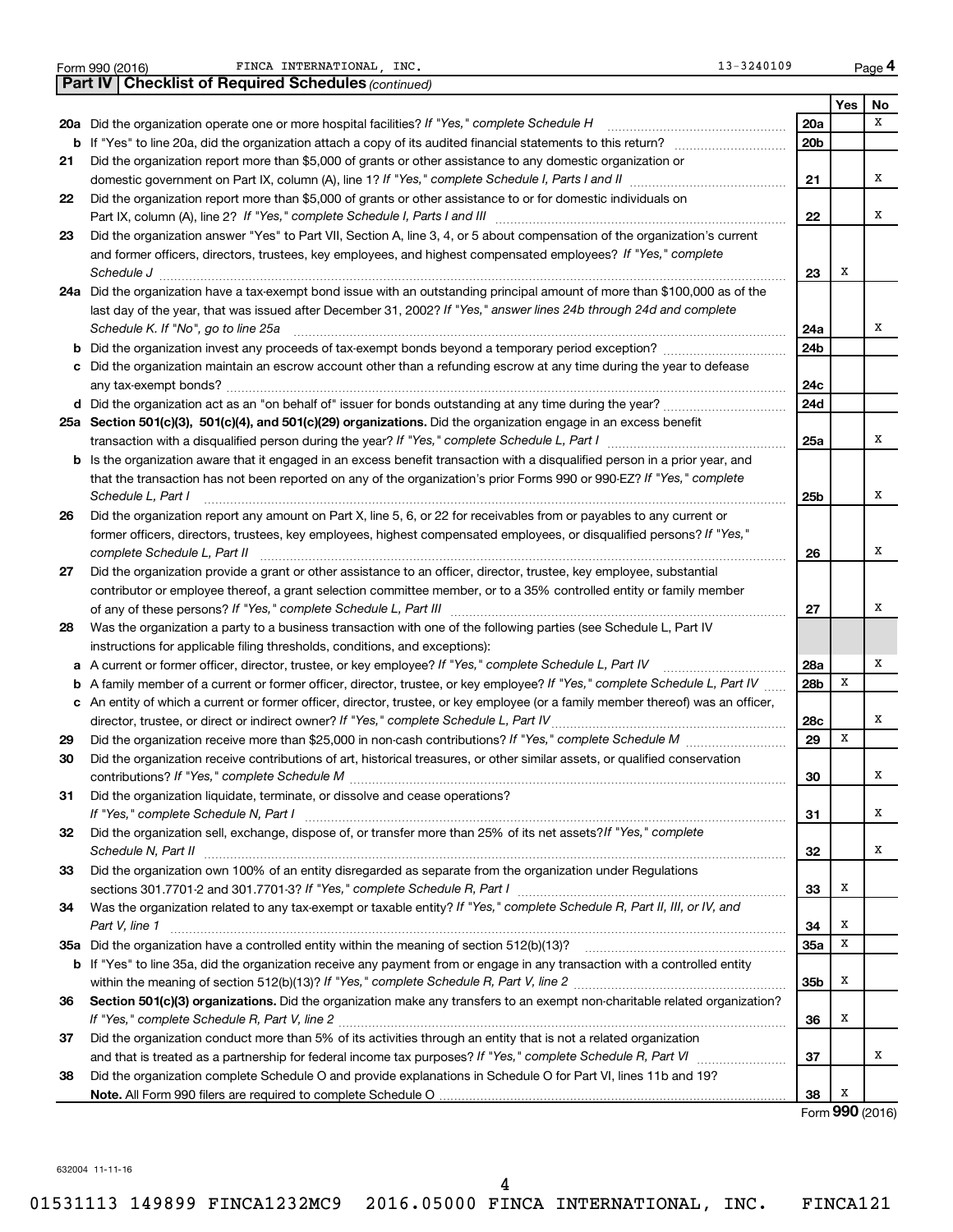Form 990 (2016) FINCA INTERNATIONAL, INC. 13-3240109

## Part IV | Checklist of Required Schedules *(continued)*

| | | | Yes | No |
|---|---|---|---|---|
| **20a** | Did the organization operate one or more hospital facilities? *If "Yes," complete Schedule H* | **20a** | | X |
| **b** | If "Yes" to line 20a, did the organization attach a copy of its audited financial statements to this return? | **20b** | | |
| **21** | Did the organization report more than $5,000 of grants or other assistance to any domestic organization or domestic government on Part IX, column (A), line 1? *If "Yes," complete Schedule I, Parts I and II* | **21** | | X |
| **22** | Did the organization report more than $5,000 of grants or other assistance to or for domestic individuals on Part IX, column (A), line 2? *If "Yes," complete Schedule I, Parts I and III* | **22** | | X |
| **23** | Did the organization answer "Yes" to Part VII, Section A, line 3, 4, or 5 about compensation of the organization's current and former officers, directors, trustees, key employees, and highest compensated employees? *If "Yes," complete Schedule J* | **23** | X | |
| **24a** | Did the organization have a tax-exempt bond issue with an outstanding principal amount of more than $100,000 as of the last day of the year, that was issued after December 31, 2002? *If "Yes," answer lines 24b through 24d and complete Schedule K. If "No", go to line 25a* | **24a** | | X |
| **b** | Did the organization invest any proceeds of tax-exempt bonds beyond a temporary period exception? | **24b** | | |
| **c** | Did the organization maintain an escrow account other than a refunding escrow at any time during the year to defease any tax-exempt bonds? | **24c** | | |
| **d** | Did the organization act as an "on behalf of" issuer for bonds outstanding at any time during the year? | **24d** | | |
| **25a** | **Section 501(c)(3), 501(c)(4), and 501(c)(29) organizations.** Did the organization engage in an excess benefit transaction with a disqualified person during the year? *If "Yes," complete Schedule L, Part I* | **25a** | | X |
| **b** | Is the organization aware that it engaged in an excess benefit transaction with a disqualified person in a prior year, and that the transaction has not been reported on any of the organization's prior Forms 990 or 990-EZ? *If "Yes," complete Schedule L, Part I* | **25b** | | X |
| **26** | Did the organization report any amount on Part X, line 5, 6, or 22 for receivables from or payables to any current or former officers, directors, trustees, key employees, highest compensated employees, or disqualified persons? *If "Yes," complete Schedule L, Part II* | **26** | | X |
| **27** | Did the organization provide a grant or other assistance to an officer, director, trustee, key employee, substantial contributor or employee thereof, a grant selection committee member, or to a 35% controlled entity or family member of any of these persons? *If "Yes," complete Schedule L, Part III* | **27** | | X |
| **28** | Was the organization a party to a business transaction with one of the following parties (see Schedule L, Part IV instructions for applicable filing thresholds, conditions, and exceptions): | | | |
| **a** | A current or former officer, director, trustee, or key employee? *If "Yes," complete Schedule L, Part IV* | **28a** | | X |
| **b** | A family member of a current or former officer, director, trustee, or key employee? *If "Yes," complete Schedule L, Part IV* | **28b** | X | |
| **c** | An entity of which a current or former officer, director, trustee, or key employee (or a family member thereof) was an officer, director, trustee, or direct or indirect owner? *If "Yes," complete Schedule L, Part IV* | **28c** | | X |
| **29** | Did the organization receive more than $25,000 in non-cash contributions? *If "Yes," complete Schedule M* | **29** | X | |
| **30** | Did the organization receive contributions of art, historical treasures, or other similar assets, or qualified conservation contributions? *If "Yes," complete Schedule M* | **30** | | X |
| **31** | Did the organization liquidate, terminate, or dissolve and cease operations? *If "Yes," complete Schedule N, Part I* | **31** | | X |
| **32** | Did the organization sell, exchange, dispose of, or transfer more than 25% of its net assets? *If "Yes," complete Schedule N, Part II* | **32** | | X |
| **33** | Did the organization own 100% of an entity disregarded as separate from the organization under Regulations sections 301.7701-2 and 301.7701-3? *If "Yes," complete Schedule R, Part I* | **33** | X | |
| **34** | Was the organization related to any tax-exempt or taxable entity? *If "Yes," complete Schedule R, Part II, III, or IV, and Part V, line 1* | **34** | X | |
| **35a** | Did the organization have a controlled entity within the meaning of section 512(b)(13)? | **35a** | X | |
| **b** | If "Yes" to line 35a, did the organization receive any payment from or engage in any transaction with a controlled entity within the meaning of section 512(b)(13)? *If "Yes," complete Schedule R, Part V, line 2* | **35b** | X | |
| **36** | **Section 501(c)(3) organizations.** Did the organization make any transfers to an exempt non-charitable related organization? *If "Yes," complete Schedule R, Part V, line 2* | **36** | X | |
| **37** | Did the organization conduct more than 5% of its activities through an entity that is not a related organization and that is treated as a partnership for federal income tax purposes? *If "Yes," complete Schedule R, Part VI* | **37** | | X |
| **38** | Did the organization complete Schedule O and provide explanations in Schedule O for Part VI, lines 11b and 19? **Note.** All Form 990 filers are required to complete Schedule O | **38** | X | |

Form **990** (2016)

632004 11-11-16

01531113 149899 FINCA1232MC9 2016.05000 FINCA INTERNATIONAL, INC. FINCA121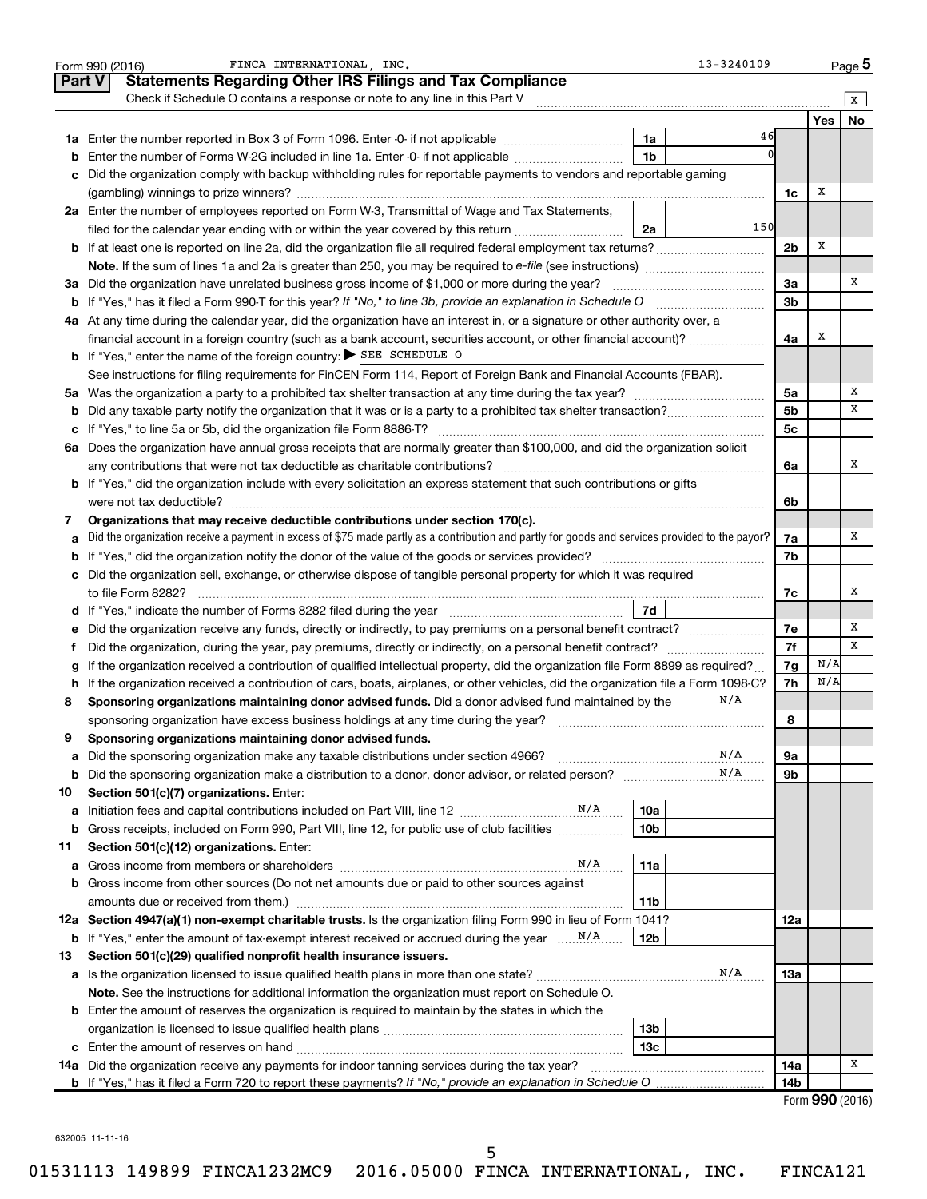Form 990 (2016) FINCA INTERNATIONAL, INC. 13-3240109 Page 5

## Part V Statements Regarding Other IRS Filings and Tax Compliance

Check if Schedule O contains a response or note to any line in this Part V [X]

| | | | | | Yes | No |
|---|---|---|---|---|---|---|
| 1a | Enter the number reported in Box 3 of Form 1096. Enter -0- if not applicable | 1a | 46 | | | |
| b | Enter the number of Forms W-2G included in line 1a. Enter -0- if not applicable | 1b | 0 | | | |
| c | Did the organization comply with backup withholding rules for reportable payments to vendors and reportable gaming (gambling) winnings to prize winners? | | | 1c | X | |
| 2a | Enter the number of employees reported on Form W-3, Transmittal of Wage and Tax Statements, filed for the calendar year ending with or within the year covered by this return | 2a | 150 | | | |
| b | If at least one is reported on line 2a, did the organization file all required federal employment tax returns? | | | 2b | X | |
| | **Note.** If the sum of lines 1a and 2a is greater than 250, you may be required to *e-file* (see instructions) | | | | | |
| 3a | Did the organization have unrelated business gross income of $1,000 or more during the year? | | | 3a | | X |
| b | If "Yes," has it filed a Form 990-T for this year? *If "No," to line 3b, provide an explanation in Schedule O* | | | 3b | | |
| 4a | At any time during the calendar year, did the organization have an interest in, or a signature or other authority over, a financial account in a foreign country (such as a bank account, securities account, or other financial account)? | | | 4a | X | |
| b | If "Yes," enter the name of the foreign country: ▶ SEE SCHEDULE O | | | | | |
| | See instructions for filing requirements for FinCEN Form 114, Report of Foreign Bank and Financial Accounts (FBAR). | | | | | |
| 5a | Was the organization a party to a prohibited tax shelter transaction at any time during the tax year? | | | 5a | | X |
| b | Did any taxable party notify the organization that it was or is a party to a prohibited tax shelter transaction? | | | 5b | | X |
| c | If "Yes," to line 5a or 5b, did the organization file Form 8886-T? | | | 5c | | |
| 6a | Does the organization have annual gross receipts that are normally greater than $100,000, and did the organization solicit any contributions that were not tax deductible as charitable contributions? | | | 6a | | X |
| b | If "Yes," did the organization include with every solicitation an express statement that such contributions or gifts were not tax deductible? | | | 6b | | |
| 7 | **Organizations that may receive deductible contributions under section 170(c).** | | | | | |
| a | Did the organization receive a payment in excess of $75 made partly as a contribution and partly for goods and services provided to the payor? | | | 7a | | X |
| b | If "Yes," did the organization notify the donor of the value of the goods or services provided? | | | 7b | | |
| c | Did the organization sell, exchange, or otherwise dispose of tangible personal property for which it was required to file Form 8282? | | | 7c | | X |
| d | If "Yes," indicate the number of Forms 8282 filed during the year | 7d | | | | |
| e | Did the organization receive any funds, directly or indirectly, to pay premiums on a personal benefit contract? | | | 7e | | X |
| f | Did the organization, during the year, pay premiums, directly or indirectly, on a personal benefit contract? | | | 7f | | X |
| g | If the organization received a contribution of qualified intellectual property, did the organization file Form 8899 as required? | | | 7g | N/A | |
| h | If the organization received a contribution of cars, boats, airplanes, or other vehicles, did the organization file a Form 1098-C? | | | 7h | N/A | |
| 8 | **Sponsoring organizations maintaining donor advised funds.** Did a donor advised fund maintained by the sponsoring organization have excess business holdings at any time during the year? N/A | | | 8 | | |
| 9 | **Sponsoring organizations maintaining donor advised funds.** | | | | | |
| a | Did the sponsoring organization make any taxable distributions under section 4966? N/A | | | 9a | | |
| b | Did the sponsoring organization make a distribution to a donor, donor advisor, or related person? N/A | | | 9b | | |
| 10 | **Section 501(c)(7) organizations.** Enter: | | | | | |
| a | Initiation fees and capital contributions included on Part VIII, line 12 N/A | 10a | | | | |
| b | Gross receipts, included on Form 990, Part VIII, line 12, for public use of club facilities | 10b | | | | |
| 11 | **Section 501(c)(12) organizations.** Enter: | | | | | |
| a | Gross income from members or shareholders N/A | 11a | | | | |
| b | Gross income from other sources (Do not net amounts due or paid to other sources against amounts due or received from them.) | 11b | | | | |
| 12a | **Section 4947(a)(1) non-exempt charitable trusts.** Is the organization filing Form 990 in lieu of Form 1041? | | | 12a | | |
| b | If "Yes," enter the amount of tax-exempt interest received or accrued during the year N/A | 12b | | | | |
| 13 | **Section 501(c)(29) qualified nonprofit health insurance issuers.** | | | | | |
| a | Is the organization licensed to issue qualified health plans in more than one state? N/A | | | 13a | | |
| | **Note.** See the instructions for additional information the organization must report on Schedule O. | | | | | |
| b | Enter the amount of reserves the organization is required to maintain by the states in which the organization is licensed to issue qualified health plans | 13b | | | | |
| c | Enter the amount of reserves on hand | 13c | | | | |
| 14a | Did the organization receive any payments for indoor tanning services during the tax year? | | | 14a | | X |
| b | If "Yes," has it filed a Form 720 to report these payments? *If "No," provide an explanation in Schedule O* | | | 14b | | |

Form **990** (2016)

632005 11-11-16

01531113 149899 FINCA1232MC9 2016.05000 FINCA INTERNATIONAL, INC. FINCA121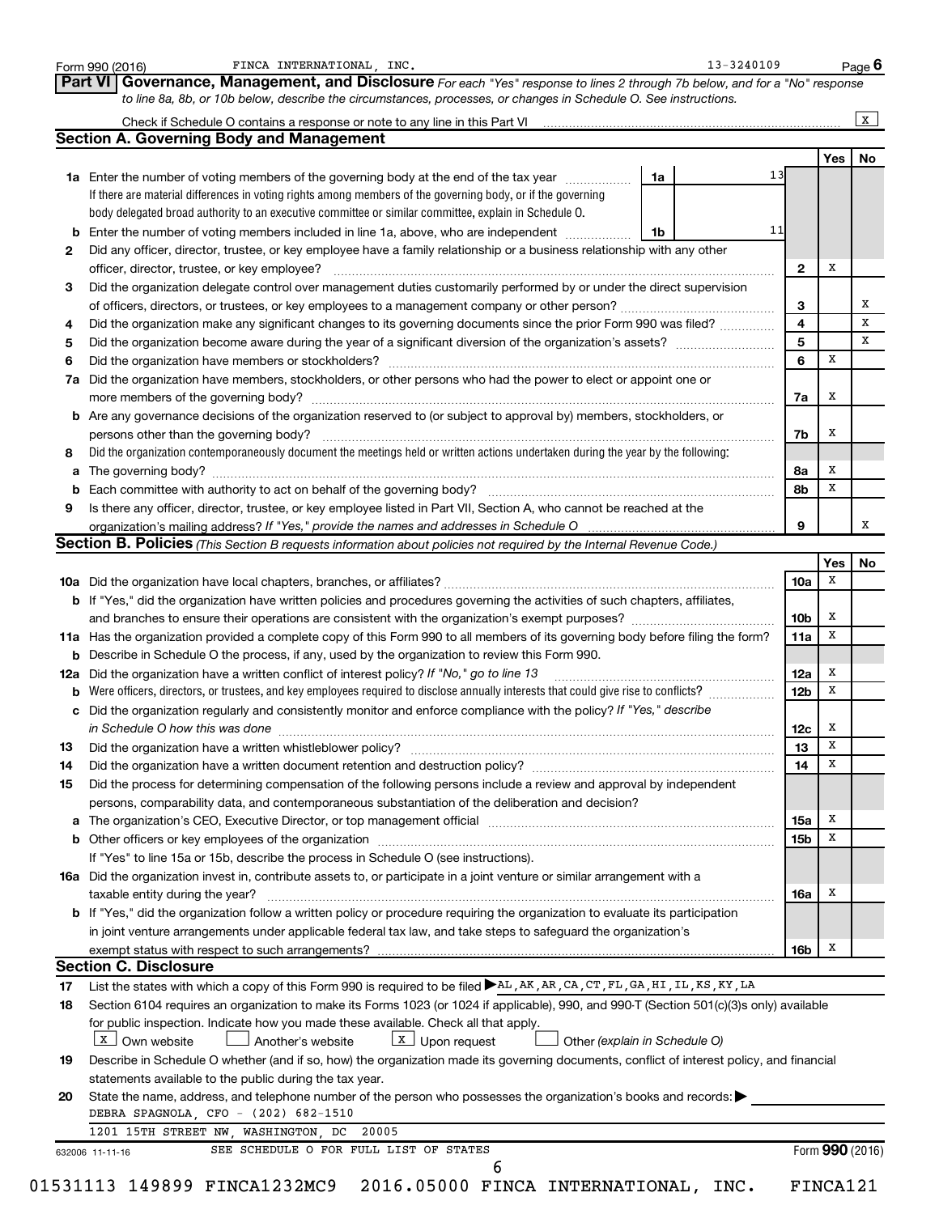Form 990 (2016) FINCA INTERNATIONAL, INC. 13-3240109 Page 6

**Part VI Governance, Management, and Disclosure** *For each "Yes" response to lines 2 through 7b below, and for a "No" response to line 8a, 8b, or 10b below, describe the circumstances, processes, or changes in Schedule O. See instructions.*

Check if Schedule O contains a response or note to any line in this Part VI ... [X]

## Section A. Governing Body and Management

| | | | | Yes | No |
|---|---|---|---|---|---|
| **1a** | Enter the number of voting members of the governing body at the end of the tax year ... **1a** 13 <br>If there are material differences in voting rights among members of the governing body, or if the governing body delegated broad authority to an executive committee or similar committee, explain in Schedule O. | | | | |
| **b** | Enter the number of voting members included in line 1a, above, who are independent ... **1b** 11 | | | | |
| **2** | Did any officer, director, trustee, or key employee have a family relationship or a business relationship with any other officer, director, trustee, or key employee? | **2** | | X | |
| **3** | Did the organization delegate control over management duties customarily performed by or under the direct supervision of officers, directors, or trustees, or key employees to a management company or other person? | **3** | | | X |
| **4** | Did the organization make any significant changes to its governing documents since the prior Form 990 was filed? | **4** | | | X |
| **5** | Did the organization become aware during the year of a significant diversion of the organization's assets? | **5** | | | X |
| **6** | Did the organization have members or stockholders? | **6** | | X | |
| **7a** | Did the organization have members, stockholders, or other persons who had the power to elect or appoint one or more members of the governing body? | **7a** | | X | |
| **b** | Are any governance decisions of the organization reserved to (or subject to approval by) members, stockholders, or persons other than the governing body? | **7b** | | X | |
| **8** | Did the organization contemporaneously document the meetings held or written actions undertaken during the year by the following: | | | | |
| **a** | The governing body? | **8a** | | X | |
| **b** | Each committee with authority to act on behalf of the governing body? | **8b** | | X | |
| **9** | Is there any officer, director, trustee, or key employee listed in Part VII, Section A, who cannot be reached at the organization's mailing address? *If "Yes," provide the names and addresses in Schedule O* | **9** | | | X |

## Section B. Policies *(This Section B requests information about policies not required by the Internal Revenue Code.)*

| | | | Yes | No |
|---|---|---|---|---|
| **10a** | Did the organization have local chapters, branches, or affiliates? | **10a** | X | |
| **b** | If "Yes," did the organization have written policies and procedures governing the activities of such chapters, affiliates, and branches to ensure their operations are consistent with the organization's exempt purposes? | **10b** | X | |
| **11a** | Has the organization provided a complete copy of this Form 990 to all members of its governing body before filing the form? | **11a** | X | |
| **b** | Describe in Schedule O the process, if any, used by the organization to review this Form 990. | | | |
| **12a** | Did the organization have a written conflict of interest policy? *If "No," go to line 13* | **12a** | X | |
| **b** | Were officers, directors, or trustees, and key employees required to disclose annually interests that could give rise to conflicts? | **12b** | X | |
| **c** | Did the organization regularly and consistently monitor and enforce compliance with the policy? *If "Yes," describe in Schedule O how this was done* | **12c** | X | |
| **13** | Did the organization have a written whistleblower policy? | **13** | X | |
| **14** | Did the organization have a written document retention and destruction policy? | **14** | X | |
| **15** | Did the process for determining compensation of the following persons include a review and approval by independent persons, comparability data, and contemporaneous substantiation of the deliberation and decision? | | | |
| **a** | The organization's CEO, Executive Director, or top management official | **15a** | X | |
| **b** | Other officers or key employees of the organization | **15b** | X | |
| | If "Yes" to line 15a or 15b, describe the process in Schedule O (see instructions). | | | |
| **16a** | Did the organization invest in, contribute assets to, or participate in a joint venture or similar arrangement with a taxable entity during the year? | **16a** | X | |
| **b** | If "Yes," did the organization follow a written policy or procedure requiring the organization to evaluate its participation in joint venture arrangements under applicable federal tax law, and take steps to safeguard the organization's exempt status with respect to such arrangements? | **16b** | X | |

## Section C. Disclosure

**17** List the states with which a copy of this Form 990 is required to be filed ▶AL,AK,AR,CA,CT,FL,GA,HI,IL,KS,KY,LA

**18** Section 6104 requires an organization to make its Forms 1023 (or 1024 if applicable), 990, and 990-T (Section 501(c)(3)s only) available for public inspection. Indicate how you made these available. Check all that apply.

[X] Own website [ ] Another's website [X] Upon request [ ] Other *(explain in Schedule O)*

**19** Describe in Schedule O whether (and if so, how) the organization made its governing documents, conflict of interest policy, and financial statements available to the public during the tax year.

**20** State the name, address, and telephone number of the person who possesses the organization's books and records: ▶

DEBRA SPAGNOLA, CFO - (202) 682-1510

1201 15TH STREET NW, WASHINGTON, DC 20005

632006 11-11-16 SEE SCHEDULE O FOR FULL LIST OF STATES Form **990** (2016)

01531113 149899 FINCA1232MC9 2016.05000 FINCA INTERNATIONAL, INC. FINCA121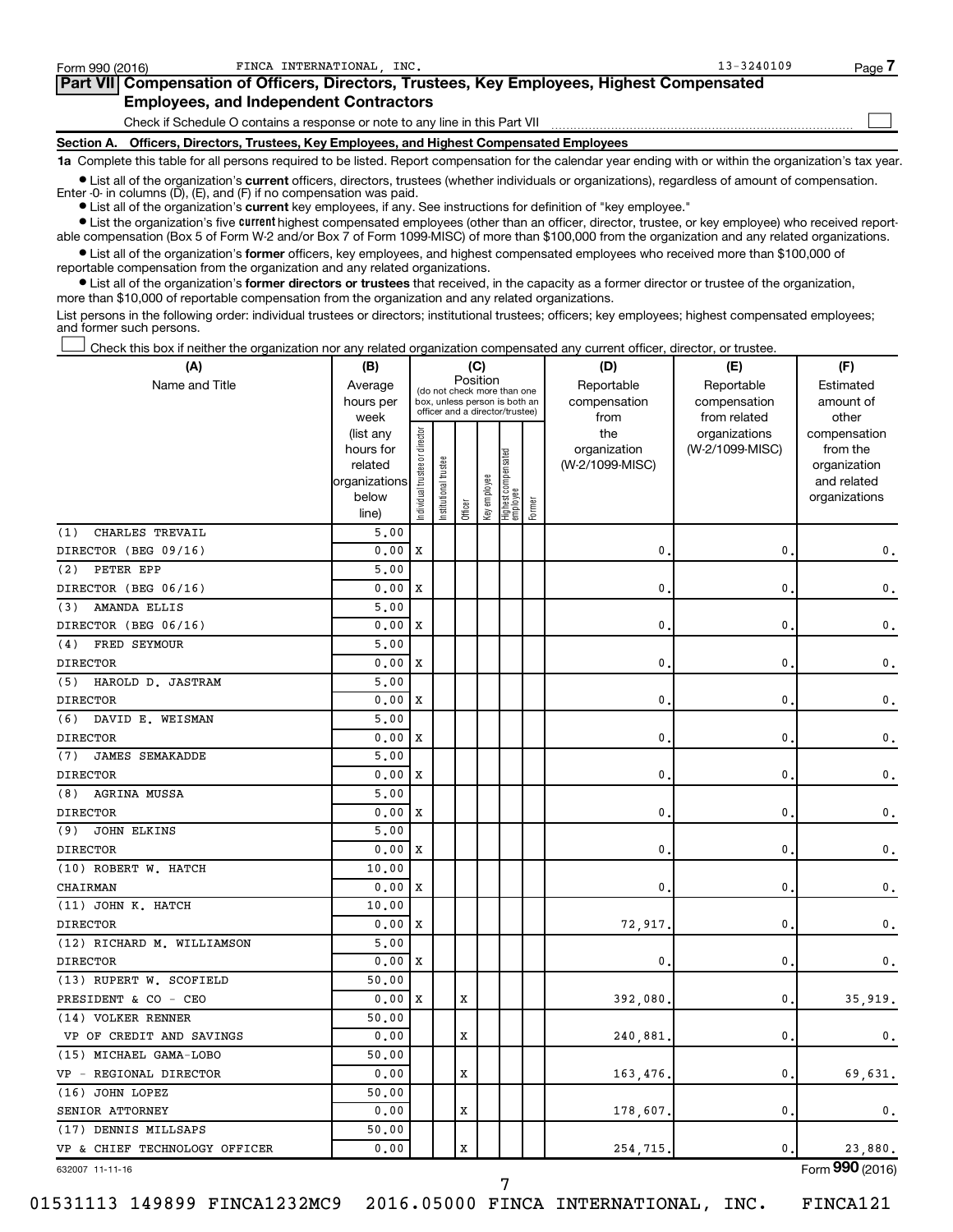Form 990 (2016) FINCA INTERNATIONAL, INC. 13-3240109

## Part VII Compensation of Officers, Directors, Trustees, Key Employees, Highest Compensated Employees, and Independent Contractors

Check if Schedule O contains a response or note to any line in this Part VII

### Section A. Officers, Directors, Trustees, Key Employees, and Highest Compensated Employees

**1a** Complete this table for all persons required to be listed. Report compensation for the calendar year ending with or within the organization's tax year.

- List all of the organization's **current** officers, directors, trustees (whether individuals or organizations), regardless of amount of compensation. Enter -0- in columns (D), (E), and (F) if no compensation was paid.
- List all of the organization's **current** key employees, if any. See instructions for definition of "key employee."
- List the organization's five **current** highest compensated employees (other than an officer, director, trustee, or key employee) who received reportable compensation (Box 5 of Form W-2 and/or Box 7 of Form 1099-MISC) of more than $100,000 from the organization and any related organizations.
- List all of the organization's **former** officers, key employees, and highest compensated employees who received more than $100,000 of reportable compensation from the organization and any related organizations.
- List all of the organization's **former directors or trustees** that received, in the capacity as a former director or trustee of the organization, more than $10,000 of reportable compensation from the organization and any related organizations.

List persons in the following order: individual trustees or directors; institutional trustees; officers; key employees; highest compensated employees; and former such persons.

Check this box if neither the organization nor any related organization compensated any current officer, director, or trustee.

| (A) Name and Title | (B) Average hours per week (list any hours for related organizations below line) | (C) Position: Individual trustee or director | Institutional trustee | Officer | Key employee | Highest compensated employee | Former | (D) Reportable compensation from the organization (W-2/1099-MISC) | (E) Reportable compensation from related organizations (W-2/1099-MISC) | (F) Estimated amount of other compensation from the organization and related organizations |
|---|---|---|---|---|---|---|---|---|---|---|
| (1) CHARLES TREVAIL<br>DIRECTOR (BEG 09/16) | 5.00<br>0.00 | X | | | | | | 0. | 0. | 0. |
| (2) PETER EPP<br>DIRECTOR (BEG 06/16) | 5.00<br>0.00 | X | | | | | | 0. | 0. | 0. |
| (3) AMANDA ELLIS<br>DIRECTOR (BEG 06/16) | 5.00<br>0.00 | X | | | | | | 0. | 0. | 0. |
| (4) FRED SEYMOUR<br>DIRECTOR | 5.00<br>0.00 | X | | | | | | 0. | 0. | 0. |
| (5) HAROLD D. JASTRAM<br>DIRECTOR | 5.00<br>0.00 | X | | | | | | 0. | 0. | 0. |
| (6) DAVID E. WEISMAN<br>DIRECTOR | 5.00<br>0.00 | X | | | | | | 0. | 0. | 0. |
| (7) JAMES SEMAKADDE<br>DIRECTOR | 5.00<br>0.00 | X | | | | | | 0. | 0. | 0. |
| (8) AGRINA MUSSA<br>DIRECTOR | 5.00<br>0.00 | X | | | | | | 0. | 0. | 0. |
| (9) JOHN ELKINS<br>DIRECTOR | 5.00<br>0.00 | X | | | | | | 0. | 0. | 0. |
| (10) ROBERT W. HATCH<br>CHAIRMAN | 10.00<br>0.00 | X | | | | | | 0. | 0. | 0. |
| (11) JOHN K. HATCH<br>DIRECTOR | 10.00<br>0.00 | X | | | | | | 72,917. | 0. | 0. |
| (12) RICHARD M. WILLIAMSON<br>DIRECTOR | 5.00<br>0.00 | X | | | | | | 0. | 0. | 0. |
| (13) RUPERT W. SCOFIELD<br>PRESIDENT & CO - CEO | 50.00<br>0.00 | X | | X | | | | 392,080. | 0. | 35,919. |
| (14) VOLKER RENNER<br>VP OF CREDIT AND SAVINGS | 50.00<br>0.00 | | | X | | | | 240,881. | 0. | 0. |
| (15) MICHAEL GAMA-LOBO<br>VP - REGIONAL DIRECTOR | 50.00<br>0.00 | | | X | | | | 163,476. | 0. | 69,631. |
| (16) JOHN LOPEZ<br>SENIOR ATTORNEY | 50.00<br>0.00 | | | X | | | | 178,607. | 0. | 0. |
| (17) DENNIS MILLSAPS<br>VP & CHIEF TECHNOLOGY OFFICER | 50.00<br>0.00 | | | X | | | | 254,715. | 0. | 23,880. |

632007 11-11-16 Form 990 (2016)

01531113 149899 FINCA1232MC9 2016.05000 FINCA INTERNATIONAL, INC. FINCA121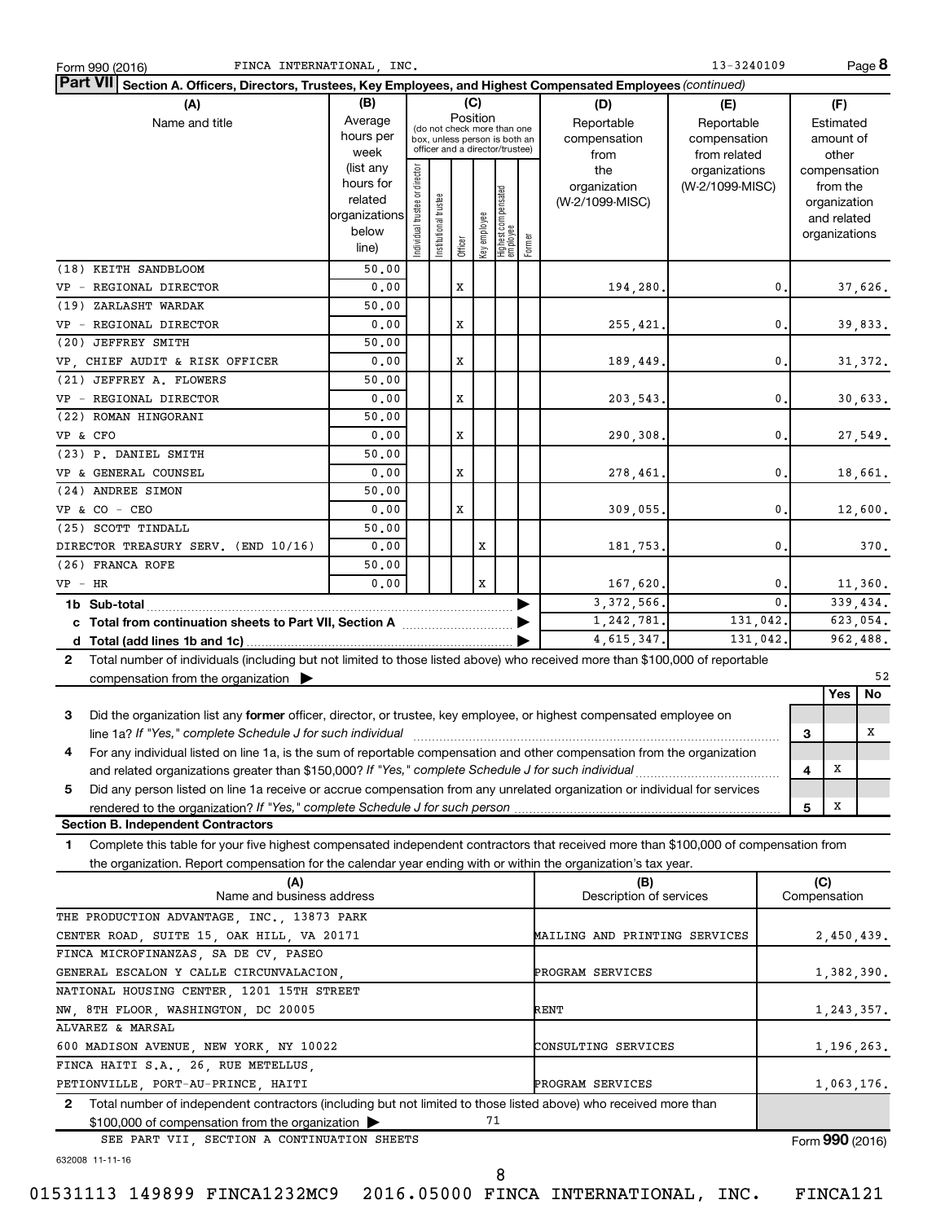Form 990 (2016) FINCA INTERNATIONAL, INC. 13-3240109 Page **8**

**Part VII** **Section A. Officers, Directors, Trustees, Key Employees, and Highest Compensated Employees** *(continued)*

| (A) Name and title | (B) Average hours per week (list any hours for related organizations below line) | (C) Position: Individual trustee or director | Institutional trustee | Officer | Key employee | Highest compensated employee | Former | (D) Reportable compensation from the organization (W-2/1099-MISC) | (E) Reportable compensation from related organizations (W-2/1099-MISC) | (F) Estimated amount of other compensation from the organization and related organizations |
|---|---|---|---|---|---|---|---|---|---|---|
| (18) KEITH SANDBLOOM<br>VP - REGIONAL DIRECTOR | 50.00<br>0.00 | | | X | | | | 194,280. | 0. | 37,626. |
| (19) ZARLASHT WARDAK<br>VP - REGIONAL DIRECTOR | 50.00<br>0.00 | | | X | | | | 255,421. | 0. | 39,833. |
| (20) JEFFREY SMITH<br>VP, CHIEF AUDIT & RISK OFFICER | 50.00<br>0.00 | | | X | | | | 189,449. | 0. | 31,372. |
| (21) JEFFREY A. FLOWERS<br>VP - REGIONAL DIRECTOR | 50.00<br>0.00 | | | X | | | | 203,543. | 0. | 30,633. |
| (22) ROMAN HINGORANI<br>VP & CFO | 50.00<br>0.00 | | | X | | | | 290,308. | 0. | 27,549. |
| (23) P. DANIEL SMITH<br>VP & GENERAL COUNSEL | 50.00<br>0.00 | | | X | | | | 278,461. | 0. | 18,661. |
| (24) ANDREE SIMON<br>VP & CO - CEO | 50.00<br>0.00 | | | X | | | | 309,055. | 0. | 12,600. |
| (25) SCOTT TINDALL<br>DIRECTOR TREASURY SERV. (END 10/16) | 50.00<br>0.00 | | | | X | | | 181,753. | 0. | 370. |
| (26) FRANCA ROFE<br>VP - HR | 50.00<br>0.00 | | | | X | | | 167,620. | 0. | 11,360. |
| **1b Sub-total** | | | | | | | | 3,372,566. | 0. | 339,434. |
| **c Total from continuation sheets to Part VII, Section A** | | | | | | | | 1,242,781. | 131,042. | 623,054. |
| **d Total (add lines 1b and 1c)** | | | | | | | | 4,615,347. | 131,042. | 962,488. |

**2** Total number of individuals (including but not limited to those listed above) who received more than $100,000 of reportable compensation from the organization ▶ 52

| | | Yes | No |
|---|---|---|---|
| **3** Did the organization list any **former** officer, director, or trustee, key employee, or highest compensated employee on line 1a? *If "Yes," complete Schedule J for such individual* | 3 | | X |
| **4** For any individual listed on line 1a, is the sum of reportable compensation and other compensation from the organization and related organizations greater than $150,000? *If "Yes," complete Schedule J for such individual* | 4 | X | |
| **5** Did any person listed on line 1a receive or accrue compensation from any unrelated organization or individual for services rendered to the organization? *If "Yes," complete Schedule J for such person* | 5 | X | |

**Section B. Independent Contractors**

**1** Complete this table for your five highest compensated independent contractors that received more than $100,000 of compensation from the organization. Report compensation for the calendar year ending with or within the organization's tax year.

| (A) Name and business address | (B) Description of services | (C) Compensation |
|---|---|---|
| THE PRODUCTION ADVANTAGE, INC., 13873 PARK CENTER ROAD, SUITE 15, OAK HILL, VA 20171 | MAILING AND PRINTING SERVICES | 2,450,439. |
| FINCA MICROFINANZAS, SA DE CV, PASEO GENERAL ESCALON Y CALLE CIRCUNVALACION, | PROGRAM SERVICES | 1,382,390. |
| NATIONAL HOUSING CENTER, 1201 15TH STREET NW, 8TH FLOOR, WASHINGTON, DC 20005 | RENT | 1,243,357. |
| ALVAREZ & MARSAL 600 MADISON AVENUE, NEW YORK, NY 10022 | CONSULTING SERVICES | 1,196,263. |
| FINCA HAITI S.A., 26, RUE METELLUS, PETIONVILLE, PORT-AU-PRINCE, HAITI | PROGRAM SERVICES | 1,063,176. |

**2** Total number of independent contractors (including but not limited to those listed above) who received more than $100,000 of compensation from the organization ▶ 71

SEE PART VII, SECTION A CONTINUATION SHEETS

Form **990** (2016)

632008 11-11-16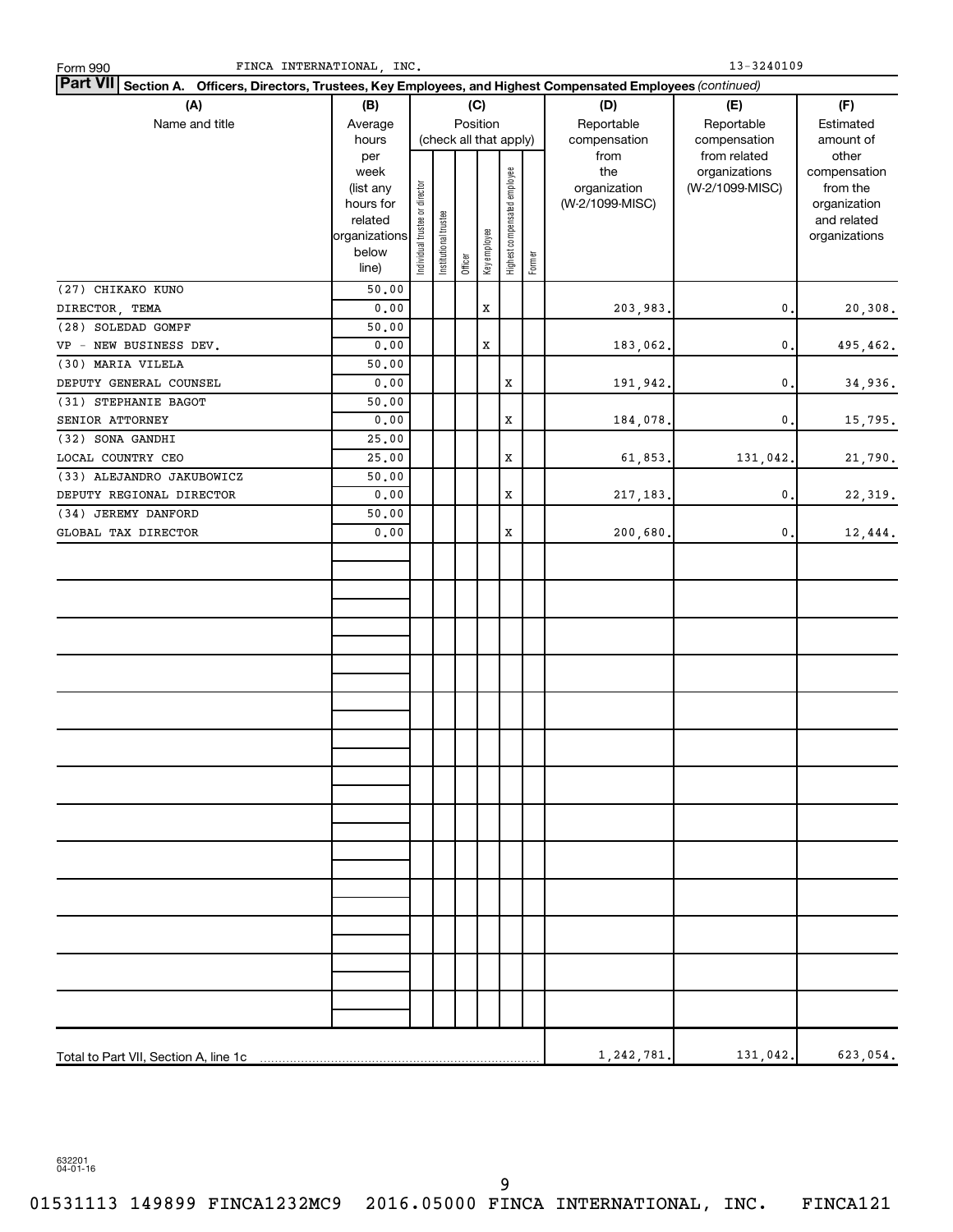Form 990 FINCA INTERNATIONAL, INC. 13-3240109

## Part VII Section A. Officers, Directors, Trustees, Key Employees, and Highest Compensated Employees *(continued)*

| (A) Name and title | (B) Average hours per week (list any hours for related organizations below line) | (C) Position (check all that apply): Individual trustee or director | Institutional trustee | Officer | Key employee | Highest compensated employee | Former | (D) Reportable compensation from the organization (W-2/1099-MISC) | (E) Reportable compensation from related organizations (W-2/1099-MISC) | (F) Estimated amount of other compensation from the organization and related organizations |
|---|---|---|---|---|---|---|---|---|---|---|
| (27) CHIKAKO KUNO<br>DIRECTOR, TEMA | 50.00<br>0.00 | | | | X | | | 203,983. | 0. | 20,308. |
| (28) SOLEDAD GOMPF<br>VP - NEW BUSINESS DEV. | 50.00<br>0.00 | | | | X | | | 183,062. | 0. | 495,462. |
| (30) MARIA VILELA<br>DEPUTY GENERAL COUNSEL | 50.00<br>0.00 | | | | | X | | 191,942. | 0. | 34,936. |
| (31) STEPHANIE BAGOT<br>SENIOR ATTORNEY | 50.00<br>0.00 | | | | | X | | 184,078. | 0. | 15,795. |
| (32) SONA GANDHI<br>LOCAL COUNTRY CEO | 25.00<br>25.00 | | | | | X | | 61,853. | 131,042. | 21,790. |
| (33) ALEJANDRO JAKUBOWICZ<br>DEPUTY REGIONAL DIRECTOR | 50.00<br>0.00 | | | | | X | | 217,183. | 0. | 22,319. |
| (34) JEREMY DANFORD<br>GLOBAL TAX DIRECTOR | 50.00<br>0.00 | | | | | X | | 200,680. | 0. | 12,444. |
| Total to Part VII, Section A, line 1c | | | | | | | | 1,242,781. | 131,042. | 623,054. |

632201 04-01-16

01531113 149899 FINCA1232MC9 2016.05000 FINCA INTERNATIONAL, INC. FINCA121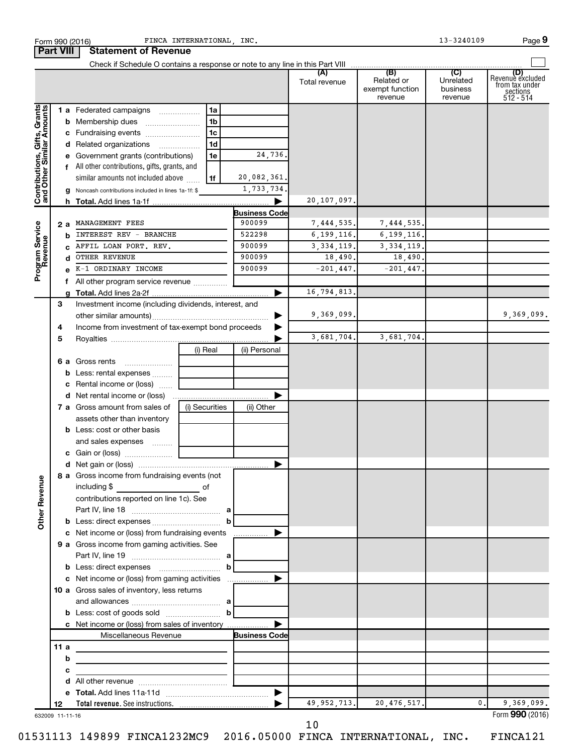Form 990 (2016) FINCA INTERNATIONAL, INC. 13-3240109

## Part VIII Statement of Revenue

Check if Schedule O contains a response or note to any line in this Part VIII

| | | | (A) Total revenue | (B) Related or exempt function revenue | (C) Unrelated business revenue | (D) Revenue excluded from tax under sections 512 - 514 |
|---|---|---|---|---|---|---|
| **Contributions, Gifts, Grants and Other Similar Amounts** | | | | | | |
| 1 a | Federated campaigns (1a) | | | | | |
| b | Membership dues (1b) | | | | | |
| c | Fundraising events (1c) | | | | | |
| d | Related organizations (1d) | | | | | |
| e | Government grants (contributions) (1e) | 24,736. | | | | |
| f | All other contributions, gifts, grants, and similar amounts not included above (1f) | 20,082,361. | | | | |
| g | Noncash contributions included in lines 1a-1f: $ | 1,733,734. | | | | |
| h | **Total.** Add lines 1a-1f | | 20,107,097. | | | |
| **Program Service Revenue** | | **Business Code** | | | | |
| 2 a | MANAGEMENT FEES | 900099 | 7,444,535. | 7,444,535. | | |
| b | INTEREST REV - BRANCHE | 522298 | 6,199,116. | 6,199,116. | | |
| c | AFFIL LOAN PORT. REV. | 900099 | 3,334,119. | 3,334,119. | | |
| d | OTHER REVENUE | 900099 | 18,490. | 18,490. | | |
| e | K-1 ORDINARY INCOME | 900099 | -201,447. | -201,447. | | |
| f | All other program service revenue | | | | | |
| g | **Total.** Add lines 2a-2f | | 16,794,813. | | | |
| **Other Revenue** | | | | | | |
| 3 | Investment income (including dividends, interest, and other similar amounts) | | 9,369,099. | | | 9,369,099. |
| 4 | Income from investment of tax-exempt bond proceeds | | | | | |
| 5 | Royalties | | 3,681,704. | 3,681,704. | | |
| | | (i) Real / (ii) Personal | | | | |
| 6 a | Gross rents | | | | | |
| b | Less: rental expenses | | | | | |
| c | Rental income or (loss) | | | | | |
| d | Net rental income or (loss) | | | | | |
| | | (i) Securities / (ii) Other | | | | |
| 7 a | Gross amount from sales of assets other than inventory | | | | | |
| b | Less: cost or other basis and sales expenses | | | | | |
| c | Gain or (loss) | | | | | |
| d | Net gain or (loss) | | | | | |
| 8 a | Gross income from fundraising events (not including $ ______ of contributions reported on line 1c). See Part IV, line 18 (a) | | | | | |
| b | Less: direct expenses (b) | | | | | |
| c | Net income or (loss) from fundraising events | | | | | |
| 9 a | Gross income from gaming activities. See Part IV, line 19 (a) | | | | | |
| b | Less: direct expenses (b) | | | | | |
| c | Net income or (loss) from gaming activities | | | | | |
| 10 a | Gross sales of inventory, less returns and allowances (a) | | | | | |
| b | Less: cost of goods sold (b) | | | | | |
| c | Net income or (loss) from sales of inventory | | | | | |
| | Miscellaneous Revenue | **Business Code** | | | | |
| 11 a | | | | | | |
| b | | | | | | |
| c | | | | | | |
| d | All other revenue | | | | | |
| e | **Total.** Add lines 11a-11d | | | | | |
| 12 | **Total revenue.** See instructions. | | 49,952,713. | 20,476,517. | 0. | 9,369,099. |

632009 11-11-16

Form **990** (2016)

01531113 149899 FINCA1232MC9 2016.05000 FINCA INTERNATIONAL, INC. FINCA121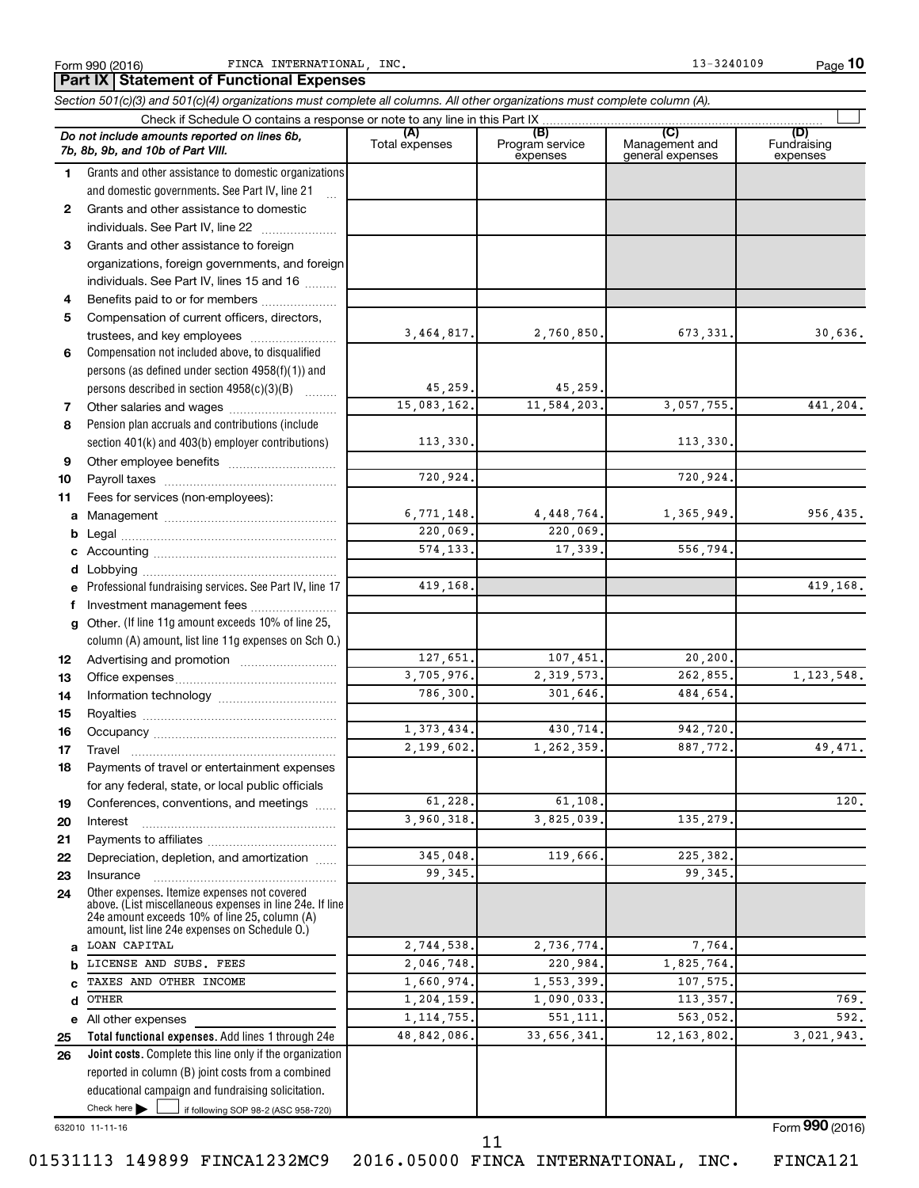Form 990 (2016) FINCA INTERNATIONAL, INC. 13-3240109 Page **10**

## Part IX Statement of Functional Expenses

*Section 501(c)(3) and 501(c)(4) organizations must complete all columns. All other organizations must complete column (A).*

Check if Schedule O contains a response or note to any line in this Part IX

| *Do not include amounts reported on lines 6b, 7b, 8b, 9b, and 10b of Part VIII.* | (A) Total expenses | (B) Program service expenses | (C) Management and general expenses | (D) Fundraising expenses |
|---|---|---|---|---|
| **1** Grants and other assistance to domestic organizations and domestic governments. See Part IV, line 21 | | | | |
| **2** Grants and other assistance to domestic individuals. See Part IV, line 22 | | | | |
| **3** Grants and other assistance to foreign organizations, foreign governments, and foreign individuals. See Part IV, lines 15 and 16 | | | | |
| **4** Benefits paid to or for members | | | | |
| **5** Compensation of current officers, directors, trustees, and key employees | 3,464,817. | 2,760,850. | 673,331. | 30,636. |
| **6** Compensation not included above, to disqualified persons (as defined under section 4958(f)(1)) and persons described in section 4958(c)(3)(B) | 45,259. | 45,259. | | |
| **7** Other salaries and wages | 15,083,162. | 11,584,203. | 3,057,755. | 441,204. |
| **8** Pension plan accruals and contributions (include section 401(k) and 403(b) employer contributions) | 113,330. | | 113,330. | |
| **9** Other employee benefits | | | | |
| **10** Payroll taxes | 720,924. | | 720,924. | |
| **11** Fees for services (non-employees): | | | | |
| **a** Management | 6,771,148. | 4,448,764. | 1,365,949. | 956,435. |
| **b** Legal | 220,069. | 220,069. | | |
| **c** Accounting | 574,133. | 17,339. | 556,794. | |
| **d** Lobbying | | | | |
| **e** Professional fundraising services. See Part IV, line 17 | 419,168. | | | 419,168. |
| **f** Investment management fees | | | | |
| **g** Other. (If line 11g amount exceeds 10% of line 25, column (A) amount, list line 11g expenses on Sch O.) | | | | |
| **12** Advertising and promotion | 127,651. | 107,451. | 20,200. | |
| **13** Office expenses | 3,705,976. | 2,319,573. | 262,855. | 1,123,548. |
| **14** Information technology | 786,300. | 301,646. | 484,654. | |
| **15** Royalties | | | | |
| **16** Occupancy | 1,373,434. | 430,714. | 942,720. | |
| **17** Travel | 2,199,602. | 1,262,359. | 887,772. | 49,471. |
| **18** Payments of travel or entertainment expenses for any federal, state, or local public officials | | | | |
| **19** Conferences, conventions, and meetings | 61,228. | 61,108. | | 120. |
| **20** Interest | 3,960,318. | 3,825,039. | 135,279. | |
| **21** Payments to affiliates | | | | |
| **22** Depreciation, depletion, and amortization | 345,048. | 119,666. | 225,382. | |
| **23** Insurance | 99,345. | | 99,345. | |
| **24** Other expenses. Itemize expenses not covered above. (List miscellaneous expenses in line 24e. If line 24e amount exceeds 10% of line 25, column (A) amount, list line 24e expenses on Schedule O.) | | | | |
| **a** LOAN CAPITAL | 2,744,538. | 2,736,774. | 7,764. | |
| **b** LICENSE AND SUBS. FEES | 2,046,748. | 220,984. | 1,825,764. | |
| **c** TAXES AND OTHER INCOME | 1,660,974. | 1,553,399. | 107,575. | |
| **d** OTHER | 1,204,159. | 1,090,033. | 113,357. | 769. |
| **e** All other expenses | 1,114,755. | 551,111. | 563,052. | 592. |
| **25 Total functional expenses.** Add lines 1 through 24e | 48,842,086. | 33,656,341. | 12,163,802. | 3,021,943. |
| **26 Joint costs.** Complete this line only if the organization reported in column (B) joint costs from a combined educational campaign and fundraising solicitation. Check here ▶ ☐ if following SOP 98-2 (ASC 958-720) | | | | |

632010 11-11-16 Form **990** (2016)

01531113 149899 FINCA1232MC9 2016.05000 FINCA INTERNATIONAL, INC. FINCA121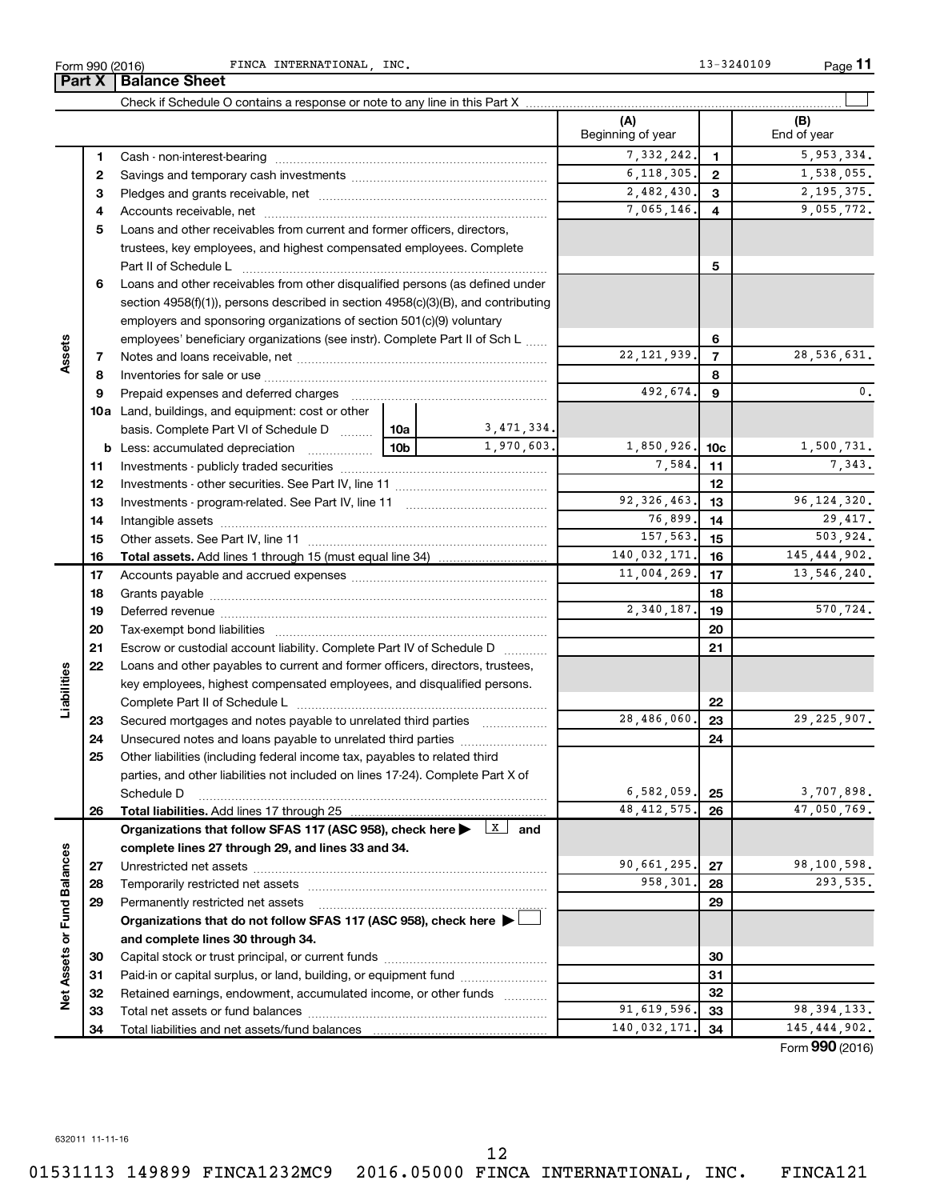Form 990 (2016) FINCA INTERNATIONAL, INC. 13-3240109

## Part X | Balance Sheet

Check if Schedule O contains a response or note to any line in this Part X ☐

| | | | (A) Beginning of year | | (B) End of year |
|---|---|---|---|---|---|
| Assets | 1 | Cash - non-interest-bearing | 7,332,242. | 1 | 5,953,334. |
| | 2 | Savings and temporary cash investments | 6,118,305. | 2 | 1,538,055. |
| | 3 | Pledges and grants receivable, net | 2,482,430. | 3 | 2,195,375. |
| | 4 | Accounts receivable, net | 7,065,146. | 4 | 9,055,772. |
| | 5 | Loans and other receivables from current and former officers, directors, trustees, key employees, and highest compensated employees. Complete Part II of Schedule L | | 5 | |
| | 6 | Loans and other receivables from other disqualified persons (as defined under section 4958(f)(1)), persons described in section 4958(c)(3)(B), and contributing employers and sponsoring organizations of section 501(c)(9) voluntary employees' beneficiary organizations (see instr). Complete Part II of Sch L | | 6 | |
| | 7 | Notes and loans receivable, net | 22,121,939. | 7 | 28,536,631. |
| | 8 | Inventories for sale or use | | 8 | |
| | 9 | Prepaid expenses and deferred charges | 492,674. | 9 | 0. |
| | 10a | Land, buildings, and equipment: cost or other basis. Complete Part VI of Schedule D — 10a: 3,471,334. | | | |
| | b | Less: accumulated depreciation — 10b: 1,970,603. | 1,850,926. | 10c | 1,500,731. |
| | 11 | Investments - publicly traded securities | 7,584. | 11 | 7,343. |
| | 12 | Investments - other securities. See Part IV, line 11 | | 12 | |
| | 13 | Investments - program-related. See Part IV, line 11 | 92,326,463. | 13 | 96,124,320. |
| | 14 | Intangible assets | 76,899. | 14 | 29,417. |
| | 15 | Other assets. See Part IV, line 11 | 157,563. | 15 | 503,924. |
| | 16 | **Total assets.** Add lines 1 through 15 (must equal line 34) | 140,032,171. | 16 | 145,444,902. |
| Liabilities | 17 | Accounts payable and accrued expenses | 11,004,269. | 17 | 13,546,240. |
| | 18 | Grants payable | | 18 | |
| | 19 | Deferred revenue | 2,340,187. | 19 | 570,724. |
| | 20 | Tax-exempt bond liabilities | | 20 | |
| | 21 | Escrow or custodial account liability. Complete Part IV of Schedule D | | 21 | |
| | 22 | Loans and other payables to current and former officers, directors, trustees, key employees, highest compensated employees, and disqualified persons. Complete Part II of Schedule L | | 22 | |
| | 23 | Secured mortgages and notes payable to unrelated third parties | 28,486,060. | 23 | 29,225,907. |
| | 24 | Unsecured notes and loans payable to unrelated third parties | | 24 | |
| | 25 | Other liabilities (including federal income tax, payables to related third parties, and other liabilities not included on lines 17-24). Complete Part X of Schedule D | 6,582,059. | 25 | 3,707,898. |
| | 26 | **Total liabilities.** Add lines 17 through 25 | 48,412,575. | 26 | 47,050,769. |
| Net Assets or Fund Balances | | **Organizations that follow SFAS 117 (ASC 958), check here ▶ ☒ and complete lines 27 through 29, and lines 33 and 34.** | | | |
| | 27 | Unrestricted net assets | 90,661,295. | 27 | 98,100,598. |
| | 28 | Temporarily restricted net assets | 958,301. | 28 | 293,535. |
| | 29 | Permanently restricted net assets | | 29 | |
| | | **Organizations that do not follow SFAS 117 (ASC 958), check here ▶ ☐ and complete lines 30 through 34.** | | | |
| | 30 | Capital stock or trust principal, or current funds | | 30 | |
| | 31 | Paid-in or capital surplus, or land, building, or equipment fund | | 31 | |
| | 32 | Retained earnings, endowment, accumulated income, or other funds | | 32 | |
| | 33 | Total net assets or fund balances | 91,619,596. | 33 | 98,394,133. |
| | 34 | Total liabilities and net assets/fund balances | 140,032,171. | 34 | 145,444,902. |

Form **990** (2016)

632011 11-11-16

01531113 149899 FINCA1232MC9 2016.05000 FINCA INTERNATIONAL, INC. FINCA121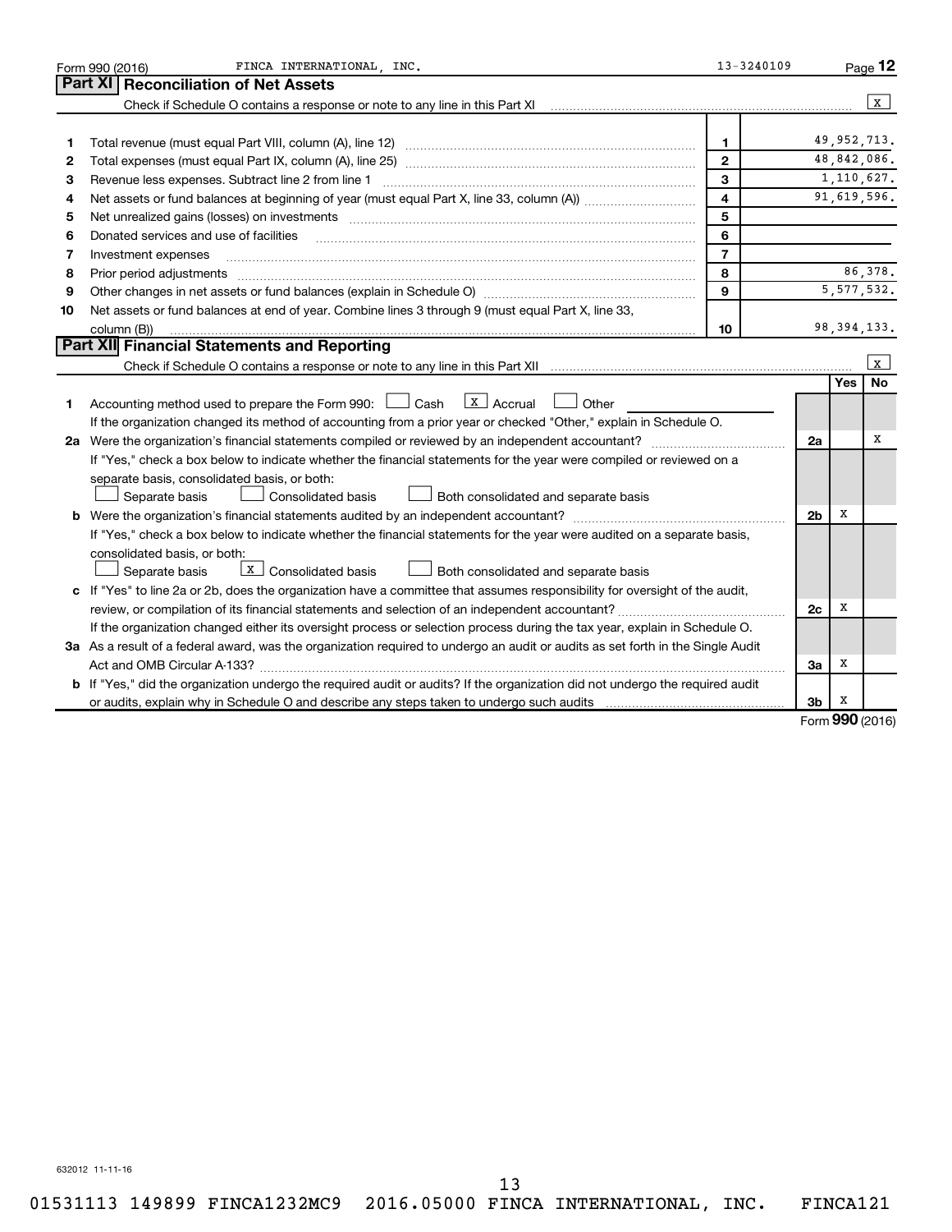Form 990 (2016) FINCA INTERNATIONAL, INC. 13-3240109 Page 12

## Part XI Reconciliation of Net Assets

Check if Schedule O contains a response or note to any line in this Part XI .......... [X]

| | | | |
|---|---|---|---|
| 1 | Total revenue (must equal Part VIII, column (A), line 12) | 1 | 49,952,713. |
| 2 | Total expenses (must equal Part IX, column (A), line 25) | 2 | 48,842,086. |
| 3 | Revenue less expenses. Subtract line 2 from line 1 | 3 | 1,110,627. |
| 4 | Net assets or fund balances at beginning of year (must equal Part X, line 33, column (A)) | 4 | 91,619,596. |
| 5 | Net unrealized gains (losses) on investments | 5 | |
| 6 | Donated services and use of facilities | 6 | |
| 7 | Investment expenses | 7 | |
| 8 | Prior period adjustments | 8 | 86,378. |
| 9 | Other changes in net assets or fund balances (explain in Schedule O) | 9 | 5,577,532. |
| 10 | Net assets or fund balances at end of year. Combine lines 3 through 9 (must equal Part X, line 33, column (B)) | 10 | 98,394,133. |

## Part XII Financial Statements and Reporting

Check if Schedule O contains a response or note to any line in this Part XII .......... [X]

| | | | Yes | No |
|---|---|---|---|---|
| 1 | Accounting method used to prepare the Form 990: [ ] Cash [X] Accrual [ ] Other<br>If the organization changed its method of accounting from a prior year or checked "Other," explain in Schedule O. | | | |
| 2a | Were the organization's financial statements compiled or reviewed by an independent accountant?<br>If "Yes," check a box below to indicate whether the financial statements for the year were compiled or reviewed on a separate basis, consolidated basis, or both:<br>[ ] Separate basis [ ] Consolidated basis [ ] Both consolidated and separate basis | 2a | | X |
| b | Were the organization's financial statements audited by an independent accountant?<br>If "Yes," check a box below to indicate whether the financial statements for the year were audited on a separate basis, consolidated basis, or both:<br>[ ] Separate basis [X] Consolidated basis [ ] Both consolidated and separate basis | 2b | X | |
| c | If "Yes" to line 2a or 2b, does the organization have a committee that assumes responsibility for oversight of the audit, review, or compilation of its financial statements and selection of an independent accountant?<br>If the organization changed either its oversight process or selection process during the tax year, explain in Schedule O. | 2c | X | |
| 3a | As a result of a federal award, was the organization required to undergo an audit or audits as set forth in the Single Audit Act and OMB Circular A-133? | 3a | X | |
| b | If "Yes," did the organization undergo the required audit or audits? If the organization did not undergo the required audit or audits, explain why in Schedule O and describe any steps taken to undergo such audits | 3b | X | |

Form 990 (2016)

632012 11-11-16

01531113 149899 FINCA1232MC9 2016.05000 FINCA INTERNATIONAL, INC. FINCA121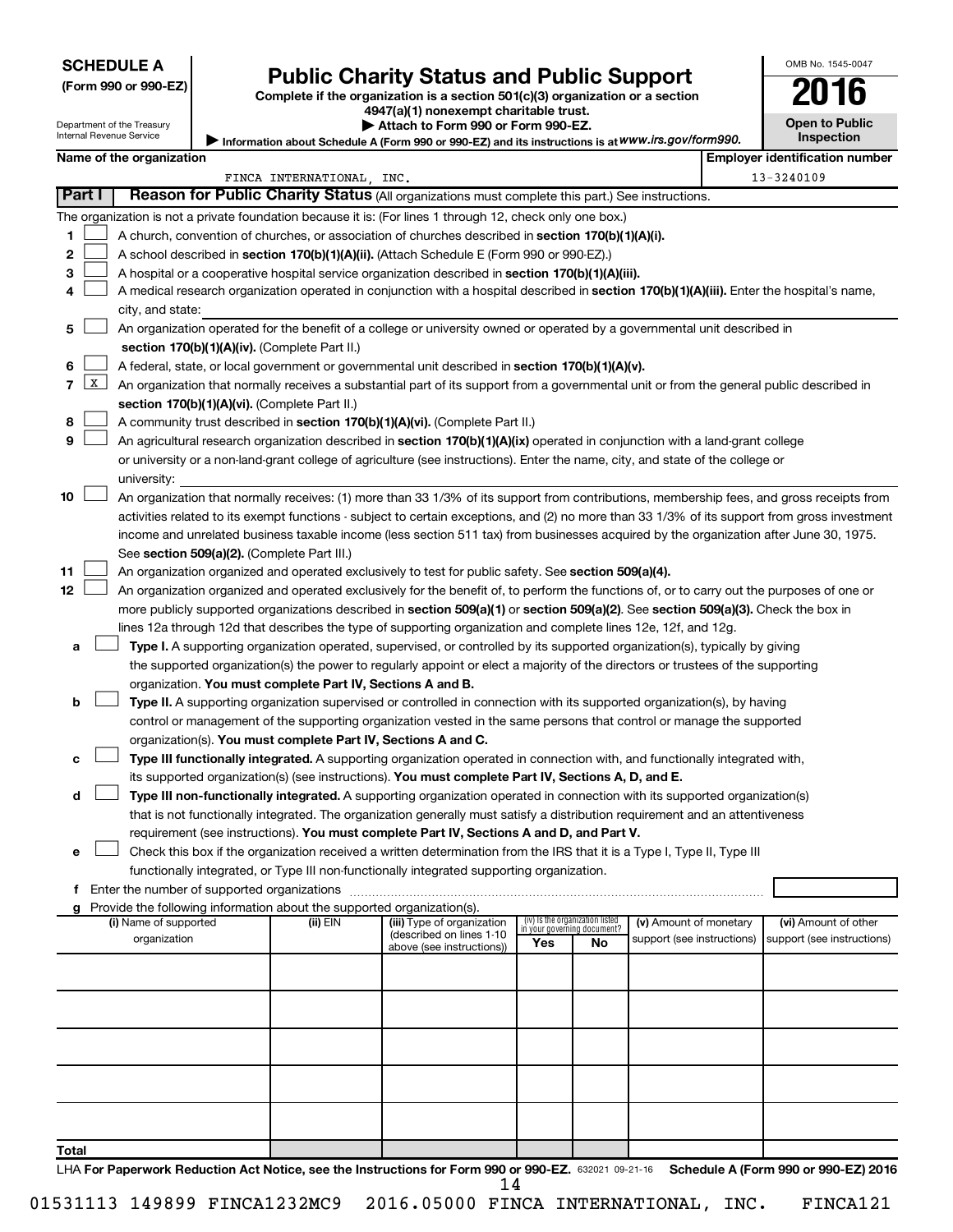**SCHEDULE A**
**(Form 990 or 990-EZ)**

Department of the Treasury
Internal Revenue Service

# Public Charity Status and Public Support

**Complete if the organization is a section 501(c)(3) organization or a section 4947(a)(1) nonexempt charitable trust.**

**▶ Attach to Form 990 or Form 990-EZ.**

**▶ Information about Schedule A (Form 990 or 990-EZ) and its instructions is at** *www.irs.gov/form990.*

OMB No. 1545-0047

**2016**

**Open to Public Inspection**

| Name of the organization | Employer identification number |
|---|---|
| FINCA INTERNATIONAL, INC. | 13-3240109 |

**Part I** **Reason for Public Charity Status** (All organizations must complete this part.) See instructions.

The organization is not a private foundation because it is: (For lines 1 through 12, check only one box.)

1. ☐ A church, convention of churches, or association of churches described in **section 170(b)(1)(A)(i).**
2. ☐ A school described in **section 170(b)(1)(A)(ii).** (Attach Schedule E (Form 990 or 990-EZ).)
3. ☐ A hospital or a cooperative hospital service organization described in **section 170(b)(1)(A)(iii).**
4. ☐ A medical research organization operated in conjunction with a hospital described in **section 170(b)(1)(A)(iii).** Enter the hospital's name, city, and state:
5. ☐ An organization operated for the benefit of a college or university owned or operated by a governmental unit described in **section 170(b)(1)(A)(iv).** (Complete Part II.)
6. ☐ A federal, state, or local government or governmental unit described in **section 170(b)(1)(A)(v).**
7. ☒ An organization that normally receives a substantial part of its support from a governmental unit or from the general public described in **section 170(b)(1)(A)(vi).** (Complete Part II.)
8. ☐ A community trust described in **section 170(b)(1)(A)(vi).** (Complete Part II.)
9. ☐ An agricultural research organization described in **section 170(b)(1)(A)(ix)** operated in conjunction with a land-grant college or university or a non-land-grant college of agriculture (see instructions). Enter the name, city, and state of the college or university:
10. ☐ An organization that normally receives: (1) more than 33 1/3% of its support from contributions, membership fees, and gross receipts from activities related to its exempt functions - subject to certain exceptions, and (2) no more than 33 1/3% of its support from gross investment income and unrelated business taxable income (less section 511 tax) from businesses acquired by the organization after June 30, 1975. See **section 509(a)(2).** (Complete Part III.)
11. ☐ An organization organized and operated exclusively to test for public safety. See **section 509(a)(4).**
12. ☐ An organization organized and operated exclusively for the benefit of, to perform the functions of, or to carry out the purposes of one or more publicly supported organizations described in **section 509(a)(1)** or **section 509(a)(2)**. See **section 509(a)(3).** Check the box in lines 12a through 12d that describes the type of supporting organization and complete lines 12e, 12f, and 12g.
   - **a** ☐ **Type I.** A supporting organization operated, supervised, or controlled by its supported organization(s), typically by giving the supported organization(s) the power to regularly appoint or elect a majority of the directors or trustees of the supporting organization. **You must complete Part IV, Sections A and B.**
   - **b** ☐ **Type II.** A supporting organization supervised or controlled in connection with its supported organization(s), by having control or management of the supporting organization vested in the same persons that control or manage the supported organization(s). **You must complete Part IV, Sections A and C.**
   - **c** ☐ **Type III functionally integrated.** A supporting organization operated in connection with, and functionally integrated with, its supported organization(s) (see instructions). **You must complete Part IV, Sections A, D, and E.**
   - **d** ☐ **Type III non-functionally integrated.** A supporting organization operated in connection with its supported organization(s) that is not functionally integrated. The organization generally must satisfy a distribution requirement and an attentiveness requirement (see instructions). **You must complete Part IV, Sections A and D, and Part V.**
   - **e** ☐ Check this box if the organization received a written determination from the IRS that it is a Type I, Type II, Type III functionally integrated, or Type III non-functionally integrated supporting organization.
   - **f** Enter the number of supported organizations
   - **g** Provide the following information about the supported organization(s).

| (i) Name of supported organization | (ii) EIN | (iii) Type of organization (described on lines 1-10 above (see instructions)) | (iv) Is the organization listed in your governing document? Yes | No | (v) Amount of monetary support (see instructions) | (vi) Amount of other support (see instructions) |
|---|---|---|---|---|---|---|
| | | | | | | |
| | | | | | | |
| | | | | | | |
| | | | | | | |
| | | | | | | |
| **Total** | | | | | | |

LHA **For Paperwork Reduction Act Notice, see the Instructions for Form 990 or 990-EZ.** 632021 09-21-16 **Schedule A (Form 990 or 990-EZ) 2016**

01531113 149899 FINCA1232MC9 2016.05000 FINCA INTERNATIONAL, INC. FINCA121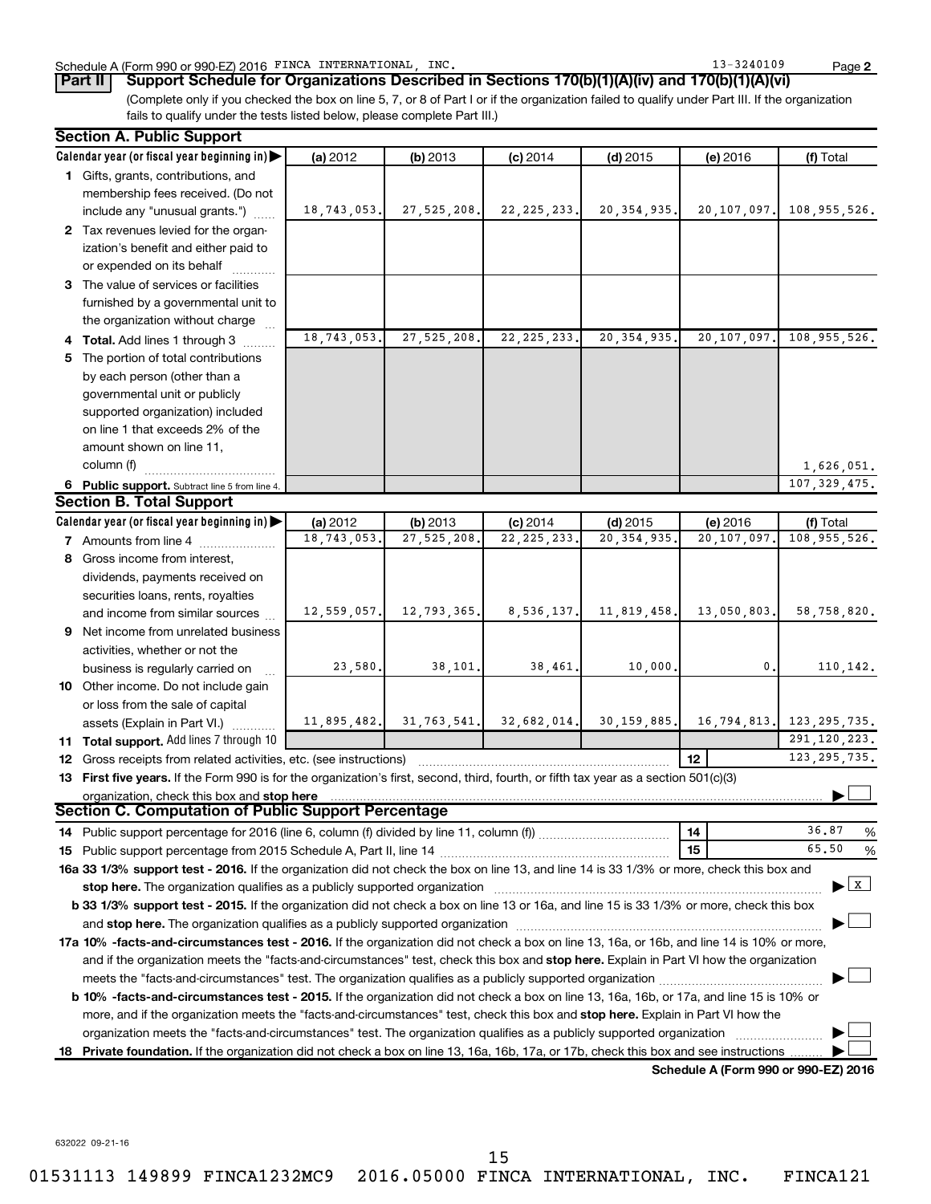Schedule A (Form 990 or 990-EZ) 2016 FINCA INTERNATIONAL, INC. 13-3240109

**Part II** **Support Schedule for Organizations Described in Sections 170(b)(1)(A)(iv) and 170(b)(1)(A)(vi)**

(Complete only if you checked the box on line 5, 7, or 8 of Part I or if the organization failed to qualify under Part III. If the organization fails to qualify under the tests listed below, please complete Part III.)

### Section A. Public Support

| Calendar year (or fiscal year beginning in) ▶ | (a) 2012 | (b) 2013 | (c) 2014 | (d) 2015 | (e) 2016 | (f) Total |
|---|---|---|---|---|---|---|
| **1** Gifts, grants, contributions, and membership fees received. (Do not include any "unusual grants.") | 18,743,053. | 27,525,208. | 22,225,233. | 20,354,935. | 20,107,097. | 108,955,526. |
| **2** Tax revenues levied for the organization's benefit and either paid to or expended on its behalf | | | | | | |
| **3** The value of services or facilities furnished by a governmental unit to the organization without charge | | | | | | |
| **4** **Total.** Add lines 1 through 3 | 18,743,053. | 27,525,208. | 22,225,233. | 20,354,935. | 20,107,097. | 108,955,526. |
| **5** The portion of total contributions by each person (other than a governmental unit or publicly supported organization) included on line 1 that exceeds 2% of the amount shown on line 11, column (f) | | | | | | 1,626,051. |
| **6** **Public support.** Subtract line 5 from line 4. | | | | | | 107,329,475. |

### Section B. Total Support

| Calendar year (or fiscal year beginning in) ▶ | (a) 2012 | (b) 2013 | (c) 2014 | (d) 2015 | (e) 2016 | (f) Total |
|---|---|---|---|---|---|---|
| **7** Amounts from line 4 | 18,743,053. | 27,525,208. | 22,225,233. | 20,354,935. | 20,107,097. | 108,955,526. |
| **8** Gross income from interest, dividends, payments received on securities loans, rents, royalties and income from similar sources | 12,559,057. | 12,793,365. | 8,536,137. | 11,819,458. | 13,050,803. | 58,758,820. |
| **9** Net income from unrelated business activities, whether or not the business is regularly carried on | 23,580. | 38,101. | 38,461. | 10,000. | 0. | 110,142. |
| **10** Other income. Do not include gain or loss from the sale of capital assets (Explain in Part VI.) | 11,895,482. | 31,763,541. | 32,682,014. | 30,159,885. | 16,794,813. | 123,295,735. |
| **11** **Total support.** Add lines 7 through 10 | | | | | | 291,120,223. |
| **12** Gross receipts from related activities, etc. (see instructions) | | | | | 12 | 123,295,735. |

**13** **First five years.** If the Form 990 is for the organization's first, second, third, fourth, or fifth tax year as a section 501(c)(3) organization, check this box and **stop here** ▶ ☐

### Section C. Computation of Public Support Percentage

| | | |
|---|---|---|
| **14** Public support percentage for 2016 (line 6, column (f) divided by line 11, column (f)) | 14 | 36.87 % |
| **15** Public support percentage from 2015 Schedule A, Part II, line 14 | 15 | 65.50 % |

**16a** **33 1/3% support test - 2016.** If the organization did not check the box on line 13, and line 14 is 33 1/3% or more, check this box and **stop here.** The organization qualifies as a publicly supported organization ▶ ☒

**b** **33 1/3% support test - 2015.** If the organization did not check a box on line 13 or 16a, and line 15 is 33 1/3% or more, check this box and **stop here.** The organization qualifies as a publicly supported organization ▶ ☐

**17a** **10% -facts-and-circumstances test - 2016.** If the organization did not check a box on line 13, 16a, or 16b, and line 14 is 10% or more, and if the organization meets the "facts-and-circumstances" test, check this box and **stop here.** Explain in Part VI how the organization meets the "facts-and-circumstances" test. The organization qualifies as a publicly supported organization ▶ ☐

**b** **10% -facts-and-circumstances test - 2015.** If the organization did not check a box on line 13, 16a, 16b, or 17a, and line 15 is 10% or more, and if the organization meets the "facts-and-circumstances" test, check this box and **stop here.** Explain in Part VI how the organization meets the "facts-and-circumstances" test. The organization qualifies as a publicly supported organization ▶ ☐

**18** **Private foundation.** If the organization did not check a box on line 13, 16a, 16b, 17a, or 17b, check this box and see instructions ▶ ☐

**Schedule A (Form 990 or 990-EZ) 2016**

632022 09-21-16

01531113 149899 FINCA1232MC9 2016.05000 FINCA INTERNATIONAL, INC. FINCA121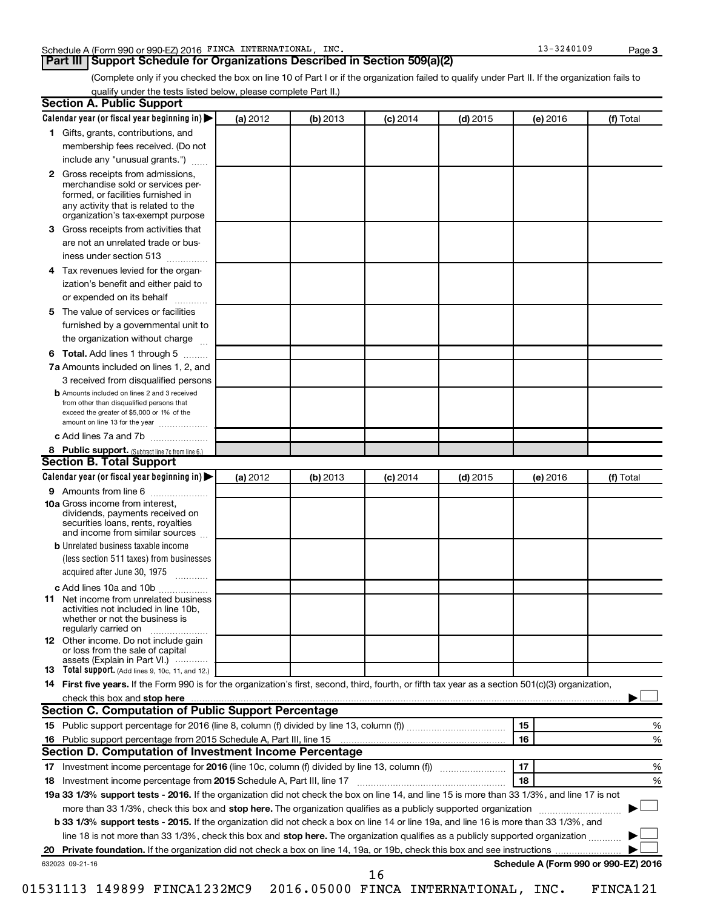Schedule A (Form 990 or 990-EZ) 2016 FINCA INTERNATIONAL, INC. 13-3240109 Page 3

## Part III Support Schedule for Organizations Described in Section 509(a)(2)

(Complete only if you checked the box on line 10 of Part I or if the organization failed to qualify under Part II. If the organization fails to qualify under the tests listed below, please complete Part II.)

### Section A. Public Support

| Calendar year (or fiscal year beginning in) ▶ | (a) 2012 | (b) 2013 | (c) 2014 | (d) 2015 | (e) 2016 | (f) Total |
|---|---|---|---|---|---|---|
| **1** Gifts, grants, contributions, and membership fees received. (Do not include any "unusual grants.") | | | | | | |
| **2** Gross receipts from admissions, merchandise sold or services performed, or facilities furnished in any activity that is related to the organization's tax-exempt purpose | | | | | | |
| **3** Gross receipts from activities that are not an unrelated trade or business under section 513 | | | | | | |
| **4** Tax revenues levied for the organization's benefit and either paid to or expended on its behalf | | | | | | |
| **5** The value of services or facilities furnished by a governmental unit to the organization without charge | | | | | | |
| **6 Total.** Add lines 1 through 5 | | | | | | |
| **7a** Amounts included on lines 1, 2, and 3 received from disqualified persons | | | | | | |
| **b** Amounts included on lines 2 and 3 received from other than disqualified persons that exceed the greater of $5,000 or 1% of the amount on line 13 for the year | | | | | | |
| **c** Add lines 7a and 7b | | | | | | |
| **8 Public support.** (Subtract line 7c from line 6.) | | | | | | |

### Section B. Total Support

| Calendar year (or fiscal year beginning in) ▶ | (a) 2012 | (b) 2013 | (c) 2014 | (d) 2015 | (e) 2016 | (f) Total |
|---|---|---|---|---|---|---|
| **9** Amounts from line 6 | | | | | | |
| **10a** Gross income from interest, dividends, payments received on securities loans, rents, royalties and income from similar sources | | | | | | |
| **b** Unrelated business taxable income (less section 511 taxes) from businesses acquired after June 30, 1975 | | | | | | |
| **c** Add lines 10a and 10b | | | | | | |
| **11** Net income from unrelated business activities not included in line 10b, whether or not the business is regularly carried on | | | | | | |
| **12** Other income. Do not include gain or loss from the sale of capital assets (Explain in Part VI.) | | | | | | |
| **13 Total support.** (Add lines 9, 10c, 11, and 12.) | | | | | | |

**14 First five years.** If the Form 990 is for the organization's first, second, third, fourth, or fifth tax year as a section 501(c)(3) organization, check this box and **stop here** ▶ ☐

### Section C. Computation of Public Support Percentage

| | | | |
|---|---|---|---|
| **15** | Public support percentage for 2016 (line 8, column (f) divided by line 13, column (f)) | 15 | % |
| **16** | Public support percentage from 2015 Schedule A, Part III, line 15 | 16 | % |

### Section D. Computation of Investment Income Percentage

| | | | |
|---|---|---|---|
| **17** | Investment income percentage for **2016** (line 10c, column (f) divided by line 13, column (f)) | 17 | % |
| **18** | Investment income percentage from **2015** Schedule A, Part III, line 17 | 18 | % |

**19a 33 1/3% support tests - 2016.** If the organization did not check the box on line 14, and line 15 is more than 33 1/3%, and line 17 is not more than 33 1/3%, check this box and **stop here.** The organization qualifies as a publicly supported organization ▶ ☐

**b 33 1/3% support tests - 2015.** If the organization did not check a box on line 14 or line 19a, and line 16 is more than 33 1/3%, and line 18 is not more than 33 1/3%, check this box and **stop here.** The organization qualifies as a publicly supported organization ▶ ☐

**20 Private foundation.** If the organization did not check a box on line 14, 19a, or 19b, check this box and see instructions ▶ ☐

632023 09-21-16 **Schedule A (Form 990 or 990-EZ) 2016**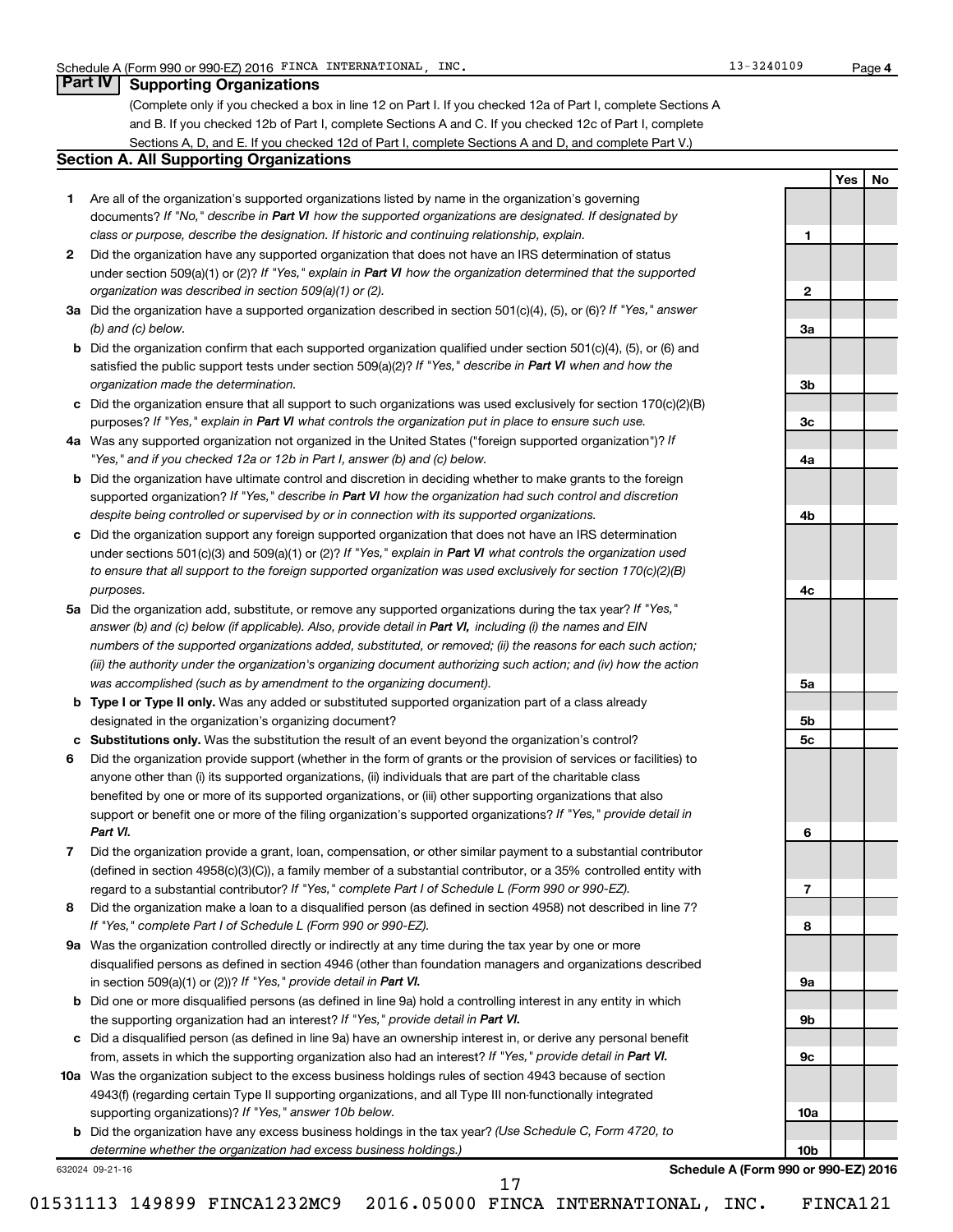Schedule A (Form 990 or 990-EZ) 2016 FINCA INTERNATIONAL, INC. 13-3240109 Page 4

## Part IV Supporting Organizations

(Complete only if you checked a box in line 12 on Part I. If you checked 12a of Part I, complete Sections A and B. If you checked 12b of Part I, complete Sections A and C. If you checked 12c of Part I, complete Sections A, D, and E. If you checked 12d of Part I, complete Sections A and D, and complete Part V.)

### Section A. All Supporting Organizations

| | | | Yes | No |
|---|---|---|---|---|
| **1** | Are all of the organization's supported organizations listed by name in the organization's governing documents? *If "No," describe in **Part VI** how the supported organizations are designated. If designated by class or purpose, describe the designation. If historic and continuing relationship, explain.* | 1 | | |
| **2** | Did the organization have any supported organization that does not have an IRS determination of status under section 509(a)(1) or (2)? *If "Yes," explain in **Part VI** how the organization determined that the supported organization was described in section 509(a)(1) or (2).* | 2 | | |
| **3a** | Did the organization have a supported organization described in section 501(c)(4), (5), or (6)? *If "Yes," answer (b) and (c) below.* | 3a | | |
| **b** | Did the organization confirm that each supported organization qualified under section 501(c)(4), (5), or (6) and satisfied the public support tests under section 509(a)(2)? *If "Yes," describe in **Part VI** when and how the organization made the determination.* | 3b | | |
| **c** | Did the organization ensure that all support to such organizations was used exclusively for section 170(c)(2)(B) purposes? *If "Yes," explain in **Part VI** what controls the organization put in place to ensure such use.* | 3c | | |
| **4a** | Was any supported organization not organized in the United States ("foreign supported organization")? *If "Yes," and if you checked 12a or 12b in Part I, answer (b) and (c) below.* | 4a | | |
| **b** | Did the organization have ultimate control and discretion in deciding whether to make grants to the foreign supported organization? *If "Yes," describe in **Part VI** how the organization had such control and discretion despite being controlled or supervised by or in connection with its supported organizations.* | 4b | | |
| **c** | Did the organization support any foreign supported organization that does not have an IRS determination under sections 501(c)(3) and 509(a)(1) or (2)? *If "Yes," explain in **Part VI** what controls the organization used to ensure that all support to the foreign supported organization was used exclusively for section 170(c)(2)(B) purposes.* | 4c | | |
| **5a** | Did the organization add, substitute, or remove any supported organizations during the tax year? *If "Yes," answer (b) and (c) below (if applicable). Also, provide detail in **Part VI,** including (i) the names and EIN numbers of the supported organizations added, substituted, or removed; (ii) the reasons for each such action; (iii) the authority under the organization's organizing document authorizing such action; and (iv) how the action was accomplished (such as by amendment to the organizing document).* | 5a | | |
| **b** | **Type I or Type II only.** Was any added or substituted supported organization part of a class already designated in the organization's organizing document? | 5b | | |
| **c** | **Substitutions only.** Was the substitution the result of an event beyond the organization's control? | 5c | | |
| **6** | Did the organization provide support (whether in the form of grants or the provision of services or facilities) to anyone other than (i) its supported organizations, (ii) individuals that are part of the charitable class benefited by one or more of its supported organizations, or (iii) other supporting organizations that also support or benefit one or more of the filing organization's supported organizations? *If "Yes," provide detail in **Part VI.*** | 6 | | |
| **7** | Did the organization provide a grant, loan, compensation, or other similar payment to a substantial contributor (defined in section 4958(c)(3)(C)), a family member of a substantial contributor, or a 35% controlled entity with regard to a substantial contributor? *If "Yes," complete Part I of Schedule L (Form 990 or 990-EZ).* | 7 | | |
| **8** | Did the organization make a loan to a disqualified person (as defined in section 4958) not described in line 7? *If "Yes," complete Part I of Schedule L (Form 990 or 990-EZ).* | 8 | | |
| **9a** | Was the organization controlled directly or indirectly at any time during the tax year by one or more disqualified persons as defined in section 4946 (other than foundation managers and organizations described in section 509(a)(1) or (2))? *If "Yes," provide detail in **Part VI.*** | 9a | | |
| **b** | Did one or more disqualified persons (as defined in line 9a) hold a controlling interest in any entity in which the supporting organization had an interest? *If "Yes," provide detail in **Part VI.*** | 9b | | |
| **c** | Did a disqualified person (as defined in line 9a) have an ownership interest in, or derive any personal benefit from, assets in which the supporting organization also had an interest? *If "Yes," provide detail in **Part VI.*** | 9c | | |
| **10a** | Was the organization subject to the excess business holdings rules of section 4943 because of section 4943(f) (regarding certain Type II supporting organizations, and all Type III non-functionally integrated supporting organizations)? *If "Yes," answer 10b below.* | 10a | | |
| **b** | Did the organization have any excess business holdings in the tax year? *(Use Schedule C, Form 4720, to determine whether the organization had excess business holdings.)* | 10b | | |

632024 09-21-16 **Schedule A (Form 990 or 990-EZ) 2016**

01531113 149899 FINCA1232MC9 2016.05000 FINCA INTERNATIONAL, INC. FINCA121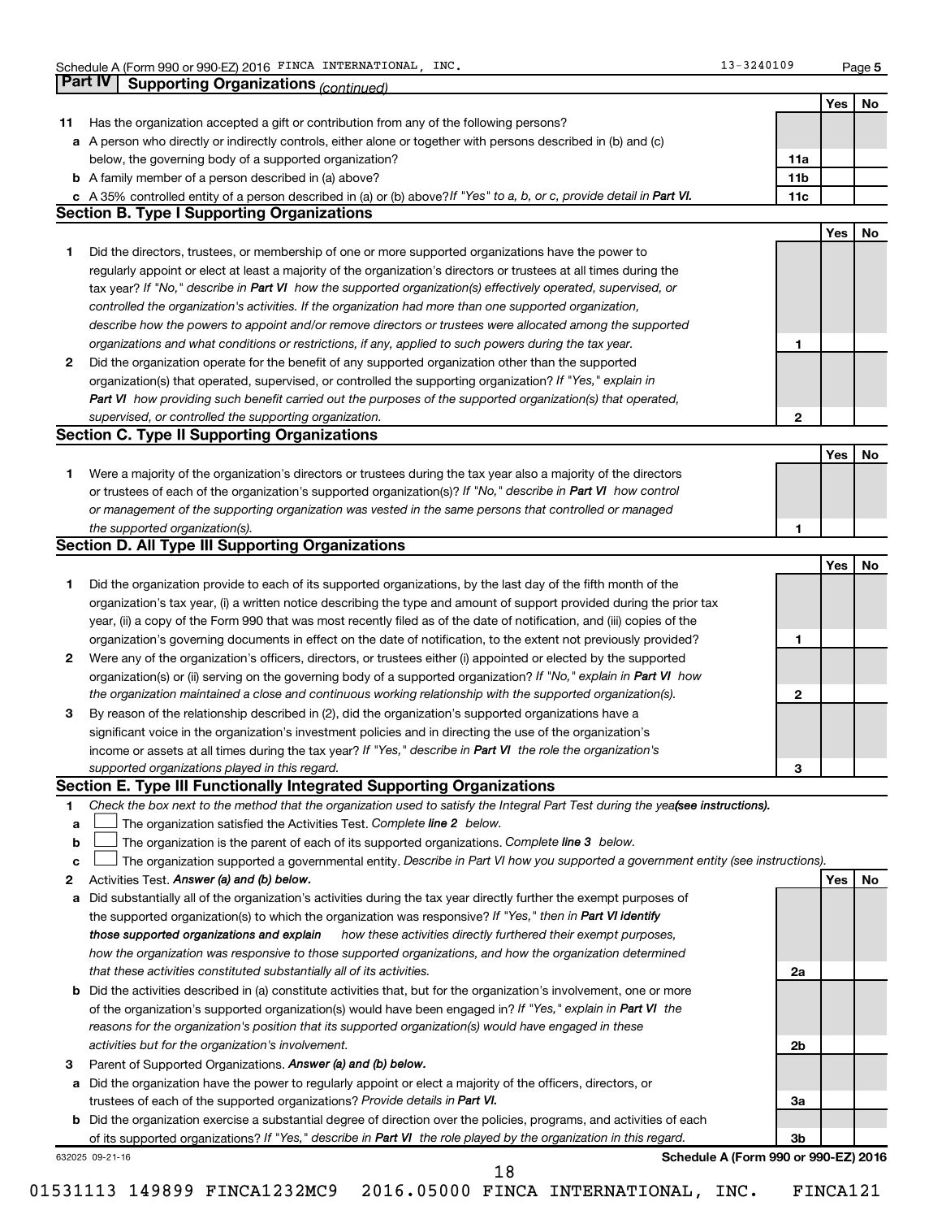Schedule A (Form 990 or 990-EZ) 2016 FINCA INTERNATIONAL, INC. 13-3240109 Page 5

## Part IV Supporting Organizations *(continued)*

| | | | Yes | No |
|---|---|---|---|---|
| **11** | Has the organization accepted a gift or contribution from any of the following persons? | | | |
| **a** | A person who directly or indirectly controls, either alone or together with persons described in (b) and (c) below, the governing body of a supported organization? | 11a | | |
| **b** | A family member of a person described in (a) above? | 11b | | |
| **c** | A 35% controlled entity of a person described in (a) or (b) above? *If "Yes" to a, b, or c, provide detail in **Part VI.*** | 11c | | |

### Section B. Type I Supporting Organizations

| | | | Yes | No |
|---|---|---|---|---|
| **1** | Did the directors, trustees, or membership of one or more supported organizations have the power to regularly appoint or elect at least a majority of the organization's directors or trustees at all times during the tax year? *If "No," describe in **Part VI** how the supported organization(s) effectively operated, supervised, or controlled the organization's activities. If the organization had more than one supported organization, describe how the powers to appoint and/or remove directors or trustees were allocated among the supported organizations and what conditions or restrictions, if any, applied to such powers during the tax year.* | 1 | | |
| **2** | Did the organization operate for the benefit of any supported organization other than the supported organization(s) that operated, supervised, or controlled the supporting organization? *If "Yes," explain in **Part VI** how providing such benefit carried out the purposes of the supported organization(s) that operated, supervised, or controlled the supporting organization.* | 2 | | |

### Section C. Type II Supporting Organizations

| | | | Yes | No |
|---|---|---|---|---|
| **1** | Were a majority of the organization's directors or trustees during the tax year also a majority of the directors or trustees of each of the organization's supported organization(s)? *If "No," describe in **Part VI** how control or management of the supporting organization was vested in the same persons that controlled or managed the supported organization(s).* | 1 | | |

### Section D. All Type III Supporting Organizations

| | | | Yes | No |
|---|---|---|---|---|
| **1** | Did the organization provide to each of its supported organizations, by the last day of the fifth month of the organization's tax year, (i) a written notice describing the type and amount of support provided during the prior tax year, (ii) a copy of the Form 990 that was most recently filed as of the date of notification, and (iii) copies of the organization's governing documents in effect on the date of notification, to the extent not previously provided? | 1 | | |
| **2** | Were any of the organization's officers, directors, or trustees either (i) appointed or elected by the supported organization(s) or (ii) serving on the governing body of a supported organization? *If "No," explain in **Part VI** how the organization maintained a close and continuous working relationship with the supported organization(s).* | 2 | | |
| **3** | By reason of the relationship described in (2), did the organization's supported organizations have a significant voice in the organization's investment policies and in directing the use of the organization's income or assets at all times during the tax year? *If "Yes," describe in **Part VI** the role the organization's supported organizations played in this regard.* | 3 | | |

### Section E. Type III Functionally Integrated Supporting Organizations

**1** *Check the box next to the method that the organization used to satisfy the Integral Part Test during the year **(see instructions).***

**a** ☐ The organization satisfied the Activities Test. *Complete **line 2** below.*

**b** ☐ The organization is the parent of each of its supported organizations. *Complete **line 3** below.*

**c** ☐ The organization supported a governmental entity. *Describe in Part VI how you supported a government entity (see instructions).*

| | | | Yes | No |
|---|---|---|---|---|
| **2** | Activities Test. ***Answer (a) and (b) below.*** | | | |
| **a** | Did substantially all of the organization's activities during the tax year directly further the exempt purposes of the supported organization(s) to which the organization was responsive? *If "Yes," then in **Part VI identify those supported organizations and explain** how these activities directly furthered their exempt purposes, how the organization was responsive to those supported organizations, and how the organization determined that these activities constituted substantially all of its activities.* | 2a | | |
| **b** | Did the activities described in (a) constitute activities that, but for the organization's involvement, one or more of the organization's supported organization(s) would have been engaged in? *If "Yes," explain in **Part VI** the reasons for the organization's position that its supported organization(s) would have engaged in these activities but for the organization's involvement.* | 2b | | |
| **3** | Parent of Supported Organizations. ***Answer (a) and (b) below.*** | | | |
| **a** | Did the organization have the power to regularly appoint or elect a majority of the officers, directors, or trustees of each of the supported organizations? *Provide details in **Part VI.*** | 3a | | |
| **b** | Did the organization exercise a substantial degree of direction over the policies, programs, and activities of each of its supported organizations? *If "Yes," describe in **Part VI** the role played by the organization in this regard.* | 3b | | |

632025 09-21-16 **Schedule A (Form 990 or 990-EZ) 2016**

01531113 149899 FINCA1232MC9 2016.05000 FINCA INTERNATIONAL, INC. FINCA121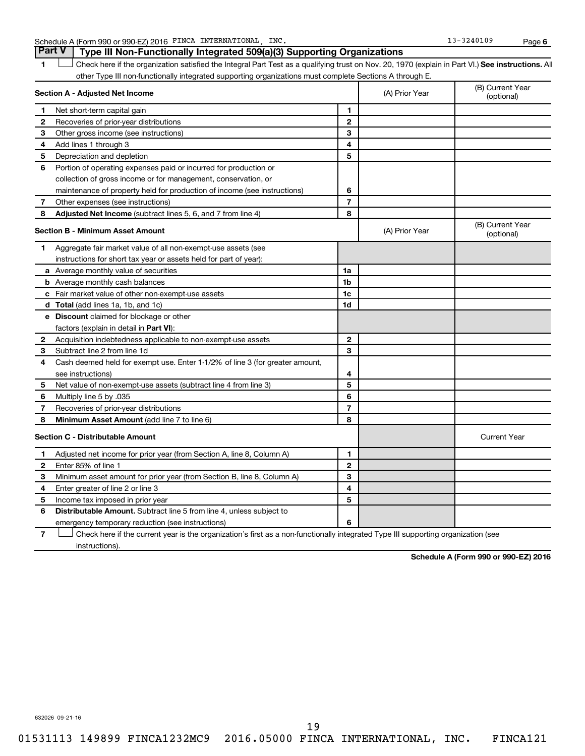Schedule A (Form 990 or 990-EZ) 2016 FINCA INTERNATIONAL, INC. 13-3240109 Page 6

## Part V | Type III Non-Functionally Integrated 509(a)(3) Supporting Organizations

**1** ☐ Check here if the organization satisfied the Integral Part Test as a qualifying trust on Nov. 20, 1970 (explain in Part VI.) **See instructions.** All other Type III non-functionally integrated supporting organizations must complete Sections A through E.

| **Section A - Adjusted Net Income** | | | (A) Prior Year | (B) Current Year (optional) |
|---|---|---|---|---|
| **1** | Net short-term capital gain | 1 | | |
| **2** | Recoveries of prior-year distributions | 2 | | |
| **3** | Other gross income (see instructions) | 3 | | |
| **4** | Add lines 1 through 3 | 4 | | |
| **5** | Depreciation and depletion | 5 | | |
| **6** | Portion of operating expenses paid or incurred for production or collection of gross income or for management, conservation, or maintenance of property held for production of income (see instructions) | 6 | | |
| **7** | Other expenses (see instructions) | 7 | | |
| **8** | **Adjusted Net Income** (subtract lines 5, 6, and 7 from line 4) | 8 | | |

| **Section B - Minimum Asset Amount** | | | (A) Prior Year | (B) Current Year (optional) |
|---|---|---|---|---|
| **1** | Aggregate fair market value of all non-exempt-use assets (see instructions for short tax year or assets held for part of year): | | | |
| **a** | Average monthly value of securities | 1a | | |
| **b** | Average monthly cash balances | 1b | | |
| **c** | Fair market value of other non-exempt-use assets | 1c | | |
| **d** | **Total** (add lines 1a, 1b, and 1c) | 1d | | |
| **e** | **Discount** claimed for blockage or other factors (explain in detail in **Part VI**): | | | |
| **2** | Acquisition indebtedness applicable to non-exempt-use assets | 2 | | |
| **3** | Subtract line 2 from line 1d | 3 | | |
| **4** | Cash deemed held for exempt use. Enter 1-1/2% of line 3 (for greater amount, see instructions) | 4 | | |
| **5** | Net value of non-exempt-use assets (subtract line 4 from line 3) | 5 | | |
| **6** | Multiply line 5 by .035 | 6 | | |
| **7** | Recoveries of prior-year distributions | 7 | | |
| **8** | **Minimum Asset Amount** (add line 7 to line 6) | 8 | | |

| **Section C - Distributable Amount** | | | | Current Year |
|---|---|---|---|---|
| **1** | Adjusted net income for prior year (from Section A, line 8, Column A) | 1 | | |
| **2** | Enter 85% of line 1 | 2 | | |
| **3** | Minimum asset amount for prior year (from Section B, line 8, Column A) | 3 | | |
| **4** | Enter greater of line 2 or line 3 | 4 | | |
| **5** | Income tax imposed in prior year | 5 | | |
| **6** | **Distributable Amount.** Subtract line 5 from line 4, unless subject to emergency temporary reduction (see instructions) | 6 | | |

**7** ☐ Check here if the current year is the organization's first as a non-functionally integrated Type III supporting organization (see instructions).

**Schedule A (Form 990 or 990-EZ) 2016**

632026 09-21-16

01531113 149899 FINCA1232MC9 2016.05000 FINCA INTERNATIONAL, INC. FINCA121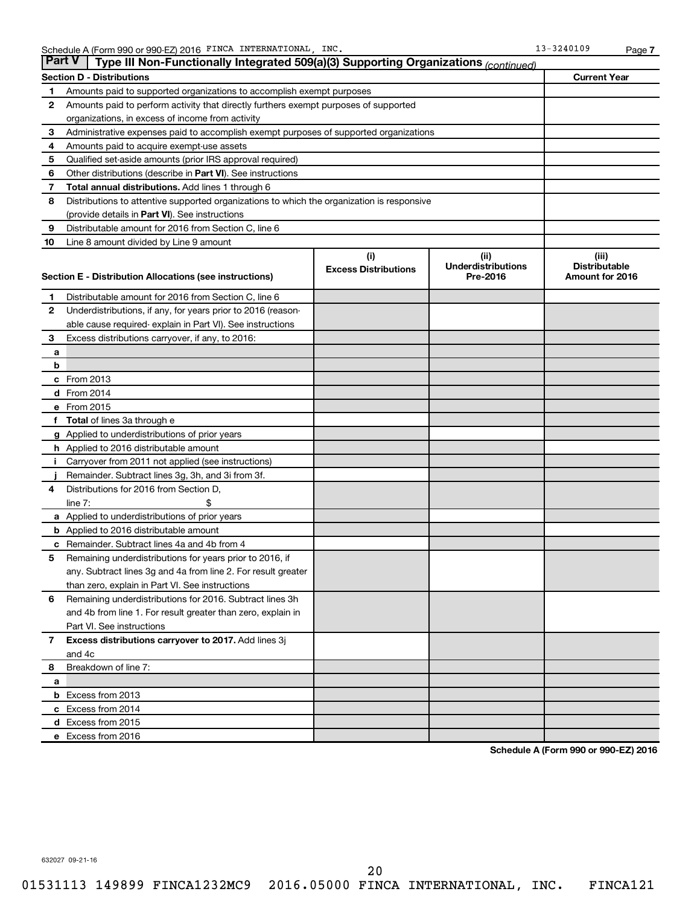Schedule A (Form 990 or 990-EZ) 2016 FINCA INTERNATIONAL, INC. 13-3240109

## Part V Type III Non-Functionally Integrated 509(a)(3) Supporting Organizations *(continued)*

| Section D - Distributions | | Current Year |
|---|---|---|
| 1 | Amounts paid to supported organizations to accomplish exempt purposes | |
| 2 | Amounts paid to perform activity that directly furthers exempt purposes of supported organizations, in excess of income from activity | |
| 3 | Administrative expenses paid to accomplish exempt purposes of supported organizations | |
| 4 | Amounts paid to acquire exempt-use assets | |
| 5 | Qualified set-aside amounts (prior IRS approval required) | |
| 6 | Other distributions (describe in **Part VI**). See instructions | |
| 7 | **Total annual distributions.** Add lines 1 through 6 | |
| 8 | Distributions to attentive supported organizations to which the organization is responsive (provide details in **Part VI**). See instructions | |
| 9 | Distributable amount for 2016 from Section C, line 6 | |
| 10 | Line 8 amount divided by Line 9 amount | |

| Section E - Distribution Allocations (see instructions) | | (i) Excess Distributions | (ii) Underdistributions Pre-2016 | (iii) Distributable Amount for 2016 |
|---|---|---|---|---|
| 1 | Distributable amount for 2016 from Section C, line 6 | | | |
| 2 | Underdistributions, if any, for years prior to 2016 (reasonable cause required- explain in Part VI). See instructions | | | |
| 3 | Excess distributions carryover, if any, to 2016: | | | |
| a | | | | |
| b | | | | |
| c | From 2013 | | | |
| d | From 2014 | | | |
| e | From 2015 | | | |
| f | **Total** of lines 3a through e | | | |
| g | Applied to underdistributions of prior years | | | |
| h | Applied to 2016 distributable amount | | | |
| i | Carryover from 2011 not applied (see instructions) | | | |
| j | Remainder. Subtract lines 3g, 3h, and 3i from 3f. | | | |
| 4 | Distributions for 2016 from Section D, line 7: $ | | | |
| a | Applied to underdistributions of prior years | | | |
| b | Applied to 2016 distributable amount | | | |
| c | Remainder. Subtract lines 4a and 4b from 4 | | | |
| 5 | Remaining underdistributions for years prior to 2016, if any. Subtract lines 3g and 4a from line 2. For result greater than zero, explain in Part VI. See instructions | | | |
| 6 | Remaining underdistributions for 2016. Subtract lines 3h and 4b from line 1. For result greater than zero, explain in Part VI. See instructions | | | |
| 7 | **Excess distributions carryover to 2017.** Add lines 3j and 4c | | | |
| 8 | Breakdown of line 7: | | | |
| a | | | | |
| b | Excess from 2013 | | | |
| c | Excess from 2014 | | | |
| d | Excess from 2015 | | | |
| e | Excess from 2016 | | | |

**Schedule A (Form 990 or 990-EZ) 2016**

632027 09-21-16

01531113 149899 FINCA1232MC9 2016.05000 FINCA INTERNATIONAL, INC. FINCA121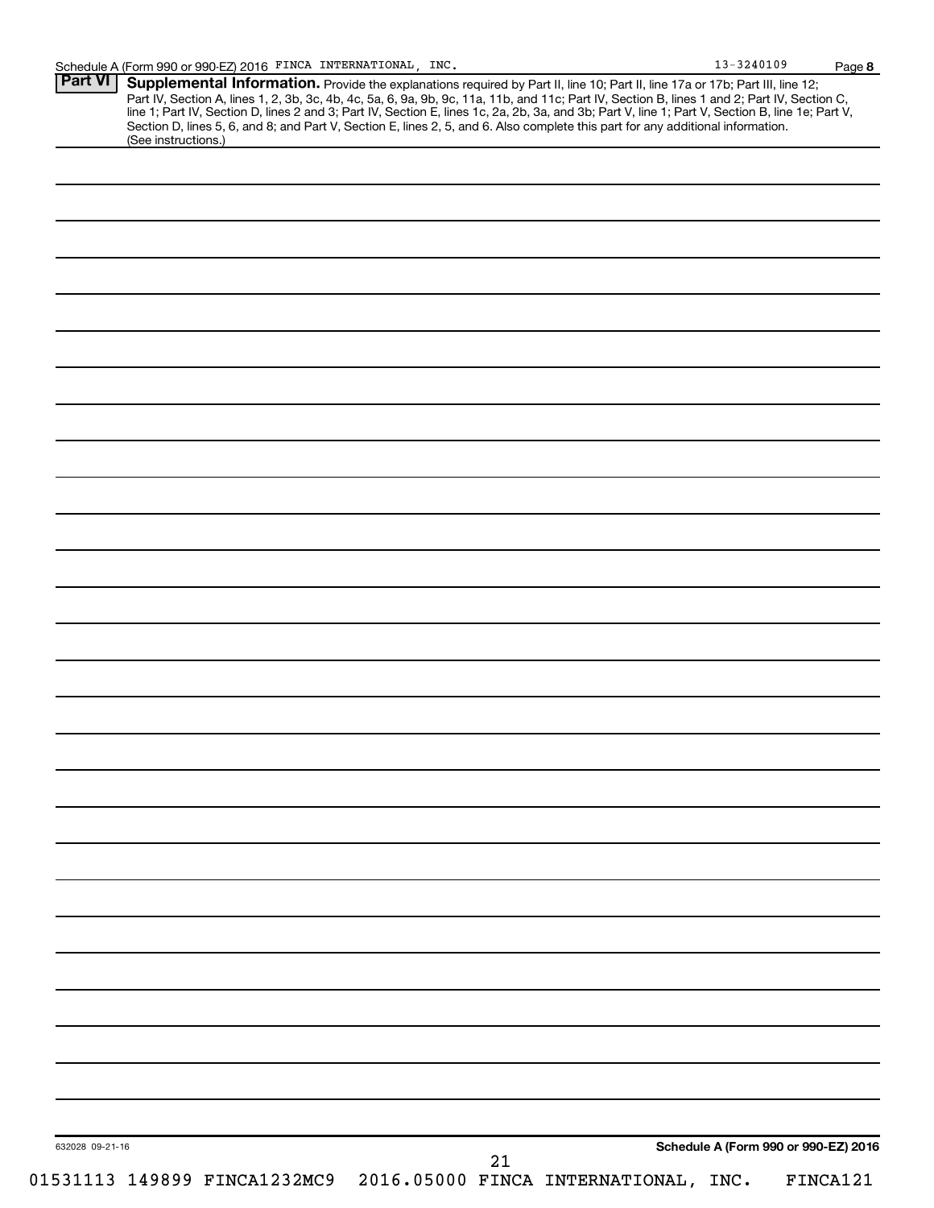Schedule A (Form 990 or 990-EZ) 2016 FINCA INTERNATIONAL, INC. 13-3240109 Page 8

**Part VI** **Supplemental Information.** Provide the explanations required by Part II, line 10; Part II, line 17a or 17b; Part III, line 12; Part IV, Section A, lines 1, 2, 3b, 3c, 4b, 4c, 5a, 6, 9a, 9b, 9c, 11a, 11b, and 11c; Part IV, Section B, lines 1 and 2; Part IV, Section C, line 1; Part IV, Section D, lines 2 and 3; Part IV, Section E, lines 1c, 2a, 2b, 3a, and 3b; Part V, line 1; Part V, Section B, line 1e; Part V, Section D, lines 5, 6, and 8; and Part V, Section E, lines 2, 5, and 6. Also complete this part for any additional information. (See instructions.)

632028 09-21-16

**Schedule A (Form 990 or 990-EZ) 2016**

01531113 149899 FINCA1232MC9 2016.05000 FINCA INTERNATIONAL, INC. FINCA121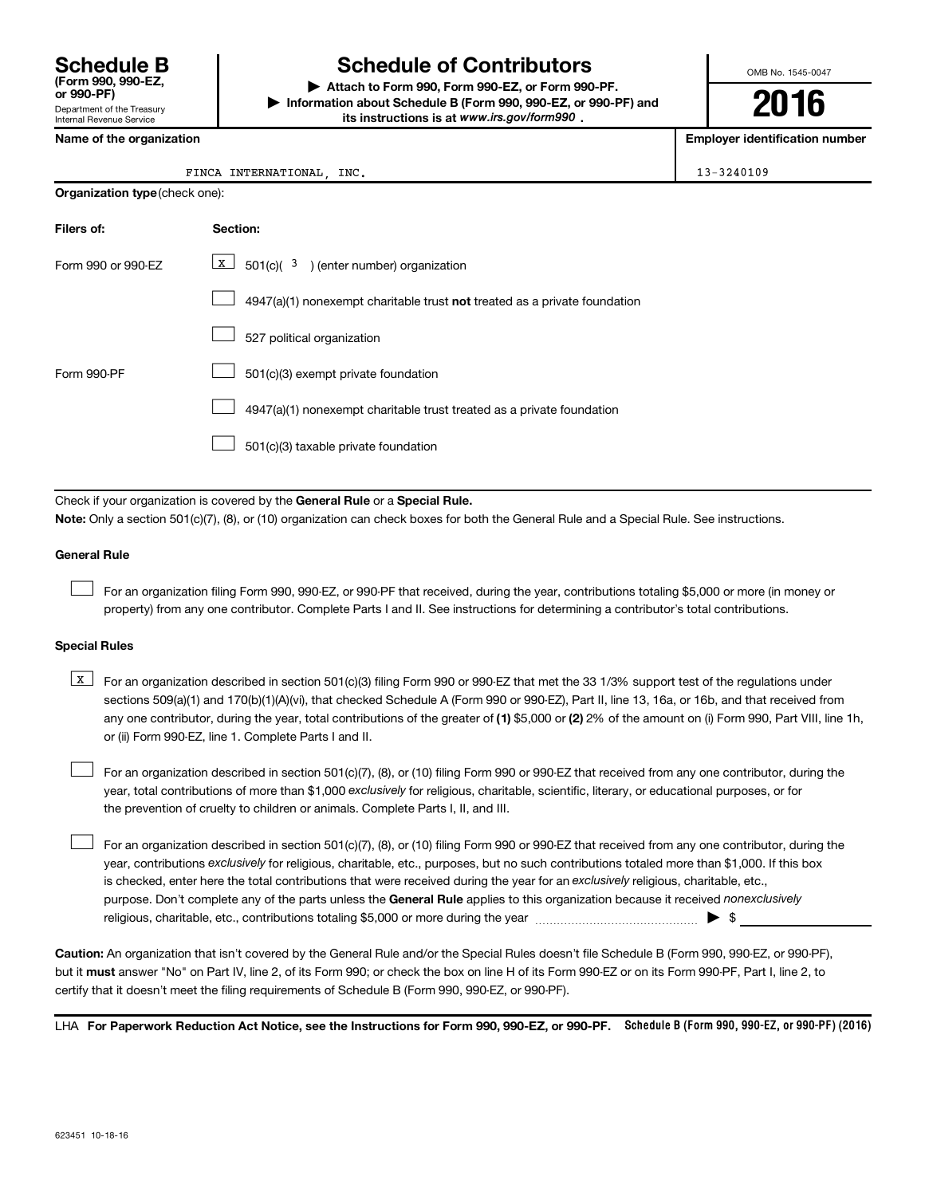**Schedule B**
**(Form 990, 990-EZ, or 990-PF)**
Department of the Treasury
Internal Revenue Service

# Schedule of Contributors

▶ **Attach to Form 990, Form 990-EZ, or Form 990-PF.**
▶ **Information about Schedule B (Form 990, 990-EZ, or 990-PF) and its instructions is at *www.irs.gov/form990*.**

OMB No. 1545-0047

**2016**

| **Name of the organization** | **Employer identification number** |
|---|---|
| FINCA INTERNATIONAL, INC. | 13-3240109 |

**Organization type** (check one):

| **Filers of:** | **Section:** |
|---|---|
| Form 990 or 990-EZ | [X] 501(c)( 3 ) (enter number) organization |
| | [ ] 4947(a)(1) nonexempt charitable trust **not** treated as a private foundation |
| | [ ] 527 political organization |
| Form 990-PF | [ ] 501(c)(3) exempt private foundation |
| | [ ] 4947(a)(1) nonexempt charitable trust treated as a private foundation |
| | [ ] 501(c)(3) taxable private foundation |

Check if your organization is covered by the **General Rule** or a **Special Rule.**

**Note:** Only a section 501(c)(7), (8), or (10) organization can check boxes for both the General Rule and a Special Rule. See instructions.

**General Rule**

[ ] For an organization filing Form 990, 990-EZ, or 990-PF that received, during the year, contributions totaling $5,000 or more (in money or property) from any one contributor. Complete Parts I and II. See instructions for determining a contributor's total contributions.

**Special Rules**

[X] For an organization described in section 501(c)(3) filing Form 990 or 990-EZ that met the 33 1/3% support test of the regulations under sections 509(a)(1) and 170(b)(1)(A)(vi), that checked Schedule A (Form 990 or 990-EZ), Part II, line 13, 16a, or 16b, and that received from any one contributor, during the year, total contributions of the greater of **(1)** $5,000 or **(2)** 2% of the amount on (i) Form 990, Part VIII, line 1h, or (ii) Form 990-EZ, line 1. Complete Parts I and II.

[ ] For an organization described in section 501(c)(7), (8), or (10) filing Form 990 or 990-EZ that received from any one contributor, during the year, total contributions of more than $1,000 *exclusively* for religious, charitable, scientific, literary, or educational purposes, or for the prevention of cruelty to children or animals. Complete Parts I, II, and III.

[ ] For an organization described in section 501(c)(7), (8), or (10) filing Form 990 or 990-EZ that received from any one contributor, during the year, contributions *exclusively* for religious, charitable, etc., purposes, but no such contributions totaled more than $1,000. If this box is checked, enter here the total contributions that were received during the year for an *exclusively* religious, charitable, etc., purpose. Don't complete any of the parts unless the **General Rule** applies to this organization because it received *nonexclusively* religious, charitable, etc., contributions totaling $5,000 or more during the year ▶ $ ____________

**Caution:** An organization that isn't covered by the General Rule and/or the Special Rules doesn't file Schedule B (Form 990, 990-EZ, or 990-PF), but it **must** answer "No" on Part IV, line 2, of its Form 990; or check the box on line H of its Form 990-EZ or on its Form 990-PF, Part I, line 2, to certify that it doesn't meet the filing requirements of Schedule B (Form 990, 990-EZ, or 990-PF).

LHA **For Paperwork Reduction Act Notice, see the Instructions for Form 990, 990-EZ, or 990-PF.** **Schedule B (Form 990, 990-EZ, or 990-PF) (2016)**

623451 10-18-16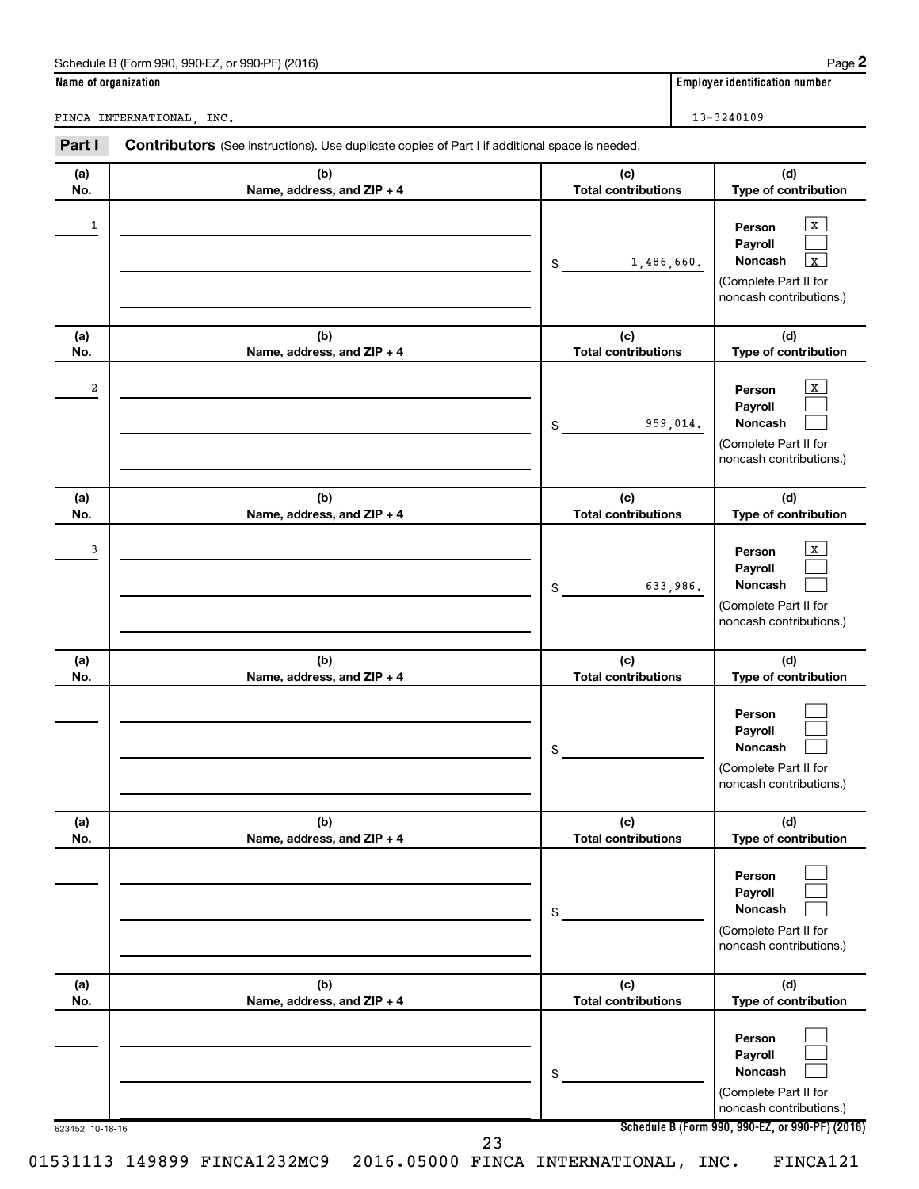Schedule B (Form 990, 990-EZ, or 990-PF) (2016)

**Name of organization**

FINCA INTERNATIONAL, INC.

**Employer identification number**

13-3240109

## Part I Contributors (See instructions). Use duplicate copies of Part I if additional space is needed.

| (a) No. | (b) Name, address, and ZIP + 4 | (c) Total contributions | (d) Type of contribution |
|---|---|---|---|
| 1 | | $ 1,486,660. | Person [X] Payroll [ ] Noncash [X] (Complete Part II for noncash contributions.) |
| 2 | | $ 959,014. | Person [X] Payroll [ ] Noncash [ ] (Complete Part II for noncash contributions.) |
| 3 | | $ 633,986. | Person [X] Payroll [ ] Noncash [ ] (Complete Part II for noncash contributions.) |
| | | $ | Person [ ] Payroll [ ] Noncash [ ] (Complete Part II for noncash contributions.) |
| | | $ | Person [ ] Payroll [ ] Noncash [ ] (Complete Part II for noncash contributions.) |
| | | $ | Person [ ] Payroll [ ] Noncash [ ] (Complete Part II for noncash contributions.) |

623452 10-18-16

01531113 149899 FINCA1232MC9 2016.05000 FINCA INTERNATIONAL, INC. FINCA121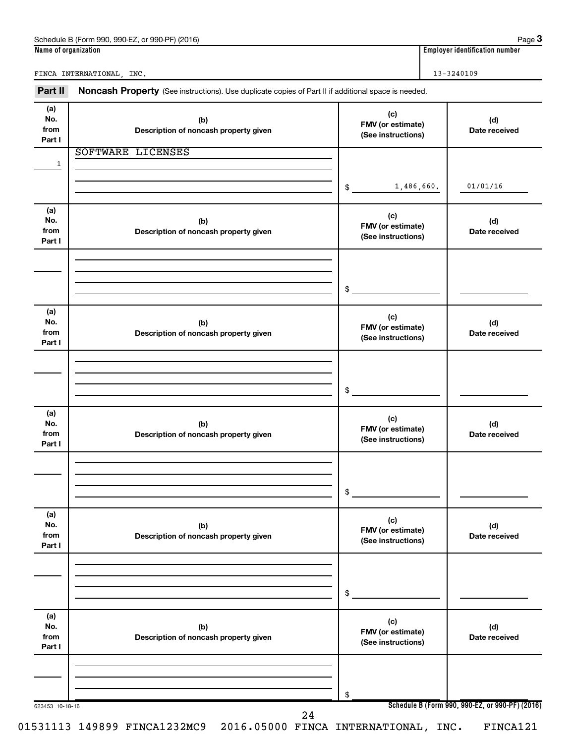**Name of organization**

FINCA INTERNATIONAL, INC.

**Employer identification number**

13-3240109

## Part II Noncash Property

(See instructions). Use duplicate copies of Part II if additional space is needed.

| (a) No. from Part I | (b) Description of noncash property given | (c) FMV (or estimate) (See instructions) | (d) Date received |
|---|---|---|---|
| 1 | SOFTWARE LICENSES | $ 1,486,660. | 01/01/16 |

| (a) No. from Part I | (b) Description of noncash property given | (c) FMV (or estimate) (See instructions) | (d) Date received |
|---|---|---|---|
| | | $ | |

| (a) No. from Part I | (b) Description of noncash property given | (c) FMV (or estimate) (See instructions) | (d) Date received |
|---|---|---|---|
| | | $ | |

| (a) No. from Part I | (b) Description of noncash property given | (c) FMV (or estimate) (See instructions) | (d) Date received |
|---|---|---|---|
| | | $ | |

| (a) No. from Part I | (b) Description of noncash property given | (c) FMV (or estimate) (See instructions) | (d) Date received |
|---|---|---|---|
| | | $ | |

| (a) No. from Part I | (b) Description of noncash property given | (c) FMV (or estimate) (See instructions) | (d) Date received |
|---|---|---|---|
| | | $ | |

623453 10-18-16

01531113 149899 FINCA1232MC9 2016.05000 FINCA INTERNATIONAL, INC. FINCA121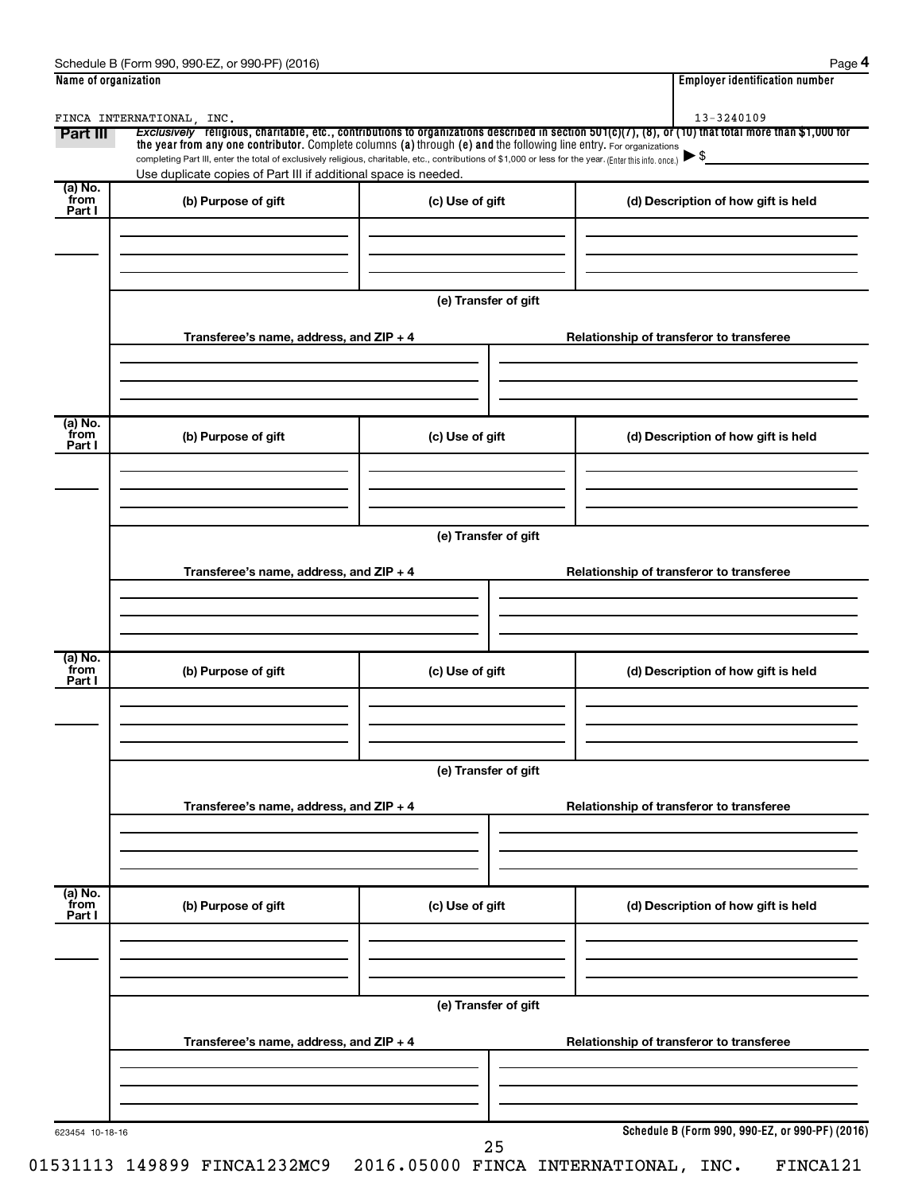Schedule B (Form 990, 990-EZ, or 990-PF) (2016)

| Name of organization | Employer identification number |
| --- | --- |
| FINCA INTERNATIONAL, INC. | 13-3240109 |

**Part III** *Exclusively* religious, charitable, etc., contributions to organizations described in section 501(c)(7), (8), or (10) that total more than $1,000 for the year from any one contributor. Complete columns (a) through (e) and the following line entry. For organizations completing Part III, enter the total of exclusively religious, charitable, etc., contributions of $1,000 or less for the year. (Enter this info. once.) ▶ $

Use duplicate copies of Part III if additional space is needed.

| (a) No. from Part I | (b) Purpose of gift | (c) Use of gift | (d) Description of how gift is held |
| --- | --- | --- | --- |
| | | | |

(e) Transfer of gift

| Transferee's name, address, and ZIP + 4 | Relationship of transferor to transferee |
| --- | --- |
| | |

| (a) No. from Part I | (b) Purpose of gift | (c) Use of gift | (d) Description of how gift is held |
| --- | --- | --- | --- |
| | | | |

(e) Transfer of gift

| Transferee's name, address, and ZIP + 4 | Relationship of transferor to transferee |
| --- | --- |
| | |

| (a) No. from Part I | (b) Purpose of gift | (c) Use of gift | (d) Description of how gift is held |
| --- | --- | --- | --- |
| | | | |

(e) Transfer of gift

| Transferee's name, address, and ZIP + 4 | Relationship of transferor to transferee |
| --- | --- |
| | |

| (a) No. from Part I | (b) Purpose of gift | (c) Use of gift | (d) Description of how gift is held |
| --- | --- | --- | --- |
| | | | |

(e) Transfer of gift

| Transferee's name, address, and ZIP + 4 | Relationship of transferor to transferee |
| --- | --- |
| | |

623454 10-18-16

**Schedule B (Form 990, 990-EZ, or 990-PF) (2016)**

01531113 149899 FINCA1232MC9 2016.05000 FINCA INTERNATIONAL, INC. FINCA121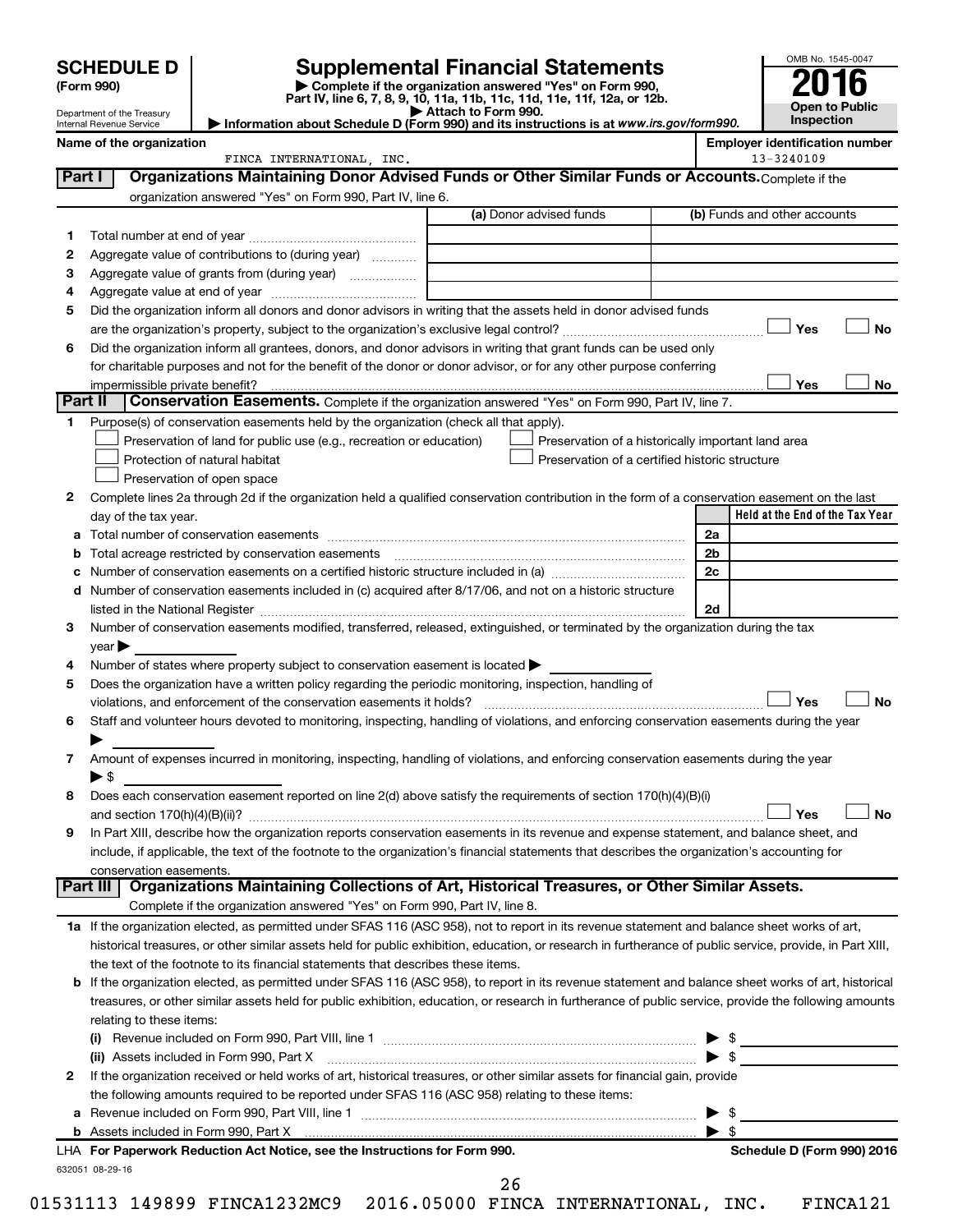# SCHEDULE D (Form 990)

Department of the Treasury
Internal Revenue Service

## Supplemental Financial Statements

▶ Complete if the organization answered "Yes" on Form 990, Part IV, line 6, 7, 8, 9, 10, 11a, 11b, 11c, 11d, 11e, 11f, 12a, or 12b.
▶ Attach to Form 990.
▶ Information about Schedule D (Form 990) and its instructions is at *www.irs.gov/form990.*

OMB No. 1545-0047
**2016**
**Open to Public Inspection**

**Name of the organization:** FINCA INTERNATIONAL, INC.
**Employer identification number:** 13-3240109

**Part I — Organizations Maintaining Donor Advised Funds or Other Similar Funds or Accounts.** Complete if the organization answered "Yes" on Form 990, Part IV, line 6.

| | | (a) Donor advised funds | (b) Funds and other accounts |
|---|---|---|---|
| 1 | Total number at end of year | | |
| 2 | Aggregate value of contributions to (during year) | | |
| 3 | Aggregate value of grants from (during year) | | |
| 4 | Aggregate value at end of year | | |

5 Did the organization inform all donors and donor advisors in writing that the assets held in donor advised funds are the organization's property, subject to the organization's exclusive legal control? ☐ Yes ☐ No

6 Did the organization inform all grantees, donors, and donor advisors in writing that grant funds can be used only for charitable purposes and not for the benefit of the donor or donor advisor, or for any other purpose conferring impermissible private benefit? ☐ Yes ☐ No

**Part II — Conservation Easements.** Complete if the organization answered "Yes" on Form 990, Part IV, line 7.

1 Purpose(s) of conservation easements held by the organization (check all that apply).

- ☐ Preservation of land for public use (e.g., recreation or education)
- ☐ Protection of natural habitat
- ☐ Preservation of open space
- ☐ Preservation of a historically important land area
- ☐ Preservation of a certified historic structure

2 Complete lines 2a through 2d if the organization held a qualified conservation contribution in the form of a conservation easement on the last day of the tax year.

| | | | Held at the End of the Tax Year |
|---|---|---|---|
| a | Total number of conservation easements | 2a | |
| b | Total acreage restricted by conservation easements | 2b | |
| c | Number of conservation easements on a certified historic structure included in (a) | 2c | |
| d | Number of conservation easements included in (c) acquired after 8/17/06, and not on a historic structure listed in the National Register | 2d | |

3 Number of conservation easements modified, transferred, released, extinguished, or terminated by the organization during the tax year ▶

4 Number of states where property subject to conservation easement is located ▶

5 Does the organization have a written policy regarding the periodic monitoring, inspection, handling of violations, and enforcement of the conservation easements it holds? ☐ Yes ☐ No

6 Staff and volunteer hours devoted to monitoring, inspecting, handling of violations, and enforcing conservation easements during the year ▶

7 Amount of expenses incurred in monitoring, inspecting, handling of violations, and enforcing conservation easements during the year ▶ $

8 Does each conservation easement reported on line 2(d) above satisfy the requirements of section 170(h)(4)(B)(i) and section 170(h)(4)(B)(ii)? ☐ Yes ☐ No

9 In Part XIII, describe how the organization reports conservation easements in its revenue and expense statement, and balance sheet, and include, if applicable, the text of the footnote to the organization's financial statements that describes the organization's accounting for conservation easements.

**Part III — Organizations Maintaining Collections of Art, Historical Treasures, or Other Similar Assets.** Complete if the organization answered "Yes" on Form 990, Part IV, line 8.

1a If the organization elected, as permitted under SFAS 116 (ASC 958), not to report in its revenue statement and balance sheet works of art, historical treasures, or other similar assets held for public exhibition, education, or research in furtherance of public service, provide, in Part XIII, the text of the footnote to its financial statements that describes these items.

b If the organization elected, as permitted under SFAS 116 (ASC 958), to report in its revenue statement and balance sheet works of art, historical treasures, or other similar assets held for public exhibition, education, or research in furtherance of public service, provide the following amounts relating to these items:

(i) Revenue included on Form 990, Part VIII, line 1 ▶ $

(ii) Assets included in Form 990, Part X ▶ $

2 If the organization received or held works of art, historical treasures, or other similar assets for financial gain, provide the following amounts required to be reported under SFAS 116 (ASC 958) relating to these items:

a Revenue included on Form 990, Part VIII, line 1 ▶ $

b Assets included in Form 990, Part X ▶ $

LHA For Paperwork Reduction Act Notice, see the Instructions for Form 990. Schedule D (Form 990) 2016

632051 08-29-16

01531113 149899 FINCA1232MC9 2016.05000 FINCA INTERNATIONAL, INC. FINCA121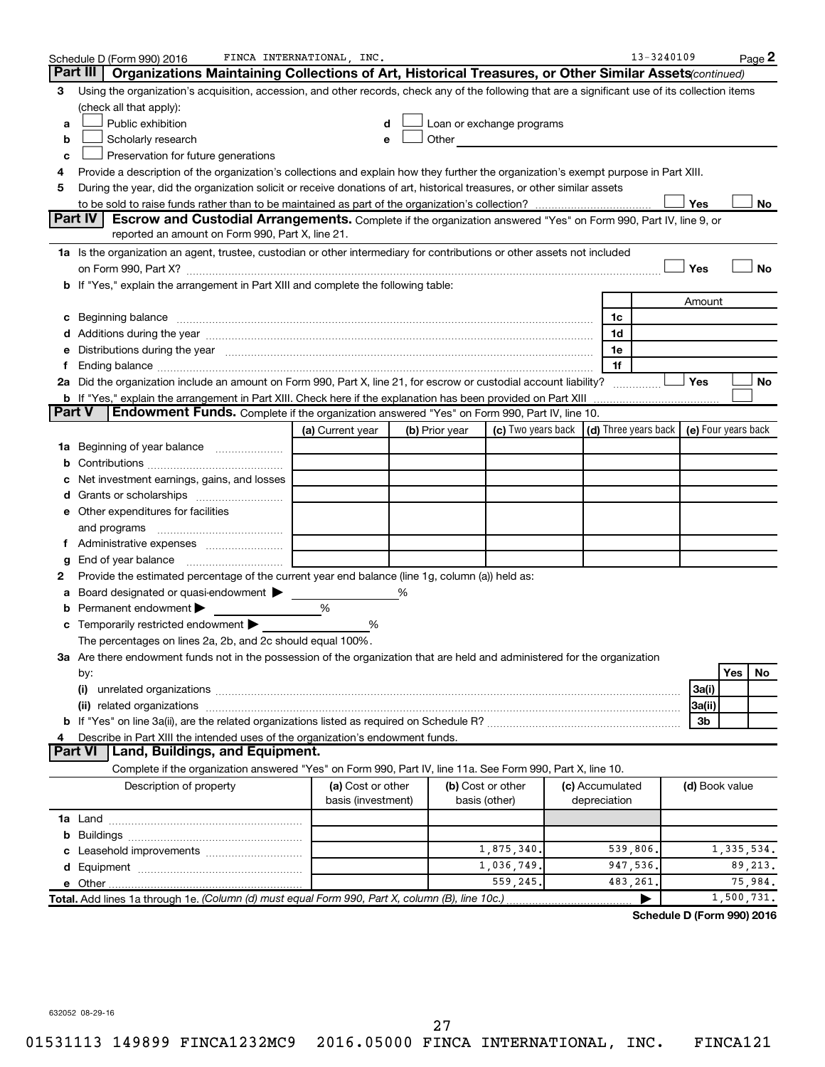Schedule D (Form 990) 2016 FINCA INTERNATIONAL, INC. 13-3240109 Page 2

## Part III Organizations Maintaining Collections of Art, Historical Treasures, or Other Similar Assets *(continued)*

**3** Using the organization's acquisition, accession, and other records, check any of the following that are a significant use of its collection items (check all that apply):

- **a** ☐ Public exhibition
- **b** ☐ Scholarly research
- **c** ☐ Preservation for future generations
- **d** ☐ Loan or exchange programs
- **e** ☐ Other

**4** Provide a description of the organization's collections and explain how they further the organization's exempt purpose in Part XIII.

**5** During the year, did the organization solicit or receive donations of art, historical treasures, or other similar assets to be sold to raise funds rather than to be maintained as part of the organization's collection? ☐ Yes ☐ No

## Part IV Escrow and Custodial Arrangements.

Complete if the organization answered "Yes" on Form 990, Part IV, line 9, or reported an amount on Form 990, Part X, line 21.

**1a** Is the organization an agent, trustee, custodian or other intermediary for contributions or other assets not included on Form 990, Part X? ☐ Yes ☐ No

**b** If "Yes," explain the arrangement in Part XIII and complete the following table:

| | | Amount |
|---|---|---|
| **c** Beginning balance | 1c | |
| **d** Additions during the year | 1d | |
| **e** Distributions during the year | 1e | |
| **f** Ending balance | 1f | |

**2a** Did the organization include an amount on Form 990, Part X, line 21, for escrow or custodial account liability? ☐ Yes ☐ No

**b** If "Yes," explain the arrangement in Part XIII. Check here if the explanation has been provided on Part XIII ☐

## Part V Endowment Funds.

Complete if the organization answered "Yes" on Form 990, Part IV, line 10.

| | (a) Current year | (b) Prior year | (c) Two years back | (d) Three years back | (e) Four years back |
|---|---|---|---|---|---|
| **1a** Beginning of year balance | | | | | |
| **b** Contributions | | | | | |
| **c** Net investment earnings, gains, and losses | | | | | |
| **d** Grants or scholarships | | | | | |
| **e** Other expenditures for facilities and programs | | | | | |
| **f** Administrative expenses | | | | | |
| **g** End of year balance | | | | | |

**2** Provide the estimated percentage of the current year end balance (line 1g, column (a)) held as:

- **a** Board designated or quasi-endowment ▶ %
- **b** Permanent endowment ▶ %
- **c** Temporarily restricted endowment ▶ %

The percentages on lines 2a, 2b, and 2c should equal 100%.

**3a** Are there endowment funds not in the possession of the organization that are held and administered for the organization by:

| | | Yes | No |
|---|---|---|---|
| **(i)** unrelated organizations | 3a(i) | | |
| **(ii)** related organizations | 3a(ii) | | |
| **b** If "Yes" on line 3a(ii), are the related organizations listed as required on Schedule R? | 3b | | |

**4** Describe in Part XIII the intended uses of the organization's endowment funds.

## Part VI Land, Buildings, and Equipment.

Complete if the organization answered "Yes" on Form 990, Part IV, line 11a. See Form 990, Part X, line 10.

| Description of property | (a) Cost or other basis (investment) | (b) Cost or other basis (other) | (c) Accumulated depreciation | (d) Book value |
|---|---|---|---|---|
| **1a** Land | | | | |
| **b** Buildings | | | | |
| **c** Leasehold improvements | | 1,875,340. | 539,806. | 1,335,534. |
| **d** Equipment | | 1,036,749. | 947,536. | 89,213. |
| **e** Other | | 559,245. | 483,261. | 75,984. |
| **Total.** Add lines 1a through 1e. *(Column (d) must equal Form 990, Part X, column (B), line 10c.)* | | | ▶ | 1,500,731. |

**Schedule D (Form 990) 2016**

632052 08-29-16

01531113 149899 FINCA1232MC9 2016.05000 FINCA INTERNATIONAL, INC. FINCA121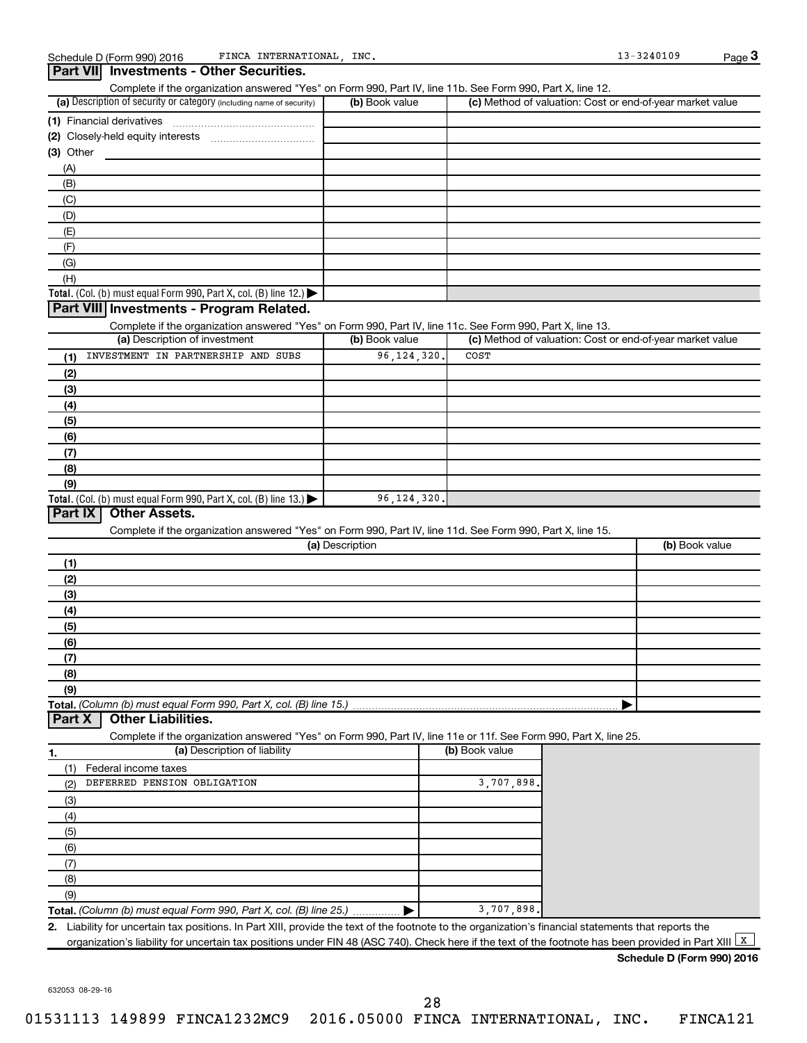Schedule D (Form 990) 2016 FINCA INTERNATIONAL, INC. 13-3240109

## Part VII Investments - Other Securities.

Complete if the organization answered "Yes" on Form 990, Part IV, line 11b. See Form 990, Part X, line 12.

| (a) Description of security or category (including name of security) | (b) Book value | (c) Method of valuation: Cost or end-of-year market value |
|---|---|---|
| (1) Financial derivatives | | |
| (2) Closely-held equity interests | | |
| (3) Other | | |
| (A) | | |
| (B) | | |
| (C) | | |
| (D) | | |
| (E) | | |
| (F) | | |
| (G) | | |
| (H) | | |
| **Total.** (Col. (b) must equal Form 990, Part X, col. (B) line 12.) ▶ | | |

## Part VIII Investments - Program Related.

Complete if the organization answered "Yes" on Form 990, Part IV, line 11c. See Form 990, Part X, line 13.

| (a) Description of investment | (b) Book value | (c) Method of valuation: Cost or end-of-year market value |
|---|---|---|
| (1) INVESTMENT IN PARTNERSHIP AND SUBS | 96,124,320. | COST |
| (2) | | |
| (3) | | |
| (4) | | |
| (5) | | |
| (6) | | |
| (7) | | |
| (8) | | |
| (9) | | |
| **Total.** (Col. (b) must equal Form 990, Part X, col. (B) line 13.) ▶ | 96,124,320. | |

## Part IX Other Assets.

Complete if the organization answered "Yes" on Form 990, Part IV, line 11d. See Form 990, Part X, line 15.

| (a) Description | (b) Book value |
|---|---|
| (1) | |
| (2) | |
| (3) | |
| (4) | |
| (5) | |
| (6) | |
| (7) | |
| (8) | |
| (9) | |
| **Total.** *(Column (b) must equal Form 990, Part X, col. (B) line 15.)* ▶ | |

## Part X Other Liabilities.

Complete if the organization answered "Yes" on Form 990, Part IV, line 11e or 11f. See Form 990, Part X, line 25.

| 1. (a) Description of liability | (b) Book value |
|---|---|
| (1) Federal income taxes | |
| (2) DEFERRED PENSION OBLIGATION | 3,707,898. |
| (3) | |
| (4) | |
| (5) | |
| (6) | |
| (7) | |
| (8) | |
| (9) | |
| **Total.** *(Column (b) must equal Form 990, Part X, col. (B) line 25.)* ▶ | 3,707,898. |

**2.** Liability for uncertain tax positions. In Part XIII, provide the text of the footnote to the organization's financial statements that reports the organization's liability for uncertain tax positions under FIN 48 (ASC 740). Check here if the text of the footnote has been provided in Part XIII [X]

**Schedule D (Form 990) 2016**

632053 08-29-16

01531113 149899 FINCA1232MC9 2016.05000 FINCA INTERNATIONAL, INC. FINCA121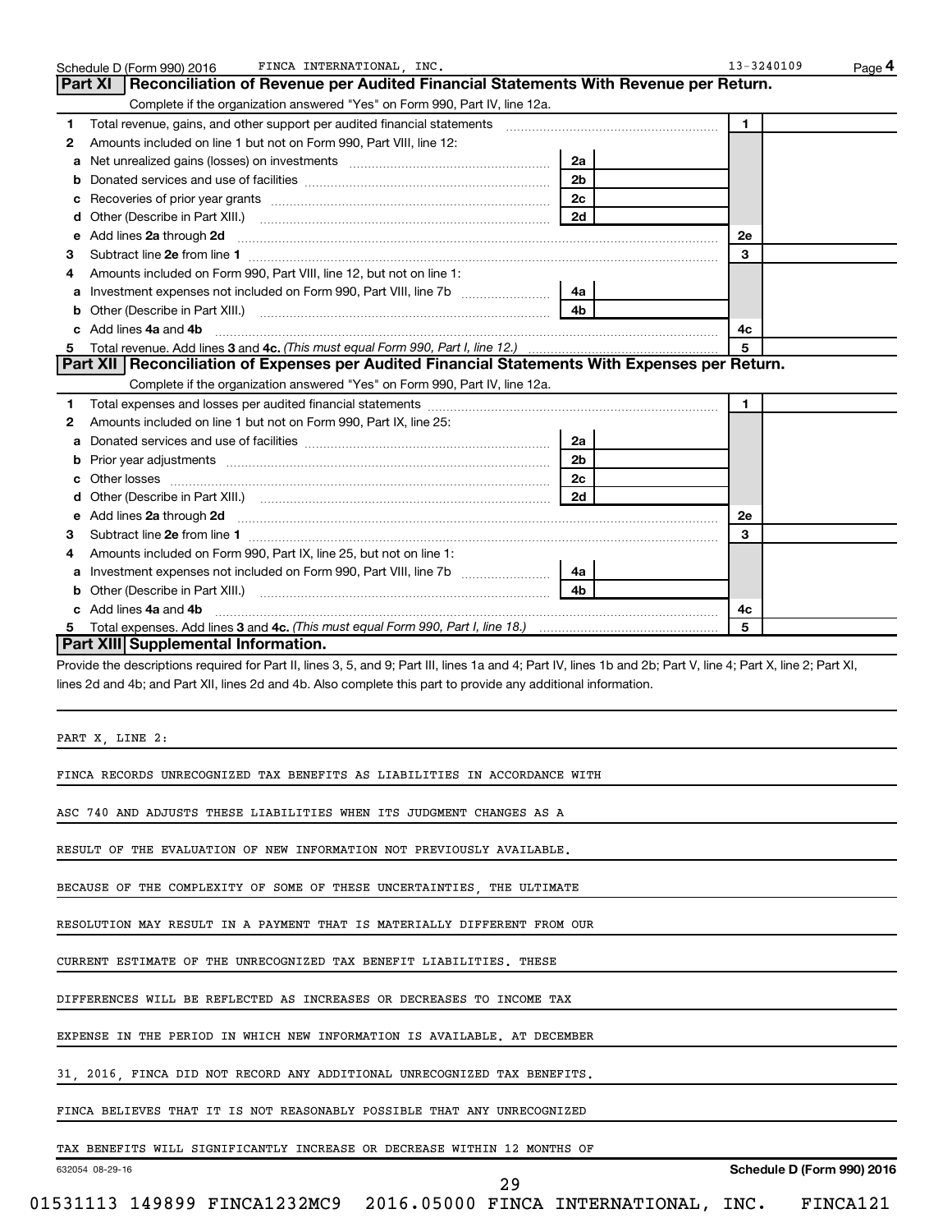Schedule D (Form 990) 2016 FINCA INTERNATIONAL, INC. 13-3240109

## Part XI Reconciliation of Revenue per Audited Financial Statements With Revenue per Return.

Complete if the organization answered "Yes" on Form 990, Part IV, line 12a.

| | | | | | |
|---|---|---|---|---|---|
| 1 | Total revenue, gains, and other support per audited financial statements | | | 1 | |
| 2 | Amounts included on line 1 but not on Form 990, Part VIII, line 12: | | | | |
| a | Net unrealized gains (losses) on investments | 2a | | | |
| b | Donated services and use of facilities | 2b | | | |
| c | Recoveries of prior year grants | 2c | | | |
| d | Other (Describe in Part XIII.) | 2d | | | |
| e | Add lines **2a** through **2d** | | | 2e | |
| 3 | Subtract line **2e** from line **1** | | | 3 | |
| 4 | Amounts included on Form 990, Part VIII, line 12, but not on line 1: | | | | |
| a | Investment expenses not included on Form 990, Part VIII, line 7b | 4a | | | |
| b | Other (Describe in Part XIII.) | 4b | | | |
| c | Add lines **4a** and **4b** | | | 4c | |
| 5 | Total revenue. Add lines **3** and **4c.** *(This must equal Form 990, Part I, line 12.)* | | | 5 | |

## Part XII Reconciliation of Expenses per Audited Financial Statements With Expenses per Return.

Complete if the organization answered "Yes" on Form 990, Part IV, line 12a.

| | | | | | |
|---|---|---|---|---|---|
| 1 | Total expenses and losses per audited financial statements | | | 1 | |
| 2 | Amounts included on line 1 but not on Form 990, Part IX, line 25: | | | | |
| a | Donated services and use of facilities | 2a | | | |
| b | Prior year adjustments | 2b | | | |
| c | Other losses | 2c | | | |
| d | Other (Describe in Part XIII.) | 2d | | | |
| e | Add lines **2a** through **2d** | | | 2e | |
| 3 | Subtract line **2e** from line **1** | | | 3 | |
| 4 | Amounts included on Form 990, Part IX, line 25, but not on line 1: | | | | |
| a | Investment expenses not included on Form 990, Part VIII, line 7b | 4a | | | |
| b | Other (Describe in Part XIII.) | 4b | | | |
| c | Add lines **4a** and **4b** | | | 4c | |
| 5 | Total expenses. Add lines **3** and **4c.** *(This must equal Form 990, Part I, line 18.)* | | | 5 | |

## Part XIII Supplemental Information.

Provide the descriptions required for Part II, lines 3, 5, and 9; Part III, lines 1a and 4; Part IV, lines 1b and 2b; Part V, line 4; Part X, line 2; Part XI, lines 2d and 4b; and Part XII, lines 2d and 4b. Also complete this part to provide any additional information.

PART X, LINE 2:

FINCA RECORDS UNRECOGNIZED TAX BENEFITS AS LIABILITIES IN ACCORDANCE WITH ASC 740 AND ADJUSTS THESE LIABILITIES WHEN ITS JUDGMENT CHANGES AS A RESULT OF THE EVALUATION OF NEW INFORMATION NOT PREVIOUSLY AVAILABLE. BECAUSE OF THE COMPLEXITY OF SOME OF THESE UNCERTAINTIES, THE ULTIMATE RESOLUTION MAY RESULT IN A PAYMENT THAT IS MATERIALLY DIFFERENT FROM OUR CURRENT ESTIMATE OF THE UNRECOGNIZED TAX BENEFIT LIABILITIES. THESE DIFFERENCES WILL BE REFLECTED AS INCREASES OR DECREASES TO INCOME TAX EXPENSE IN THE PERIOD IN WHICH NEW INFORMATION IS AVAILABLE. AT DECEMBER 31, 2016, FINCA DID NOT RECORD ANY ADDITIONAL UNRECOGNIZED TAX BENEFITS. FINCA BELIEVES THAT IT IS NOT REASONABLY POSSIBLE THAT ANY UNRECOGNIZED TAX BENEFITS WILL SIGNIFICANTLY INCREASE OR DECREASE WITHIN 12 MONTHS OF

632054 08-29-16 Schedule D (Form 990) 2016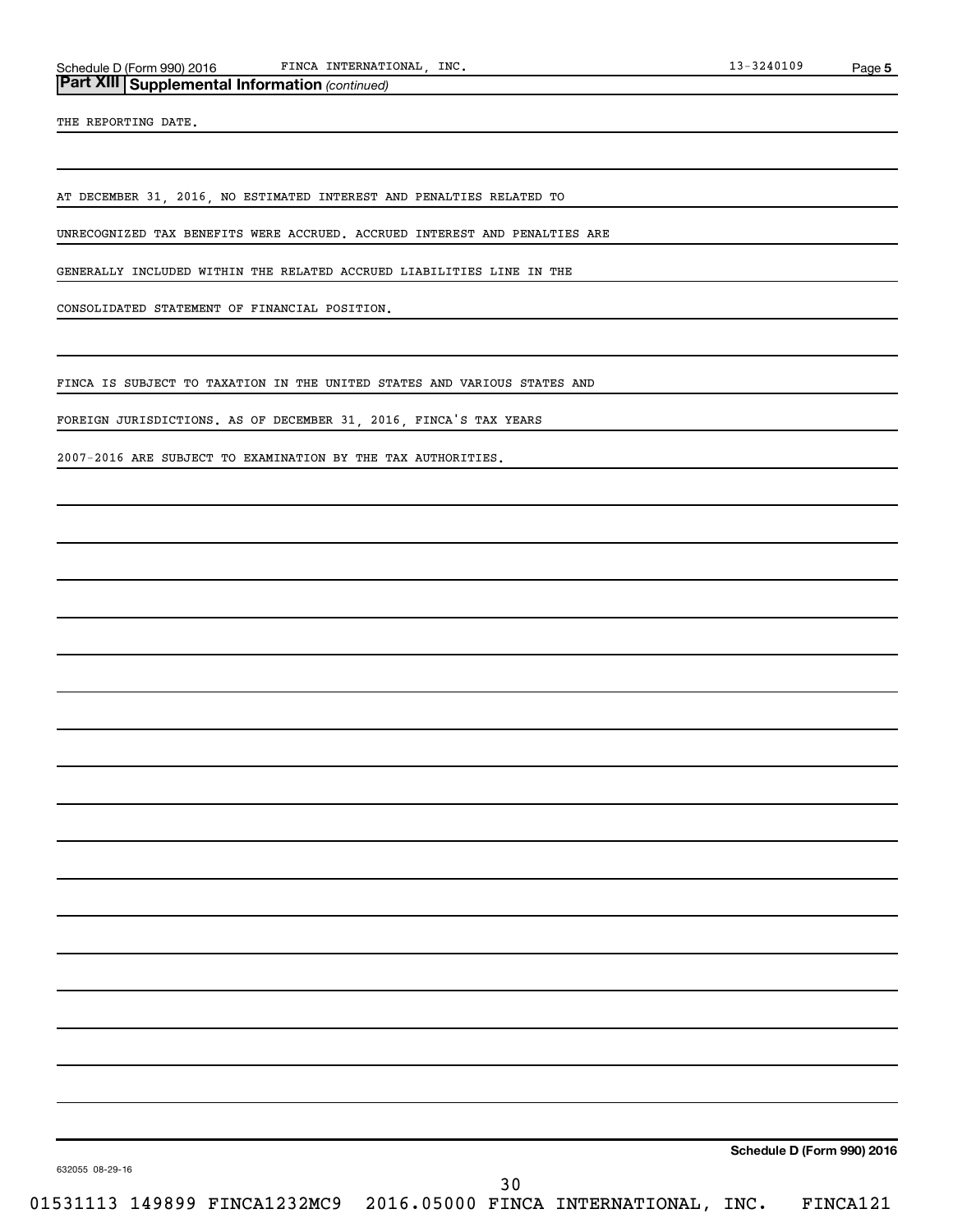## Part XIII Supplemental Information *(continued)*

THE REPORTING DATE.

AT DECEMBER 31, 2016, NO ESTIMATED INTEREST AND PENALTIES RELATED TO UNRECOGNIZED TAX BENEFITS WERE ACCRUED. ACCRUED INTEREST AND PENALTIES ARE GENERALLY INCLUDED WITHIN THE RELATED ACCRUED LIABILITIES LINE IN THE CONSOLIDATED STATEMENT OF FINANCIAL POSITION.

FINCA IS SUBJECT TO TAXATION IN THE UNITED STATES AND VARIOUS STATES AND FOREIGN JURISDICTIONS. AS OF DECEMBER 31, 2016, FINCA'S TAX YEARS 2007-2016 ARE SUBJECT TO EXAMINATION BY THE TAX AUTHORITIES.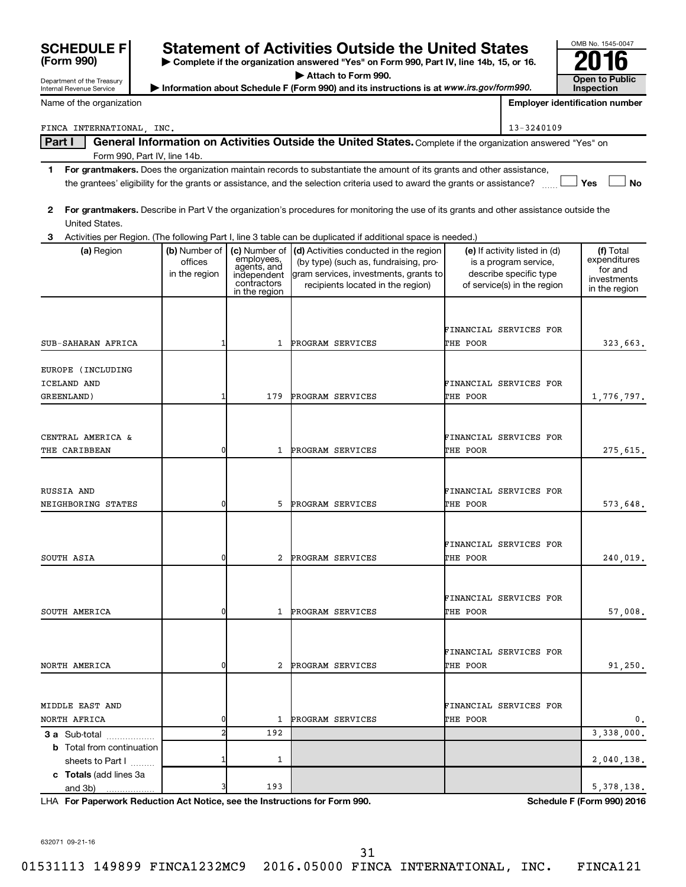# SCHEDULE F (Form 990)

Department of the Treasury
Internal Revenue Service

## Statement of Activities Outside the United States

▶ Complete if the organization answered "Yes" on Form 990, Part IV, line 14b, 15, or 16.
▶ Attach to Form 990.
▶ Information about Schedule F (Form 990) and its instructions is at *www.irs.gov/form990*.

OMB No. 1545-0047
**2016**
**Open to Public Inspection**

Name of the organization: FINCA INTERNATIONAL, INC.

Employer identification number: 13-3240109

**Part I** **General Information on Activities Outside the United States.** Complete if the organization answered "Yes" on Form 990, Part IV, line 14b.

1 **For grantmakers.** Does the organization maintain records to substantiate the amount of its grants and other assistance, the grantees' eligibility for the grants or assistance, and the selection criteria used to award the grants or assistance? ☐ Yes ☐ No

2 **For grantmakers.** Describe in Part V the organization's procedures for monitoring the use of its grants and other assistance outside the United States.

3 Activities per Region. (The following Part I, line 3 table can be duplicated if additional space is needed.)

| (a) Region | (b) Number of offices in the region | (c) Number of employees, agents, and independent contractors in the region | (d) Activities conducted in the region (by type) (such as, fundraising, program services, investments, grants to recipients located in the region) | (e) If activity listed in (d) is a program service, describe specific type of service(s) in the region | (f) Total expenditures for and investments in the region |
|---|---|---|---|---|---|
| SUB-SAHARAN AFRICA | 1 | 1 | PROGRAM SERVICES | FINANCIAL SERVICES FOR THE POOR | 323,663. |
| EUROPE (INCLUDING ICELAND AND GREENLAND) | 1 | 179 | PROGRAM SERVICES | FINANCIAL SERVICES FOR THE POOR | 1,776,797. |
| CENTRAL AMERICA & THE CARIBBEAN | 0 | 1 | PROGRAM SERVICES | FINANCIAL SERVICES FOR THE POOR | 275,615. |
| RUSSIA AND NEIGHBORING STATES | 0 | 5 | PROGRAM SERVICES | FINANCIAL SERVICES FOR THE POOR | 573,648. |
| SOUTH ASIA | 0 | 2 | PROGRAM SERVICES | FINANCIAL SERVICES FOR THE POOR | 240,019. |
| SOUTH AMERICA | 0 | 1 | PROGRAM SERVICES | FINANCIAL SERVICES FOR THE POOR | 57,008. |
| NORTH AMERICA | 0 | 2 | PROGRAM SERVICES | FINANCIAL SERVICES FOR THE POOR | 91,250. |
| MIDDLE EAST AND NORTH AFRICA | 0 | 1 | PROGRAM SERVICES | FINANCIAL SERVICES FOR THE POOR | 0. |
| **3 a** Sub-total | 2 | 192 | | | 3,338,000. |
| **b** Total from continuation sheets to Part I | 1 | 1 | | | 2,040,138. |
| **c Totals** (add lines 3a and 3b) | 3 | 193 | | | 5,378,138. |

LHA **For Paperwork Reduction Act Notice, see the Instructions for Form 990.** **Schedule F (Form 990) 2016**

632071 09-21-16

01531113 149899 FINCA1232MC9 2016.05000 FINCA INTERNATIONAL, INC. FINCA121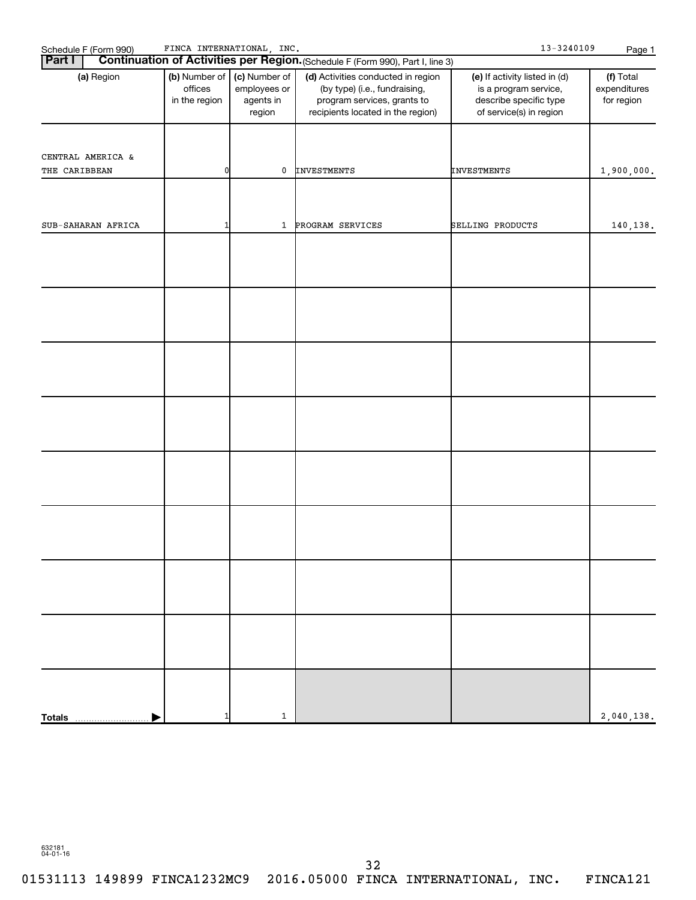Schedule F (Form 990) FINCA INTERNATIONAL, INC. 13-3240109

## Part I Continuation of Activities per Region. (Schedule F (Form 990), Part I, line 3)

| (a) Region | (b) Number of offices in the region | (c) Number of employees or agents in region | (d) Activities conducted in region (by type) (i.e., fundraising, program services, grants to recipients located in the region) | (e) If activity listed in (d) is a program service, describe specific type of service(s) in region | (f) Total expenditures for region |
|---|---|---|---|---|---|
| CENTRAL AMERICA & THE CARIBBEAN | 0 | 0 | INVESTMENTS | INVESTMENTS | 1,900,000. |
| SUB-SAHARAN AFRICA | 1 | 1 | PROGRAM SERVICES | SELLING PRODUCTS | 140,138. |
| | | | | | |
| | | | | | |
| | | | | | |
| | | | | | |
| | | | | | |
| | | | | | |
| | | | | | |
| | | | | | |
| **Totals** | 1 | 1 | | | 2,040,138. |

632181 04-01-16

01531113 149899 FINCA1232MC9 2016.05000 FINCA INTERNATIONAL, INC. FINCA121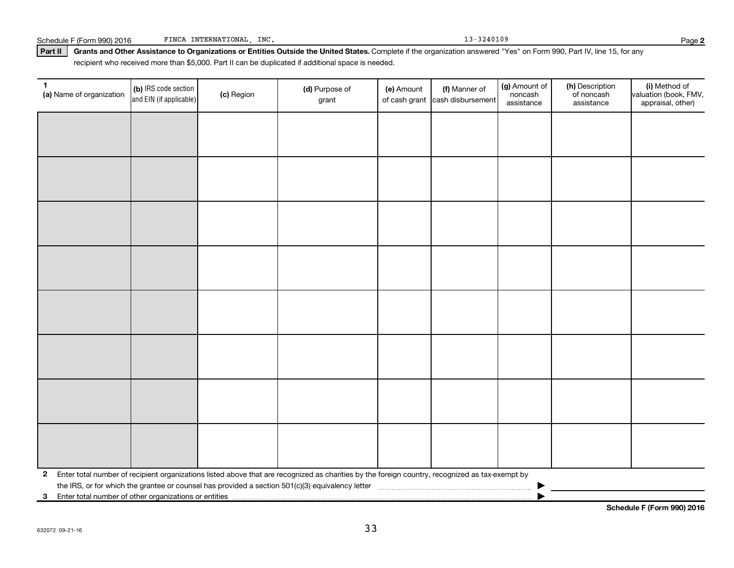Schedule F (Form 990) 2016 FINCA INTERNATIONAL, INC. 13-3240109 Page 2

**Part II** **Grants and Other Assistance to Organizations or Entities Outside the United States.** Complete if the organization answered "Yes" on Form 990, Part IV, line 15, for any recipient who received more than $5,000. Part II can be duplicated if additional space is needed.

| 1 (a) Name of organization | (b) IRS code section and EIN (if applicable) | (c) Region | (d) Purpose of grant | (e) Amount of cash grant | (f) Manner of cash disbursement | (g) Amount of noncash assistance | (h) Description of noncash assistance | (i) Method of valuation (book, FMV, appraisal, other) |
|---|---|---|---|---|---|---|---|---|
| | | | | | | | | |
| | | | | | | | | |
| | | | | | | | | |
| | | | | | | | | |
| | | | | | | | | |
| | | | | | | | | |
| | | | | | | | | |
| | | | | | | | | |

**2** Enter total number of recipient organizations listed above that are recognized as charities by the foreign country, recognized as tax-exempt by the IRS, or for which the grantee or counsel has provided a section 501(c)(3) equivalency letter ▶

**3** Enter total number of other organizations or entities ▶

**Schedule F (Form 990) 2016**

632072 09-21-16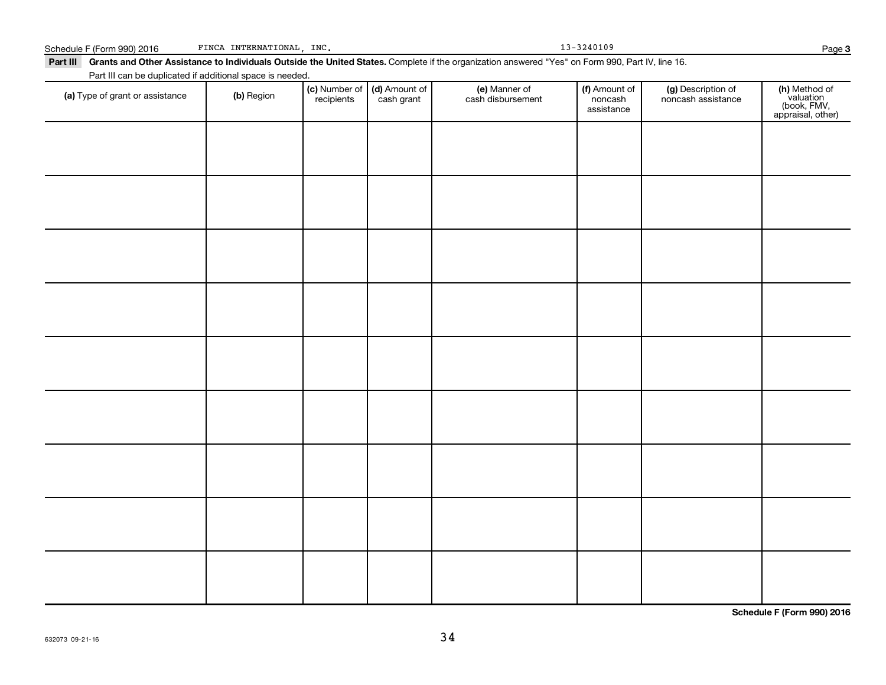Schedule F (Form 990) 2016 FINCA INTERNATIONAL, INC. 13-3240109

**Part III Grants and Other Assistance to Individuals Outside the United States.** Complete if the organization answered "Yes" on Form 990, Part IV, line 16.

Part III can be duplicated if additional space is needed.

| **(a)** Type of grant or assistance | **(b)** Region | **(c)** Number of recipients | **(d)** Amount of cash grant | **(e)** Manner of cash disbursement | **(f)** Amount of noncash assistance | **(g)** Description of noncash assistance | **(h)** Method of valuation (book, FMV, appraisal, other) |
|---|---|---|---|---|---|---|---|
| | | | | | | | |
| | | | | | | | |
| | | | | | | | |
| | | | | | | | |
| | | | | | | | |
| | | | | | | | |
| | | | | | | | |
| | | | | | | | |
| | | | | | | | |

**Schedule F (Form 990) 2016**

632073 09-21-16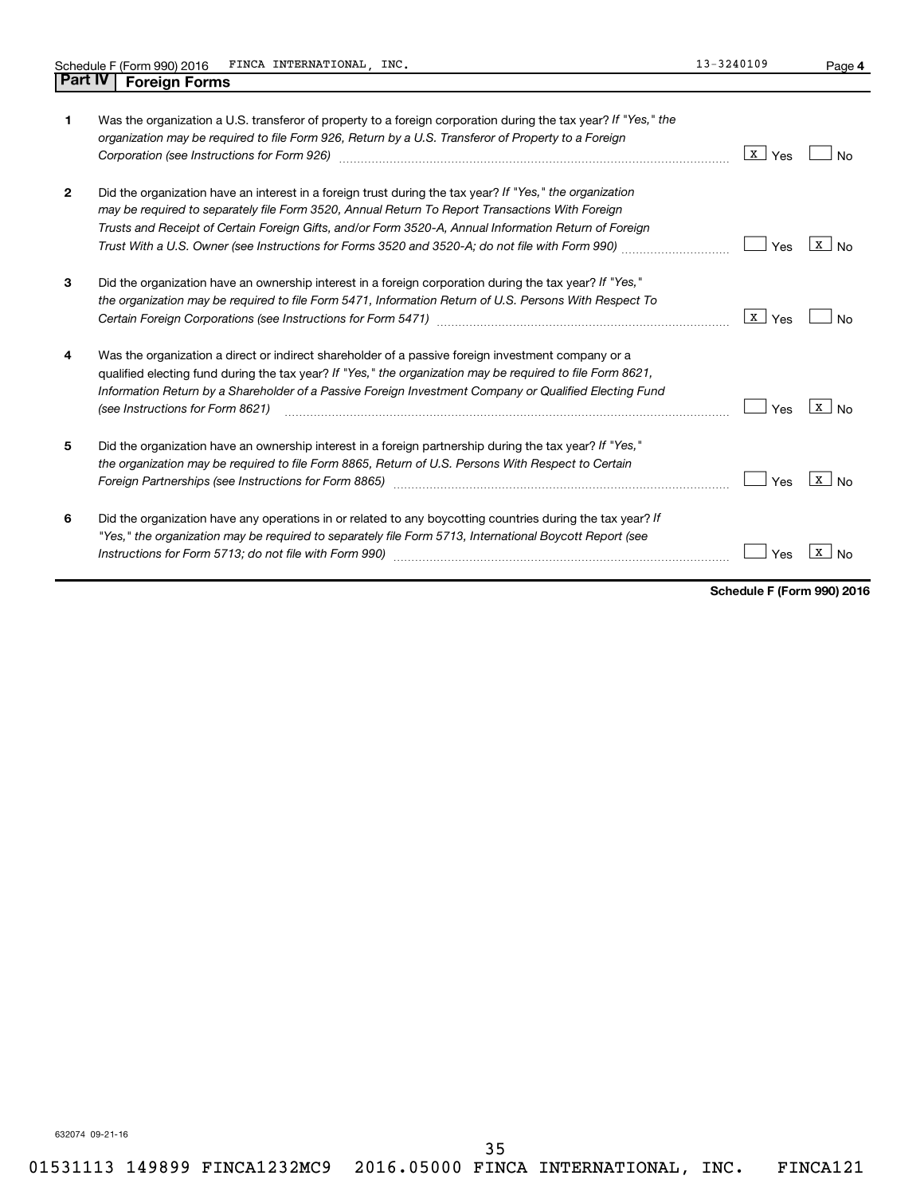Schedule F (Form 990) 2016 FINCA INTERNATIONAL, INC. 13-3240109

## Part IV Foreign Forms

| | | Yes | No |
|---|---|---|---|
| **1** | Was the organization a U.S. transferor of property to a foreign corporation during the tax year? *If "Yes," the organization may be required to file Form 926, Return by a U.S. Transferor of Property to a Foreign Corporation (see Instructions for Form 926)* | X | |
| **2** | Did the organization have an interest in a foreign trust during the tax year? *If "Yes," the organization may be required to separately file Form 3520, Annual Return To Report Transactions With Foreign Trusts and Receipt of Certain Foreign Gifts, and/or Form 3520-A, Annual Information Return of Foreign Trust With a U.S. Owner (see Instructions for Forms 3520 and 3520-A; do not file with Form 990)* | | X |
| **3** | Did the organization have an ownership interest in a foreign corporation during the tax year? *If "Yes," the organization may be required to file Form 5471, Information Return of U.S. Persons With Respect To Certain Foreign Corporations (see Instructions for Form 5471)* | X | |
| **4** | Was the organization a direct or indirect shareholder of a passive foreign investment company or a qualified electing fund during the tax year? *If "Yes," the organization may be required to file Form 8621, Information Return by a Shareholder of a Passive Foreign Investment Company or Qualified Electing Fund (see Instructions for Form 8621)* | | X |
| **5** | Did the organization have an ownership interest in a foreign partnership during the tax year? *If "Yes," the organization may be required to file Form 8865, Return of U.S. Persons With Respect to Certain Foreign Partnerships (see Instructions for Form 8865)* | | X |
| **6** | Did the organization have any operations in or related to any boycotting countries during the tax year? *If "Yes," the organization may be required to separately file Form 5713, International Boycott Report (see Instructions for Form 5713; do not file with Form 990)* | | X |

**Schedule F (Form 990) 2016**

632074 09-21-16

01531113 149899 FINCA1232MC9 2016.05000 FINCA INTERNATIONAL, INC. FINCA121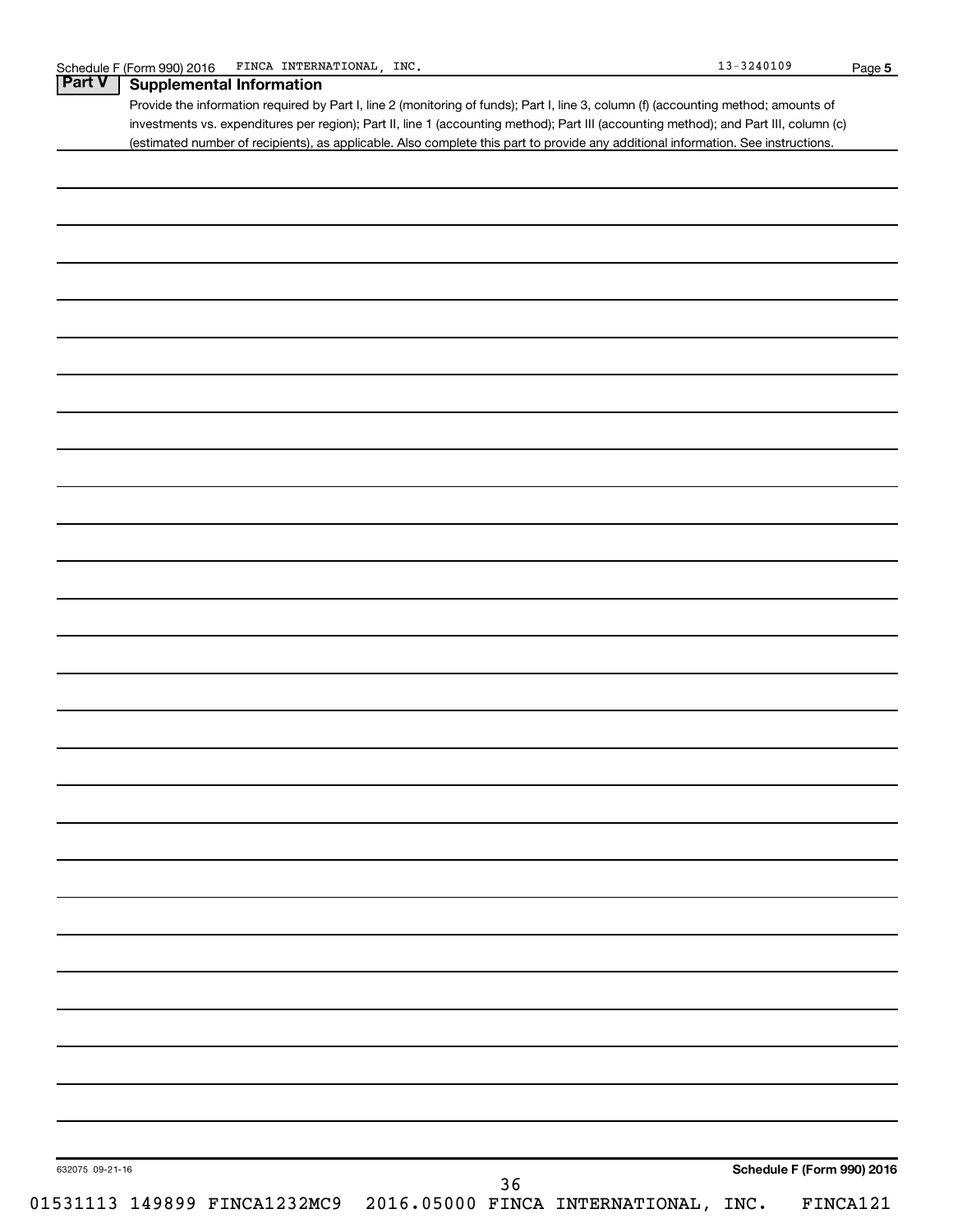## Part V Supplemental Information

Provide the information required by Part I, line 2 (monitoring of funds); Part I, line 3, column (f) (accounting method; amounts of investments vs. expenditures per region); Part II, line 1 (accounting method); Part III (accounting method); and Part III, column (c) (estimated number of recipients), as applicable. Also complete this part to provide any additional information. See instructions.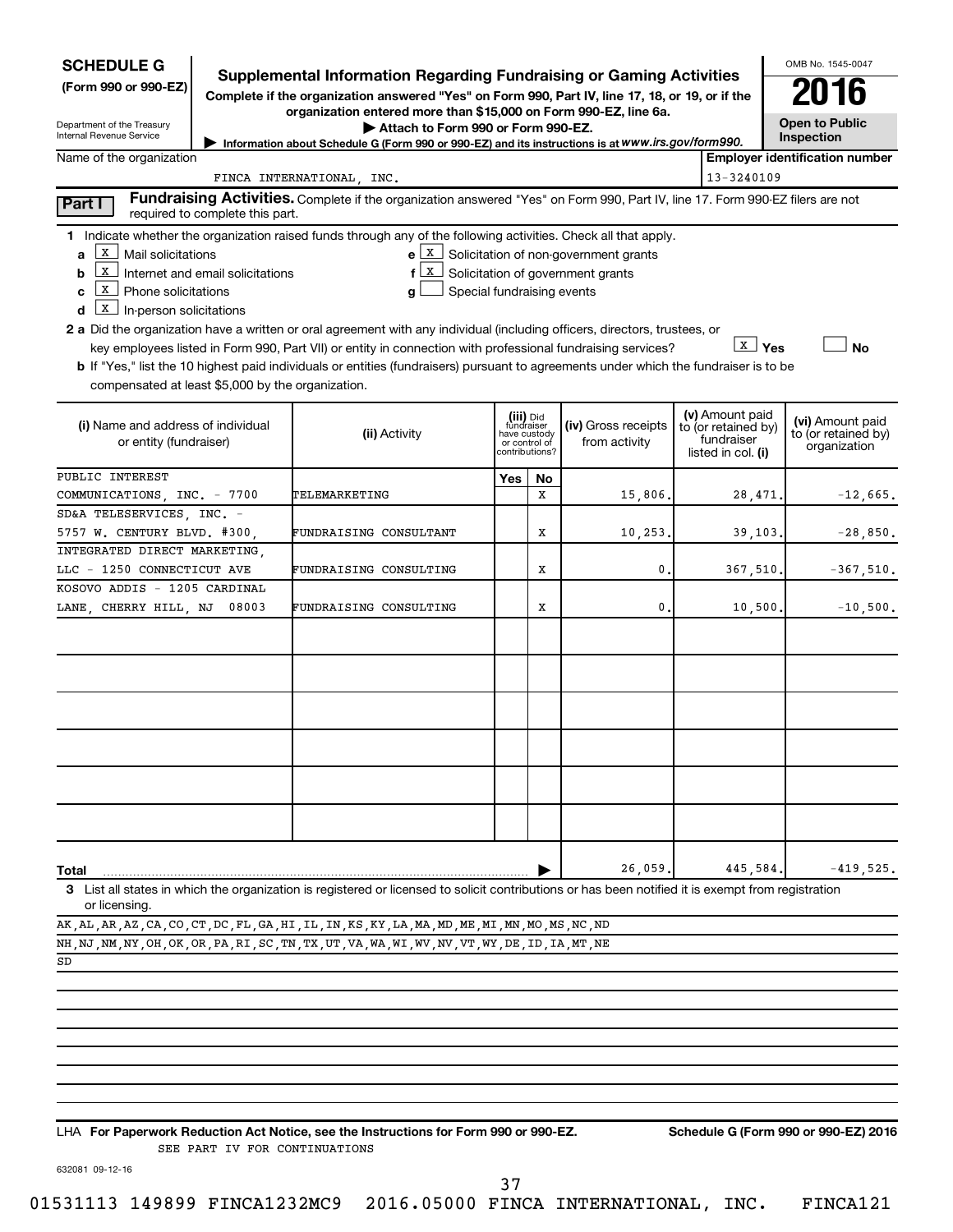# SCHEDULE G (Form 990 or 990-EZ)

Department of the Treasury
Internal Revenue Service

## Supplemental Information Regarding Fundraising or Gaming Activities

**Complete if the organization answered "Yes" on Form 990, Part IV, line 17, 18, or 19, or if the organization entered more than $15,000 on Form 990-EZ, line 6a.**

**▶ Attach to Form 990 or Form 990-EZ.**

**▶ Information about Schedule G (Form 990 or 990-EZ) and its instructions is at *www.irs.gov/form990.***

OMB No. 1545-0047

**2016**

**Open to Public Inspection**

Name of the organization: FINCA INTERNATIONAL, INC.

Employer identification number: 13-3240109

**Part I** **Fundraising Activities.** Complete if the organization answered "Yes" on Form 990, Part IV, line 17. Form 990-EZ filers are not required to complete this part.

**1** Indicate whether the organization raised funds through any of the following activities. Check all that apply.

- **a** [X] Mail solicitations
- **b** [X] Internet and email solicitations
- **c** [X] Phone solicitations
- **d** [X] In-person solicitations
- **e** [X] Solicitation of non-government grants
- **f** [X] Solicitation of government grants
- **g** [ ] Special fundraising events

**2 a** Did the organization have a written or oral agreement with any individual (including officers, directors, trustees, or key employees listed in Form 990, Part VII) or entity in connection with professional fundraising services? [X] Yes [ ] No

**b** If "Yes," list the 10 highest paid individuals or entities (fundraisers) pursuant to agreements under which the fundraiser is to be compensated at least $5,000 by the organization.

| (i) Name and address of individual or entity (fundraiser) | (ii) Activity | (iii) Did fundraiser have custody or control of contributions? Yes | No | (iv) Gross receipts from activity | (v) Amount paid to (or retained by) fundraiser listed in col. (i) | (vi) Amount paid to (or retained by) organization |
|---|---|---|---|---|---|---|
| PUBLIC INTEREST COMMUNICATIONS, INC. - 7700 | TELEMARKETING | | X | 15,806. | 28,471. | -12,665. |
| SD&A TELESERVICES, INC. - 5757 W. CENTURY BLVD. #300, | FUNDRAISING CONSULTANT | | X | 10,253. | 39,103. | -28,850. |
| INTEGRATED DIRECT MARKETING, LLC - 1250 CONNECTICUT AVE | FUNDRAISING CONSULTING | | X | 0. | 367,510. | -367,510. |
| KOSOVO ADDIS - 1205 CARDINAL LANE, CHERRY HILL, NJ 08003 | FUNDRAISING CONSULTING | | X | 0. | 10,500. | -10,500. |
| | | | | | | |
| | | | | | | |
| | | | | | | |
| | | | | | | |
| | | | | | | |
| | | | | | | |
| **Total** ▶ | | | | 26,059. | 445,584. | -419,525. |

**3** List all states in which the organization is registered or licensed to solicit contributions or has been notified it is exempt from registration or licensing.

AK,AL,AR,AZ,CA,CO,CT,DC,FL,GA,HI,IL,IN,KS,KY,LA,MA,MD,ME,MI,MN,MO,MS,NC,ND
NH,NJ,NM,NY,OH,OK,OR,PA,RI,SC,TN,TX,UT,VA,WA,WI,WV,NV,VT,WY,DE,ID,IA,MT,NE
SD

LHA **For Paperwork Reduction Act Notice, see the Instructions for Form 990 or 990-EZ.** **Schedule G (Form 990 or 990-EZ) 2016**

SEE PART IV FOR CONTINUATIONS

632081 09-12-16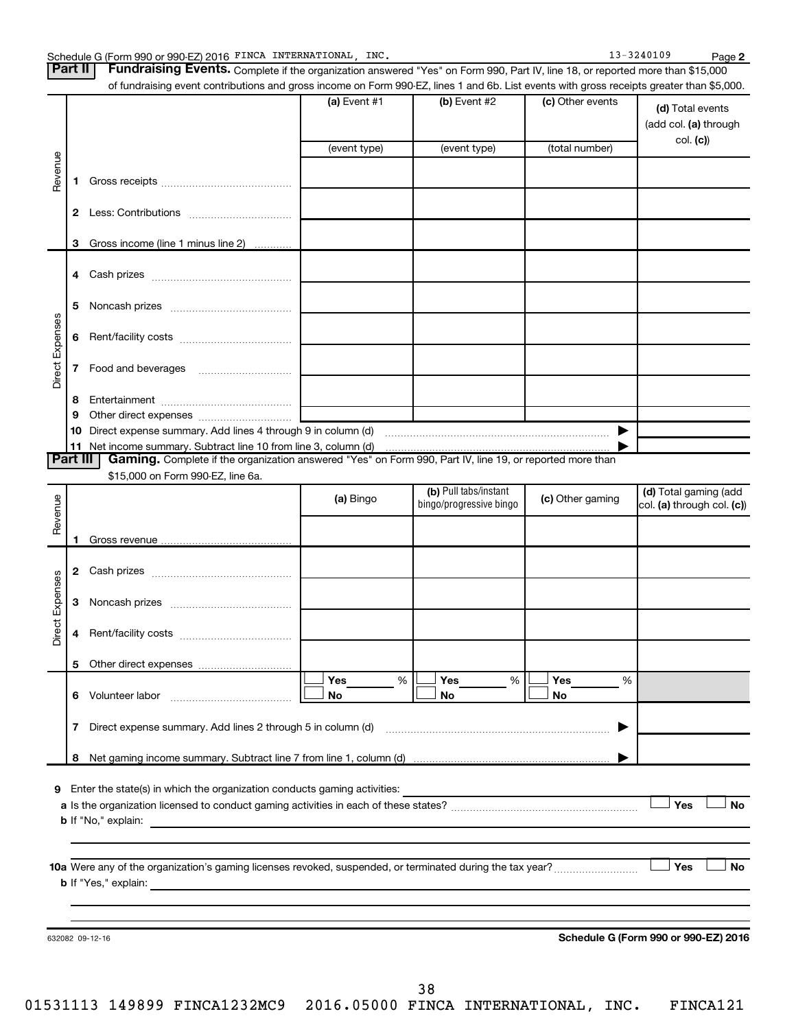Schedule G (Form 990 or 990-EZ) 2016 FINCA INTERNATIONAL, INC. 13-3240109 Page **2**

## Part II Fundraising Events.

Complete if the organization answered "Yes" on Form 990, Part IV, line 18, or reported more than $15,000 of fundraising event contributions and gross income on Form 990-EZ, lines 1 and 6b. List events with gross receipts greater than $5,000.

| | | (a) Event #1 | (b) Event #2 | (c) Other events | (d) Total events (add col. (a) through col. (c)) |
|---|---|---|---|---|---|
| | | (event type) | (event type) | (total number) | |
| Revenue | 1 Gross receipts | | | | |
| | 2 Less: Contributions | | | | |
| | 3 Gross income (line 1 minus line 2) | | | | |
| Direct Expenses | 4 Cash prizes | | | | |
| | 5 Noncash prizes | | | | |
| | 6 Rent/facility costs | | | | |
| | 7 Food and beverages | | | | |
| | 8 Entertainment | | | | |
| | 9 Other direct expenses | | | | |
| | 10 Direct expense summary. Add lines 4 through 9 in column (d) | | | ▶ | |
| | 11 Net income summary. Subtract line 10 from line 3, column (d) | | | ▶ | |

## Part III Gaming.

Complete if the organization answered "Yes" on Form 990, Part IV, line 19, or reported more than $15,000 on Form 990-EZ, line 6a.

| | | (a) Bingo | (b) Pull tabs/instant bingo/progressive bingo | (c) Other gaming | (d) Total gaming (add col. (a) through col. (c)) |
|---|---|---|---|---|---|
| Revenue | 1 Gross revenue | | | | |
| Direct Expenses | 2 Cash prizes | | | | |
| | 3 Noncash prizes | | | | |
| | 4 Rent/facility costs | | | | |
| | 5 Other direct expenses | | | | |
| | 6 Volunteer labor | ☐ Yes ___ % ☐ No | ☐ Yes ___ % ☐ No | ☐ Yes ___ % ☐ No | |
| | 7 Direct expense summary. Add lines 2 through 5 in column (d) | | | ▶ | |
| | 8 Net gaming income summary. Subtract line 7 from line 1, column (d) | | | ▶ | |

**9** Enter the state(s) in which the organization conducts gaming activities:

**a** Is the organization licensed to conduct gaming activities in each of these states? ☐ Yes ☐ No

**b** If "No," explain:

**10a** Were any of the organization's gaming licenses revoked, suspended, or terminated during the tax year? ☐ Yes ☐ No

**b** If "Yes," explain:

632082 09-12-16 **Schedule G (Form 990 or 990-EZ) 2016**

01531113 149899 FINCA1232MC9 2016.05000 FINCA INTERNATIONAL, INC. FINCA121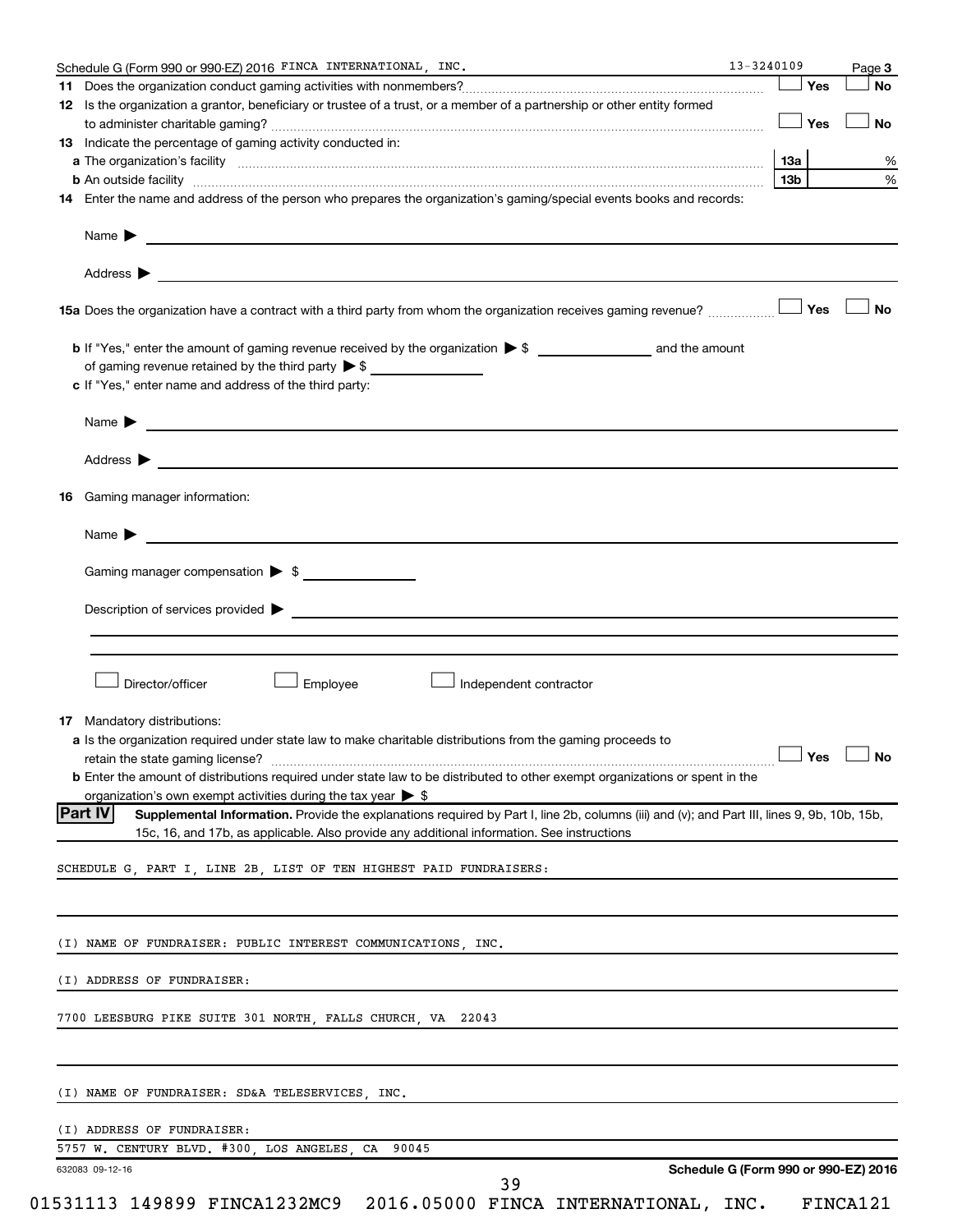Schedule G (Form 990 or 990-EZ) 2016 FINCA INTERNATIONAL, INC. 13-3240109 Page 3

**11** Does the organization conduct gaming activities with nonmembers? ☐ Yes ☐ No

**12** Is the organization a grantor, beneficiary or trustee of a trust, or a member of a partnership or other entity formed to administer charitable gaming? ☐ Yes ☐ No

**13** Indicate the percentage of gaming activity conducted in:

**a** The organization's facility ... **13a** %

**b** An outside facility ... **13b** %

**14** Enter the name and address of the person who prepares the organization's gaming/special events books and records:

Name ▶

Address ▶

**15a** Does the organization have a contract with a third party from whom the organization receives gaming revenue? ☐ Yes ☐ No

**b** If "Yes," enter the amount of gaming revenue received by the organization ▶ $ ______ and the amount of gaming revenue retained by the third party ▶ $ ______

**c** If "Yes," enter name and address of the third party:

Name ▶

Address ▶

**16** Gaming manager information:

Name ▶

Gaming manager compensation ▶ $

Description of services provided ▶

☐ Director/officer ☐ Employee ☐ Independent contractor

**17** Mandatory distributions:

**a** Is the organization required under state law to make charitable distributions from the gaming proceeds to retain the state gaming license? ☐ Yes ☐ No

**b** Enter the amount of distributions required under state law to be distributed to other exempt organizations or spent in the organization's own exempt activities during the tax year ▶ $

**Part IV** **Supplemental Information.** Provide the explanations required by Part I, line 2b, columns (iii) and (v); and Part III, lines 9, 9b, 10b, 15b, 15c, 16, and 17b, as applicable. Also provide any additional information. See instructions

SCHEDULE G, PART I, LINE 2B, LIST OF TEN HIGHEST PAID FUNDRAISERS:

(I) NAME OF FUNDRAISER: PUBLIC INTEREST COMMUNICATIONS, INC.

(I) ADDRESS OF FUNDRAISER:

7700 LEESBURG PIKE SUITE 301 NORTH, FALLS CHURCH, VA 22043

(I) NAME OF FUNDRAISER: SD&A TELESERVICES, INC.

(I) ADDRESS OF FUNDRAISER:

5757 W. CENTURY BLVD. #300, LOS ANGELES, CA 90045

632083 09-12-16 Schedule G (Form 990 or 990-EZ) 2016

01531113 149899 FINCA1232MC9 2016.05000 FINCA INTERNATIONAL, INC. FINCA121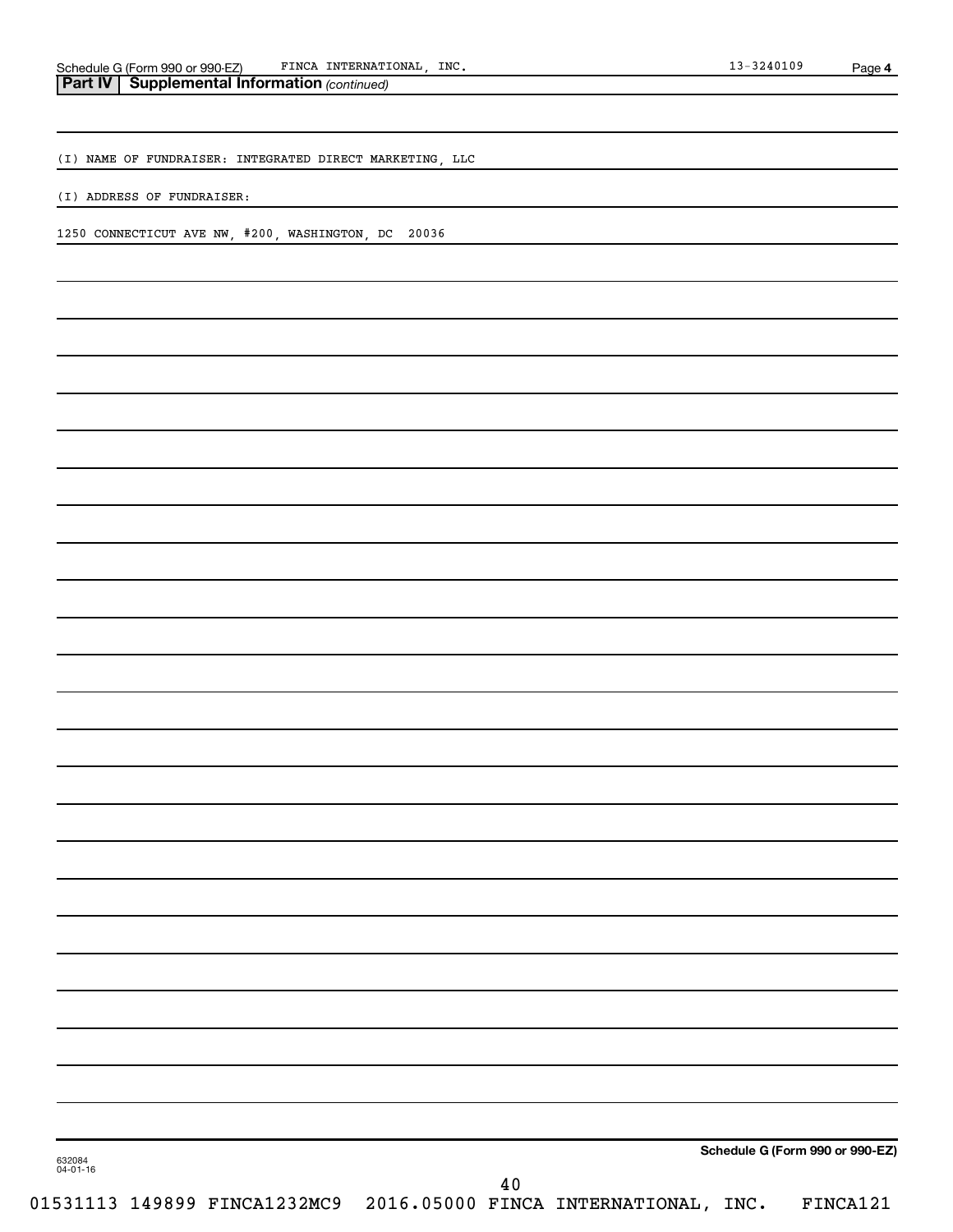## Part IV | Supplemental Information *(continued)*

(I) NAME OF FUNDRAISER: INTEGRATED DIRECT MARKETING, LLC

(I) ADDRESS OF FUNDRAISER:

1250 CONNECTICUT AVE NW, #200, WASHINGTON, DC 20036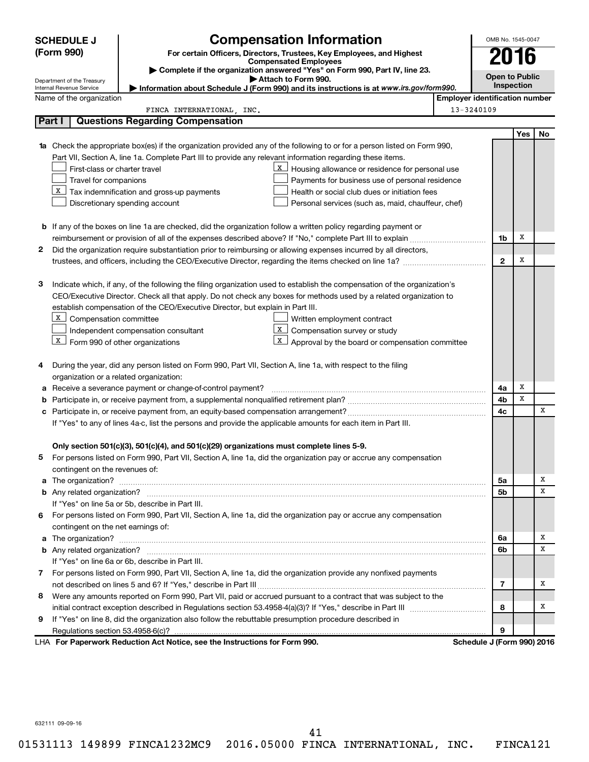**SCHEDULE J (Form 990)**

Department of the Treasury
Internal Revenue Service

# Compensation Information

**For certain Officers, Directors, Trustees, Key Employees, and Highest Compensated Employees**

▶ **Complete if the organization answered "Yes" on Form 990, Part IV, line 23.**

▶ **Attach to Form 990.**

▶ **Information about Schedule J (Form 990) and its instructions is at *www.irs.gov/form990*.**

OMB No. 1545-0047

**2016**

**Open to Public Inspection**

Name of the organization: FINCA INTERNATIONAL, INC.

**Employer identification number**: 13-3240109

## Part I | Questions Regarding Compensation

| | | | Yes | No |
|---|---|---|---|---|
| **1a** | Check the appropriate box(es) if the organization provided any of the following to or for a person listed on Form 990, Part VII, Section A, line 1a. Complete Part III to provide any relevant information regarding these items.<br>☐ First-class or charter travel<br>☐ Travel for companions<br>☒ Tax indemnification and gross-up payments<br>☐ Discretionary spending account<br>☒ Housing allowance or residence for personal use<br>☐ Payments for business use of personal residence<br>☐ Health or social club dues or initiation fees<br>☐ Personal services (such as, maid, chauffeur, chef) | | | |
| **b** | If any of the boxes on line 1a are checked, did the organization follow a written policy regarding payment or reimbursement or provision of all of the expenses described above? If "No," complete Part III to explain | **1b** | X | |
| **2** | Did the organization require substantiation prior to reimbursing or allowing expenses incurred by all directors, trustees, and officers, including the CEO/Executive Director, regarding the items checked on line 1a? | **2** | X | |
| **3** | Indicate which, if any, of the following the filing organization used to establish the compensation of the organization's CEO/Executive Director. Check all that apply. Do not check any boxes for methods used by a related organization to establish compensation of the CEO/Executive Director, but explain in Part III.<br>☒ Compensation committee<br>☐ Independent compensation consultant<br>☒ Form 990 of other organizations<br>☐ Written employment contract<br>☒ Compensation survey or study<br>☒ Approval by the board or compensation committee | | | |
| **4** | During the year, did any person listed on Form 990, Part VII, Section A, line 1a, with respect to the filing organization or a related organization: | | | |
| **a** | Receive a severance payment or change-of-control payment? | **4a** | X | |
| **b** | Participate in, or receive payment from, a supplemental nonqualified retirement plan? | **4b** | X | |
| **c** | Participate in, or receive payment from, an equity-based compensation arrangement? | **4c** | | X |
| | If "Yes" to any of lines 4a-c, list the persons and provide the applicable amounts for each item in Part III. | | | |
| | **Only section 501(c)(3), 501(c)(4), and 501(c)(29) organizations must complete lines 5-9.** | | | |
| **5** | For persons listed on Form 990, Part VII, Section A, line 1a, did the organization pay or accrue any compensation contingent on the revenues of: | | | |
| **a** | The organization? | **5a** | | X |
| **b** | Any related organization? | **5b** | | X |
| | If "Yes" on line 5a or 5b, describe in Part III. | | | |
| **6** | For persons listed on Form 990, Part VII, Section A, line 1a, did the organization pay or accrue any compensation contingent on the net earnings of: | | | |
| **a** | The organization? | **6a** | | X |
| **b** | Any related organization? | **6b** | | X |
| | If "Yes" on line 6a or 6b, describe in Part III. | | | |
| **7** | For persons listed on Form 990, Part VII, Section A, line 1a, did the organization provide any nonfixed payments not described on lines 5 and 6? If "Yes," describe in Part III | **7** | | X |
| **8** | Were any amounts reported on Form 990, Part VII, paid or accrued pursuant to a contract that was subject to the initial contract exception described in Regulations section 53.4958-4(a)(3)? If "Yes," describe in Part III | **8** | | X |
| **9** | If "Yes" on line 8, did the organization also follow the rebuttable presumption procedure described in Regulations section 53.4958-6(c)? | **9** | | |

LHA **For Paperwork Reduction Act Notice, see the Instructions for Form 990.** **Schedule J (Form 990) 2016**

632111 09-09-16

01531113 149899 FINCA1232MC9 2016.05000 FINCA INTERNATIONAL, INC. FINCA121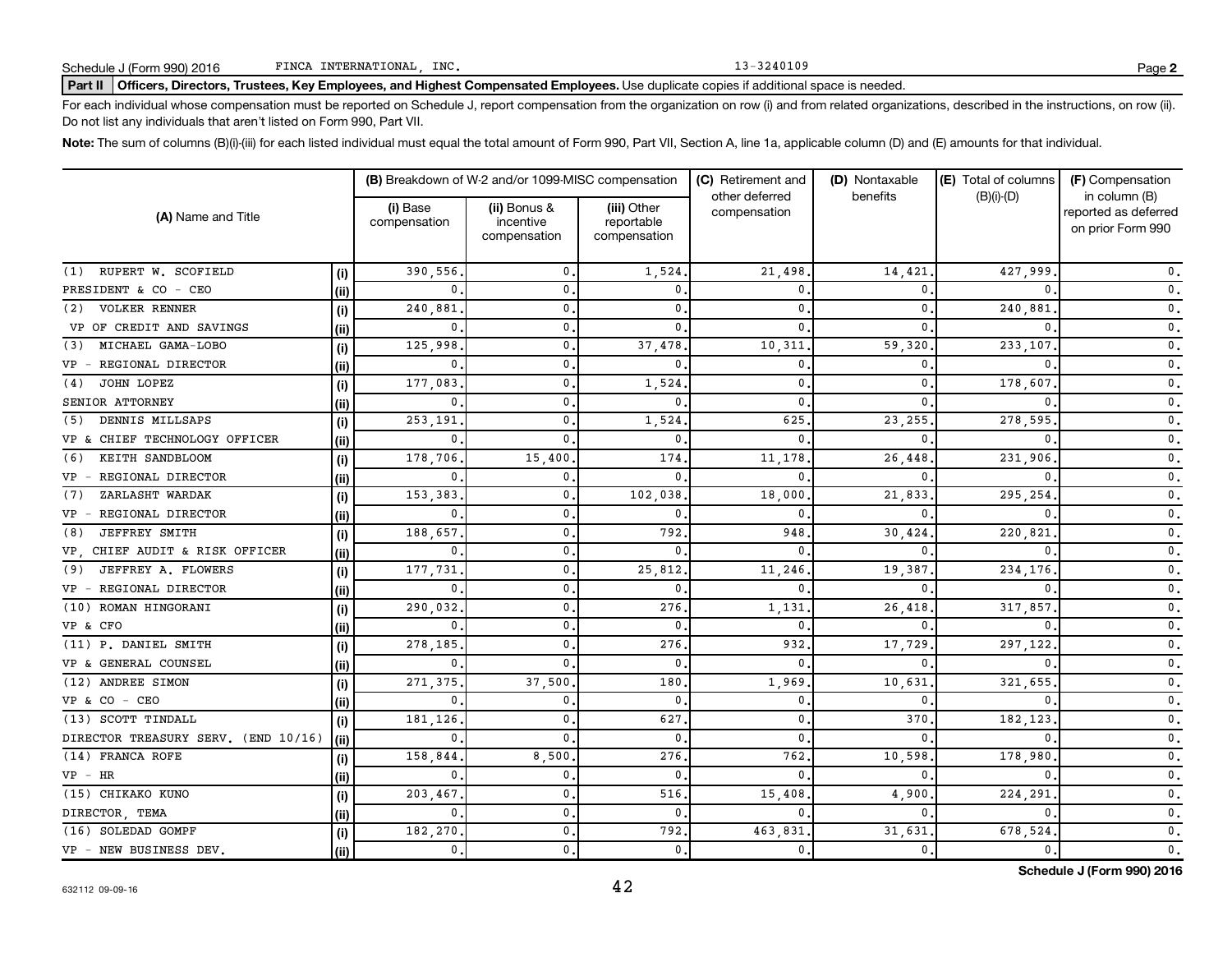Schedule J (Form 990) 2016 FINCA INTERNATIONAL, INC. 13-3240109

**Part II | Officers, Directors, Trustees, Key Employees, and Highest Compensated Employees.** Use duplicate copies if additional space is needed.

For each individual whose compensation must be reported on Schedule J, report compensation from the organization on row (i) and from related organizations, described in the instructions, on row (ii). Do not list any individuals that aren't listed on Form 990, Part VII.

**Note:** The sum of columns (B)(i)-(iii) for each listed individual must equal the total amount of Form 990, Part VII, Section A, line 1a, applicable column (D) and (E) amounts for that individual.

| (A) Name and Title | | (B) Breakdown of W-2 and/or 1099-MISC compensation | | | (C) Retirement and other deferred compensation | (D) Nontaxable benefits | (E) Total of columns (B)(i)-(D) | (F) Compensation in column (B) reported as deferred on prior Form 990 |
|---|---|---|---|---|---|---|---|---|
| | | (i) Base compensation | (ii) Bonus & incentive compensation | (iii) Other reportable compensation | | | | |
| (1) RUPERT W. SCOFIELD | (i) | 390,556. | 0. | 1,524. | 21,498. | 14,421. | 427,999. | 0. |
| PRESIDENT & CO - CEO | (ii) | 0. | 0. | 0. | 0. | 0. | 0. | 0. |
| (2) VOLKER RENNER | (i) | 240,881. | 0. | 0. | 0. | 0. | 240,881. | 0. |
| VP OF CREDIT AND SAVINGS | (ii) | 0. | 0. | 0. | 0. | 0. | 0. | 0. |
| (3) MICHAEL GAMA-LOBO | (i) | 125,998. | 0. | 37,478. | 10,311. | 59,320. | 233,107. | 0. |
| VP - REGIONAL DIRECTOR | (ii) | 0. | 0. | 0. | 0. | 0. | 0. | 0. |
| (4) JOHN LOPEZ | (i) | 177,083. | 0. | 1,524. | 0. | 0. | 178,607. | 0. |
| SENIOR ATTORNEY | (ii) | 0. | 0. | 0. | 0. | 0. | 0. | 0. |
| (5) DENNIS MILLSAPS | (i) | 253,191. | 0. | 1,524. | 625. | 23,255. | 278,595. | 0. |
| VP & CHIEF TECHNOLOGY OFFICER | (ii) | 0. | 0. | 0. | 0. | 0. | 0. | 0. |
| (6) KEITH SANDBLOOM | (i) | 178,706. | 15,400. | 174. | 11,178. | 26,448. | 231,906. | 0. |
| VP - REGIONAL DIRECTOR | (ii) | 0. | 0. | 0. | 0. | 0. | 0. | 0. |
| (7) ZARLASHT WARDAK | (i) | 153,383. | 0. | 102,038. | 18,000. | 21,833. | 295,254. | 0. |
| VP - REGIONAL DIRECTOR | (ii) | 0. | 0. | 0. | 0. | 0. | 0. | 0. |
| (8) JEFFREY SMITH | (i) | 188,657. | 0. | 792. | 948. | 30,424. | 220,821. | 0. |
| VP, CHIEF AUDIT & RISK OFFICER | (ii) | 0. | 0. | 0. | 0. | 0. | 0. | 0. |
| (9) JEFFREY A. FLOWERS | (i) | 177,731. | 0. | 25,812. | 11,246. | 19,387. | 234,176. | 0. |
| VP - REGIONAL DIRECTOR | (ii) | 0. | 0. | 0. | 0. | 0. | 0. | 0. |
| (10) ROMAN HINGORANI | (i) | 290,032. | 0. | 276. | 1,131. | 26,418. | 317,857. | 0. |
| VP & CFO | (ii) | 0. | 0. | 0. | 0. | 0. | 0. | 0. |
| (11) P. DANIEL SMITH | (i) | 278,185. | 0. | 276. | 932. | 17,729. | 297,122. | 0. |
| VP & GENERAL COUNSEL | (ii) | 0. | 0. | 0. | 0. | 0. | 0. | 0. |
| (12) ANDREE SIMON | (i) | 271,375. | 37,500. | 180. | 1,969. | 10,631. | 321,655. | 0. |
| VP & CO - CEO | (ii) | 0. | 0. | 0. | 0. | 0. | 0. | 0. |
| (13) SCOTT TINDALL | (i) | 181,126. | 0. | 627. | 0. | 370. | 182,123. | 0. |
| DIRECTOR TREASURY SERV. (END 10/16) | (ii) | 0. | 0. | 0. | 0. | 0. | 0. | 0. |
| (14) FRANCA ROFE | (i) | 158,844. | 8,500. | 276. | 762. | 10,598. | 178,980. | 0. |
| VP - HR | (ii) | 0. | 0. | 0. | 0. | 0. | 0. | 0. |
| (15) CHIKAKO KUNO | (i) | 203,467. | 0. | 516. | 15,408. | 4,900. | 224,291. | 0. |
| DIRECTOR, TEMA | (ii) | 0. | 0. | 0. | 0. | 0. | 0. | 0. |
| (16) SOLEDAD GOMPF | (i) | 182,270. | 0. | 792. | 463,831. | 31,631. | 678,524. | 0. |
| VP - NEW BUSINESS DEV. | (ii) | 0. | 0. | 0. | 0. | 0. | 0. | 0. |

632112 09-09-16

**Schedule J (Form 990) 2016**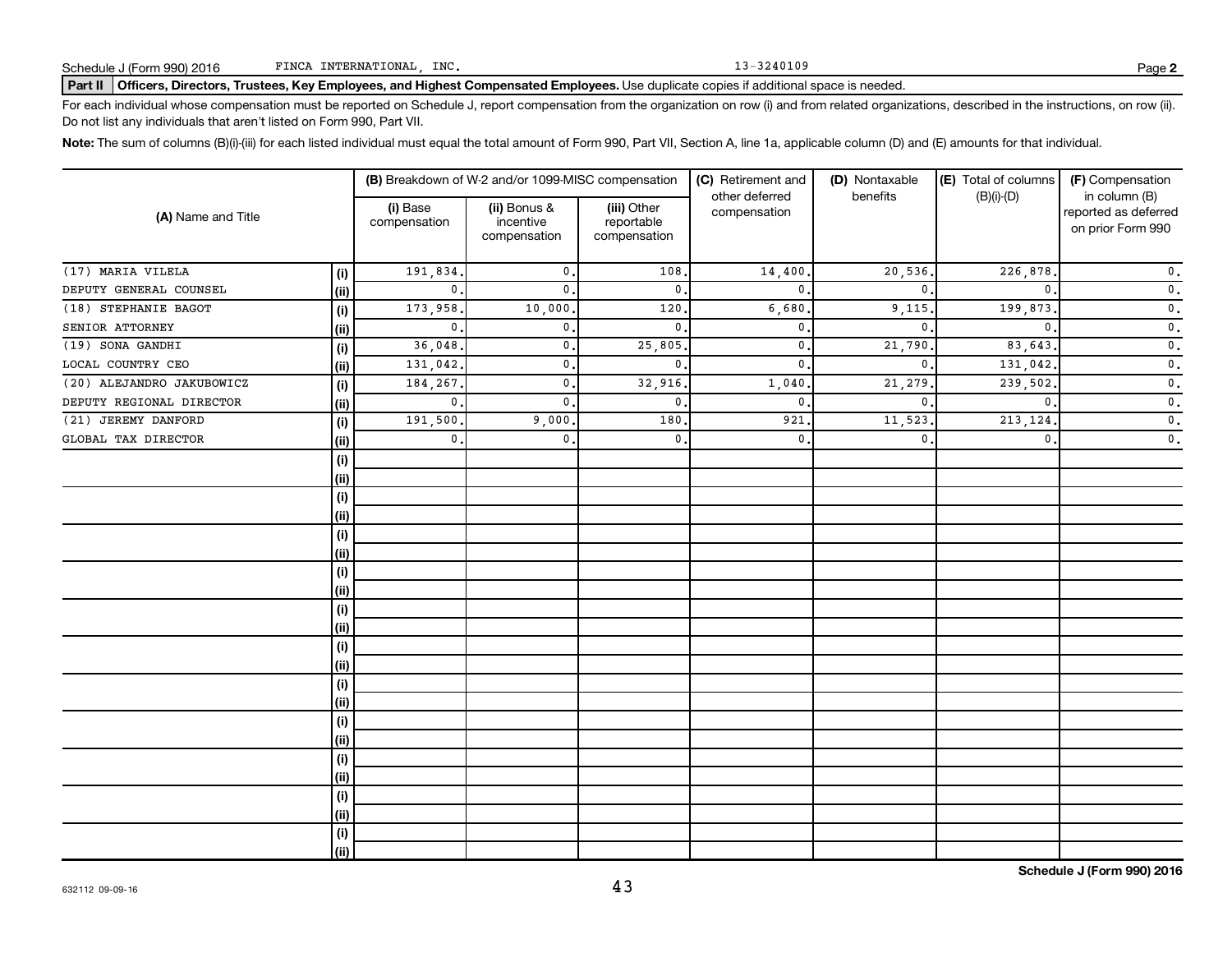Schedule J (Form 990) 2016 FINCA INTERNATIONAL, INC. 13-3240109

**Part II** **Officers, Directors, Trustees, Key Employees, and Highest Compensated Employees.** Use duplicate copies if additional space is needed.

For each individual whose compensation must be reported on Schedule J, report compensation from the organization on row (i) and from related organizations, described in the instructions, on row (ii). Do not list any individuals that aren't listed on Form 990, Part VII.

**Note:** The sum of columns (B)(i)-(iii) for each listed individual must equal the total amount of Form 990, Part VII, Section A, line 1a, applicable column (D) and (E) amounts for that individual.

| (A) Name and Title | | (B) Breakdown of W-2 and/or 1099-MISC compensation | | | (C) Retirement and other deferred compensation | (D) Nontaxable benefits | (E) Total of columns (B)(i)-(D) | (F) Compensation in column (B) reported as deferred on prior Form 990 |
|---|---|---|---|---|---|---|---|---|
| | | (i) Base compensation | (ii) Bonus & incentive compensation | (iii) Other reportable compensation | | | | |
| (17) MARIA VILELA | (i) | 191,834. | 0. | 108. | 14,400. | 20,536. | 226,878. | 0. |
| DEPUTY GENERAL COUNSEL | (ii) | 0. | 0. | 0. | 0. | 0. | 0. | 0. |
| (18) STEPHANIE BAGOT | (i) | 173,958. | 10,000. | 120. | 6,680. | 9,115. | 199,873. | 0. |
| SENIOR ATTORNEY | (ii) | 0. | 0. | 0. | 0. | 0. | 0. | 0. |
| (19) SONA GANDHI | (i) | 36,048. | 0. | 25,805. | 0. | 21,790. | 83,643. | 0. |
| LOCAL COUNTRY CEO | (ii) | 131,042. | 0. | 0. | 0. | 0. | 131,042. | 0. |
| (20) ALEJANDRO JAKUBOWICZ | (i) | 184,267. | 0. | 32,916. | 1,040. | 21,279. | 239,502. | 0. |
| DEPUTY REGIONAL DIRECTOR | (ii) | 0. | 0. | 0. | 0. | 0. | 0. | 0. |
| (21) JEREMY DANFORD | (i) | 191,500. | 9,000. | 180. | 921. | 11,523. | 213,124. | 0. |
| GLOBAL TAX DIRECTOR | (ii) | 0. | 0. | 0. | 0. | 0. | 0. | 0. |
| | (i) | | | | | | | |
| | (ii) | | | | | | | |
| | (i) | | | | | | | |
| | (ii) | | | | | | | |
| | (i) | | | | | | | |
| | (ii) | | | | | | | |
| | (i) | | | | | | | |
| | (ii) | | | | | | | |
| | (i) | | | | | | | |
| | (ii) | | | | | | | |
| | (i) | | | | | | | |
| | (ii) | | | | | | | |
| | (i) | | | | | | | |
| | (ii) | | | | | | | |
| | (i) | | | | | | | |
| | (ii) | | | | | | | |
| | (i) | | | | | | | |
| | (ii) | | | | | | | |
| | (i) | | | | | | | |
| | (ii) | | | | | | | |
| | (i) | | | | | | | |
| | (ii) | | | | | | | |

632112 09-09-16

**Schedule J (Form 990) 2016**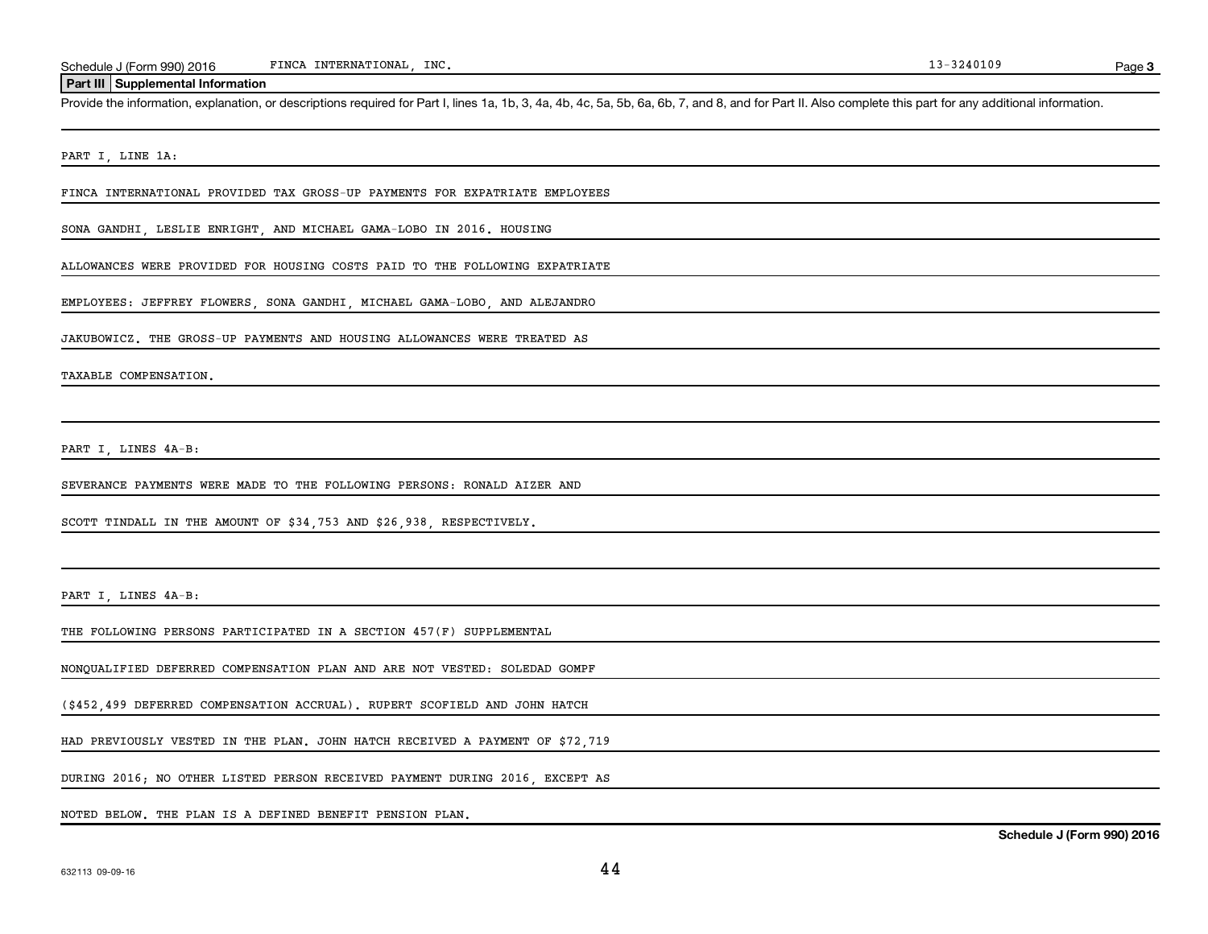## Part III Supplemental Information

Provide the information, explanation, or descriptions required for Part I, lines 1a, 1b, 3, 4a, 4b, 4c, 5a, 5b, 6a, 6b, 7, and 8, and for Part II. Also complete this part for any additional information.

PART I, LINE 1A:

FINCA INTERNATIONAL PROVIDED TAX GROSS-UP PAYMENTS FOR EXPATRIATE EMPLOYEES SONA GANDHI, LESLIE ENRIGHT, AND MICHAEL GAMA-LOBO IN 2016. HOUSING ALLOWANCES WERE PROVIDED FOR HOUSING COSTS PAID TO THE FOLLOWING EXPATRIATE EMPLOYEES: JEFFREY FLOWERS, SONA GANDHI, MICHAEL GAMA-LOBO, AND ALEJANDRO JAKUBOWICZ. THE GROSS-UP PAYMENTS AND HOUSING ALLOWANCES WERE TREATED AS TAXABLE COMPENSATION.

PART I, LINES 4A-B:

SEVERANCE PAYMENTS WERE MADE TO THE FOLLOWING PERSONS: RONALD AIZER AND SCOTT TINDALL IN THE AMOUNT OF $34,753 AND $26,938, RESPECTIVELY.

PART I, LINES 4A-B:

THE FOLLOWING PERSONS PARTICIPATED IN A SECTION 457(F) SUPPLEMENTAL NONQUALIFIED DEFERRED COMPENSATION PLAN AND ARE NOT VESTED: SOLEDAD GOMPF ($452,499 DEFERRED COMPENSATION ACCRUAL). RUPERT SCOFIELD AND JOHN HATCH HAD PREVIOUSLY VESTED IN THE PLAN. JOHN HATCH RECEIVED A PAYMENT OF $72,719 DURING 2016; NO OTHER LISTED PERSON RECEIVED PAYMENT DURING 2016, EXCEPT AS NOTED BELOW. THE PLAN IS A DEFINED BENEFIT PENSION PLAN.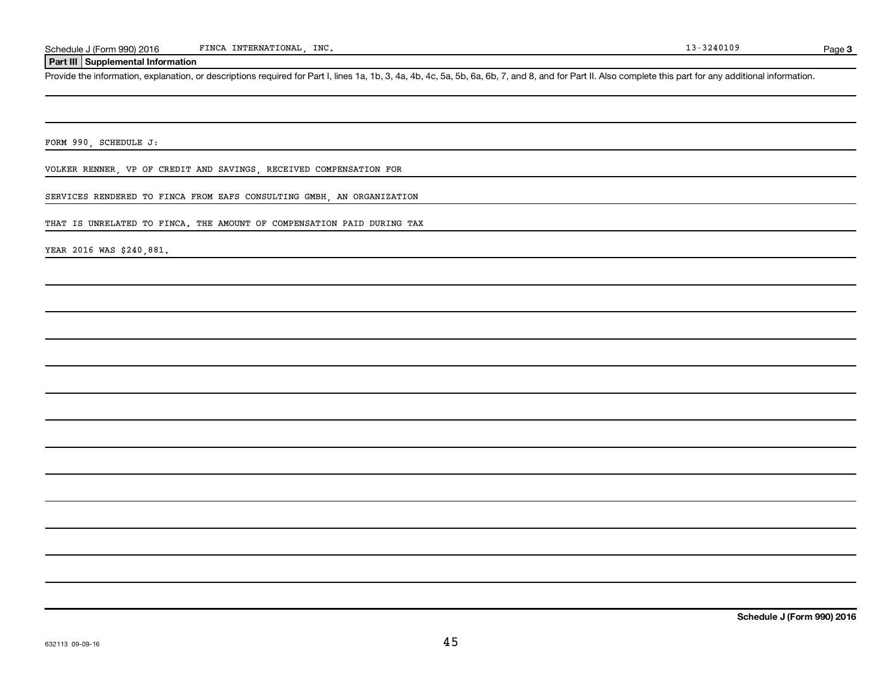Schedule J (Form 990) 2016 FINCA INTERNATIONAL, INC. 13-3240109

## Part III Supplemental Information

Provide the information, explanation, or descriptions required for Part I, lines 1a, 1b, 3, 4a, 4b, 4c, 5a, 5b, 6a, 6b, 7, and 8, and for Part II. Also complete this part for any additional information.

FORM 990, SCHEDULE J:

VOLKER RENNER, VP OF CREDIT AND SAVINGS, RECEIVED COMPENSATION FOR

SERVICES RENDERED TO FINCA FROM EAFS CONSULTING GMBH, AN ORGANIZATION

THAT IS UNRELATED TO FINCA. THE AMOUNT OF COMPENSATION PAID DURING TAX

YEAR 2016 WAS $240,881.

**Schedule J (Form 990) 2016**

632113 09-09-16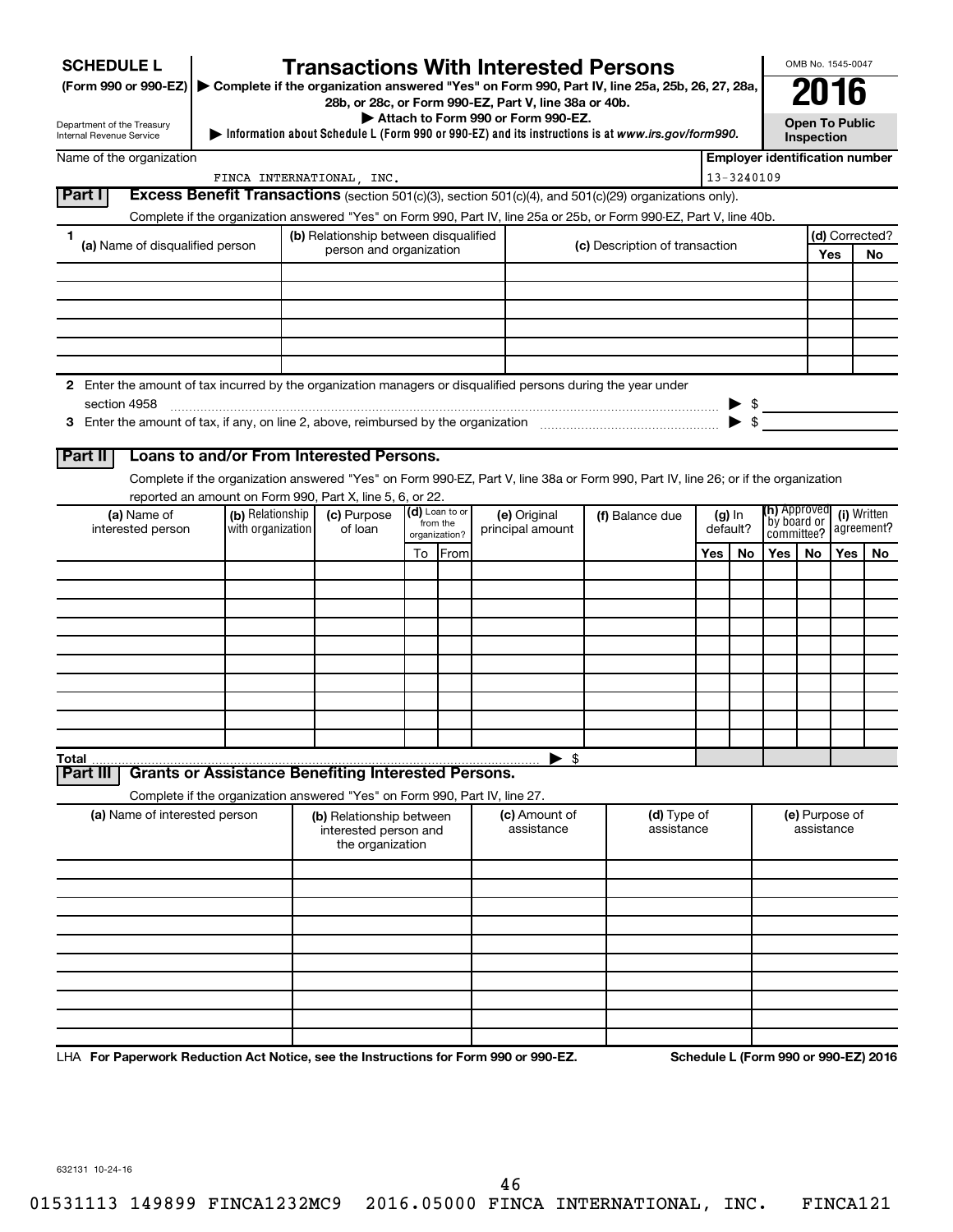**SCHEDULE L** (Form 990 or 990-EZ)

Department of the Treasury
Internal Revenue Service

# Transactions With Interested Persons

▶ Complete if the organization answered "Yes" on Form 990, Part IV, line 25a, 25b, 26, 27, 28a, 28b, or 28c, or Form 990-EZ, Part V, line 38a or 40b.

▶ Attach to Form 990 or Form 990-EZ.

▶ Information about Schedule L (Form 990 or 990-EZ) and its instructions is at *www.irs.gov/form990.*

OMB No. 1545-0047

**2016**

**Open To Public Inspection**

Name of the organization: FINCA INTERNATIONAL, INC.

Employer identification number: 13-3240109

## Part I Excess Benefit Transactions (section 501(c)(3), section 501(c)(4), and 501(c)(29) organizations only).

Complete if the organization answered "Yes" on Form 990, Part IV, line 25a or 25b, or Form 990-EZ, Part V, line 40b.

| 1 (a) Name of disqualified person | (b) Relationship between disqualified person and organization | (c) Description of transaction | (d) Corrected? Yes | No |
|---|---|---|---|---|
| | | | | |
| | | | | |
| | | | | |
| | | | | |
| | | | | |
| | | | | |

2 Enter the amount of tax incurred by the organization managers or disqualified persons during the year under section 4958 ▶ $

3 Enter the amount of tax, if any, on line 2, above, reimbursed by the organization ▶ $

## Part II Loans to and/or From Interested Persons.

Complete if the organization answered "Yes" on Form 990-EZ, Part V, line 38a or Form 990, Part IV, line 26; or if the organization reported an amount on Form 990, Part X, line 5, 6, or 22.

| (a) Name of interested person | (b) Relationship with organization | (c) Purpose of loan | (d) Loan to or from the organization? To | From | (e) Original principal amount | (f) Balance due | (g) In default? Yes | No | (h) Approved by board or committee? Yes | No | (i) Written agreement? Yes | No |
|---|---|---|---|---|---|---|---|---|---|---|---|---|
| | | | | | | | | | | | | |
| | | | | | | | | | | | | |
| | | | | | | | | | | | | |
| | | | | | | | | | | | | |
| | | | | | | | | | | | | |
| | | | | | | | | | | | | |
| | | | | | | | | | | | | |
| | | | | | | | | | | | | |
| | | | | | | | | | | | | |
| | | | | | | | | | | | | |
| **Total** | | | | | ▶ $ | | | | | | | |

## Part III Grants or Assistance Benefiting Interested Persons.

Complete if the organization answered "Yes" on Form 990, Part IV, line 27.

| (a) Name of interested person | (b) Relationship between interested person and the organization | (c) Amount of assistance | (d) Type of assistance | (e) Purpose of assistance |
|---|---|---|---|---|
| | | | | |
| | | | | |
| | | | | |
| | | | | |
| | | | | |
| | | | | |
| | | | | |
| | | | | |
| | | | | |
| | | | | |

LHA **For Paperwork Reduction Act Notice, see the Instructions for Form 990 or 990-EZ.** **Schedule L (Form 990 or 990-EZ) 2016**

632131 10-24-16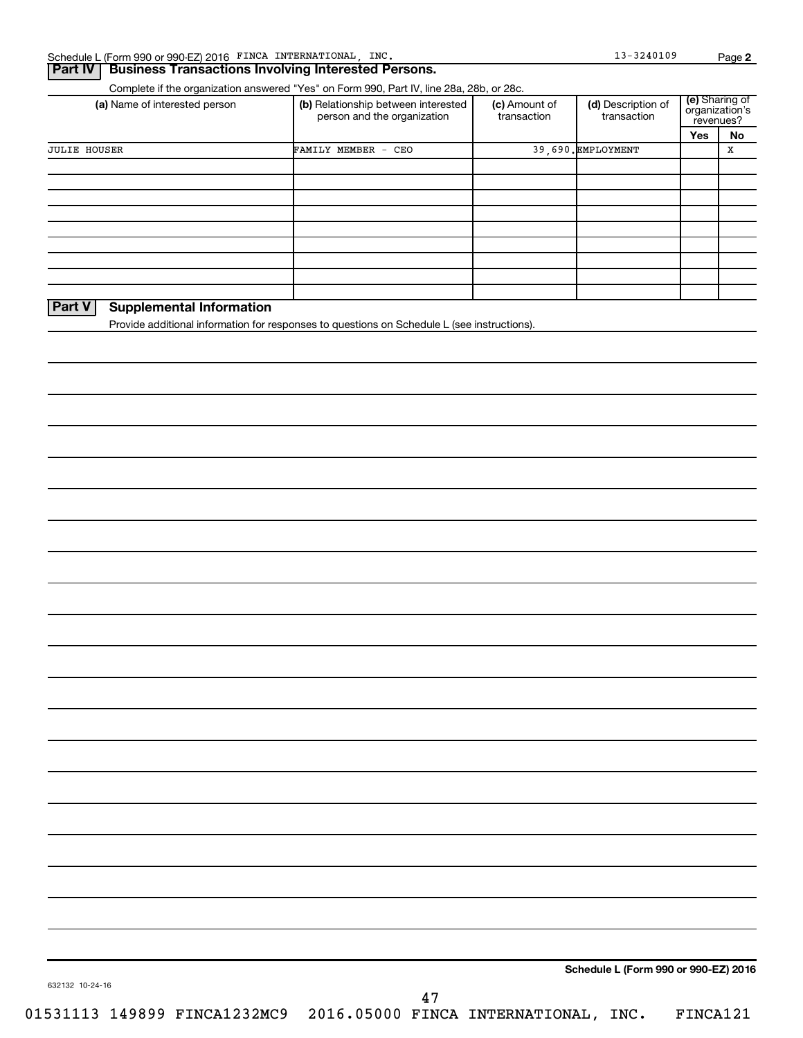Schedule L (Form 990 or 990-EZ) 2016 FINCA INTERNATIONAL, INC. 13-3240109 Page 2

## Part IV Business Transactions Involving Interested Persons.

Complete if the organization answered "Yes" on Form 990, Part IV, line 28a, 28b, or 28c.

| (a) Name of interested person | (b) Relationship between interested person and the organization | (c) Amount of transaction | (d) Description of transaction | (e) Sharing of organization's revenues? | |
|---|---|---|---|---|---|
| | | | | Yes | No |
| JULIE HOUSER | FAMILY MEMBER - CEO | 39,690. | EMPLOYMENT | | X |
| | | | | | |
| | | | | | |
| | | | | | |
| | | | | | |
| | | | | | |
| | | | | | |
| | | | | | |
| | | | | | |
| | | | | | |

## Part V Supplemental Information

Provide additional information for responses to questions on Schedule L (see instructions).

**Schedule L (Form 990 or 990-EZ) 2016**

632132 10-24-16

01531113 149899 FINCA1232MC9 2016.05000 FINCA INTERNATIONAL, INC. FINCA121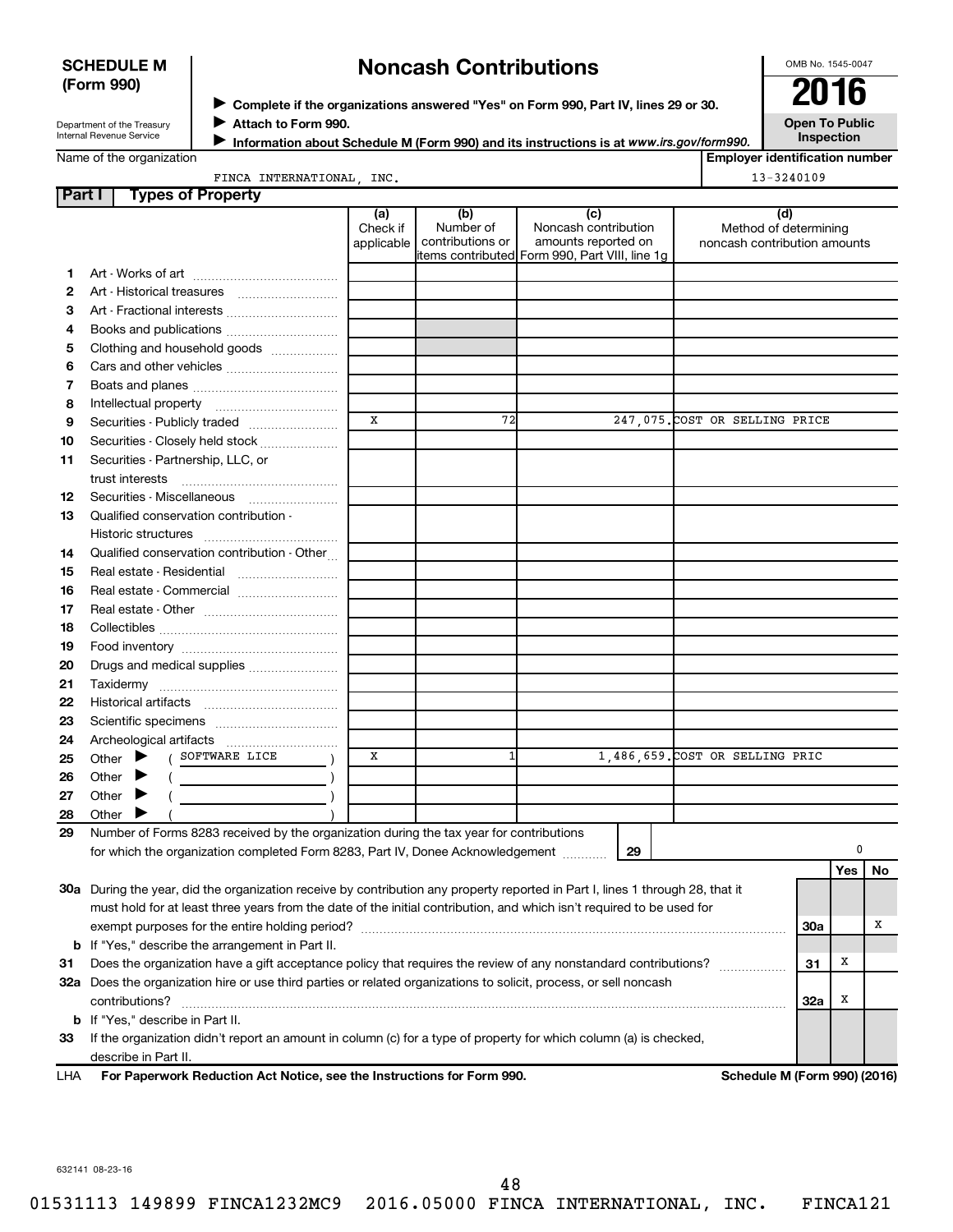**SCHEDULE M**
**(Form 990)**

Department of the Treasury
Internal Revenue Service

# Noncash Contributions

▶ **Complete if the organizations answered "Yes" on Form 990, Part IV, lines 29 or 30.**
▶ **Attach to Form 990.**
▶ **Information about Schedule M (Form 990) and its instructions is at *www.irs.gov/form990*.**

OMB No. 1545-0047

**2016**

**Open To Public Inspection**

Name of the organization: FINCA INTERNATIONAL, INC.

**Employer identification number:** 13-3240109

## Part I Types of Property

| | | (a) Check if applicable | (b) Number of contributions or items contributed | (c) Noncash contribution amounts reported on Form 990, Part VIII, line 1g | (d) Method of determining noncash contribution amounts |
|---|---|---|---|---|---|
| 1 | Art - Works of art | | | | |
| 2 | Art - Historical treasures | | | | |
| 3 | Art - Fractional interests | | | | |
| 4 | Books and publications | | | | |
| 5 | Clothing and household goods | | | | |
| 6 | Cars and other vehicles | | | | |
| 7 | Boats and planes | | | | |
| 8 | Intellectual property | | | | |
| 9 | Securities - Publicly traded | X | 72 | 247,075. | COST OR SELLING PRICE |
| 10 | Securities - Closely held stock | | | | |
| 11 | Securities - Partnership, LLC, or trust interests | | | | |
| 12 | Securities - Miscellaneous | | | | |
| 13 | Qualified conservation contribution - Historic structures | | | | |
| 14 | Qualified conservation contribution - Other | | | | |
| 15 | Real estate - Residential | | | | |
| 16 | Real estate - Commercial | | | | |
| 17 | Real estate - Other | | | | |
| 18 | Collectibles | | | | |
| 19 | Food inventory | | | | |
| 20 | Drugs and medical supplies | | | | |
| 21 | Taxidermy | | | | |
| 22 | Historical artifacts | | | | |
| 23 | Scientific specimens | | | | |
| 24 | Archeological artifacts | | | | |
| 25 | Other ▶ ( SOFTWARE LICE ) | X | 1 | 1,486,659. | COST OR SELLING PRIC |
| 26 | Other ▶ ( ) | | | | |
| 27 | Other ▶ ( ) | | | | |
| 28 | Other ▶ ( ) | | | | |

**29** Number of Forms 8283 received by the organization during the tax year for contributions for which the organization completed Form 8283, Part IV, Donee Acknowledgement ..... **29** | 0

| | | | Yes | No |
|---|---|---|---|---|
| **30a** | During the year, did the organization receive by contribution any property reported in Part I, lines 1 through 28, that it must hold for at least three years from the date of the initial contribution, and which isn't required to be used for exempt purposes for the entire holding period? | 30a | | X |
| **b** | If "Yes," describe the arrangement in Part II. | | | |
| **31** | Does the organization have a gift acceptance policy that requires the review of any nonstandard contributions? | 31 | X | |
| **32a** | Does the organization hire or use third parties or related organizations to solicit, process, or sell noncash contributions? | 32a | X | |
| **b** | If "Yes," describe in Part II. | | | |
| **33** | If the organization didn't report an amount in column (c) for a type of property for which column (a) is checked, describe in Part II. | | | |

LHA **For Paperwork Reduction Act Notice, see the Instructions for Form 990.** **Schedule M (Form 990) (2016)**

632141 08-23-16

01531113 149899 FINCA1232MC9 2016.05000 FINCA INTERNATIONAL, INC. FINCA121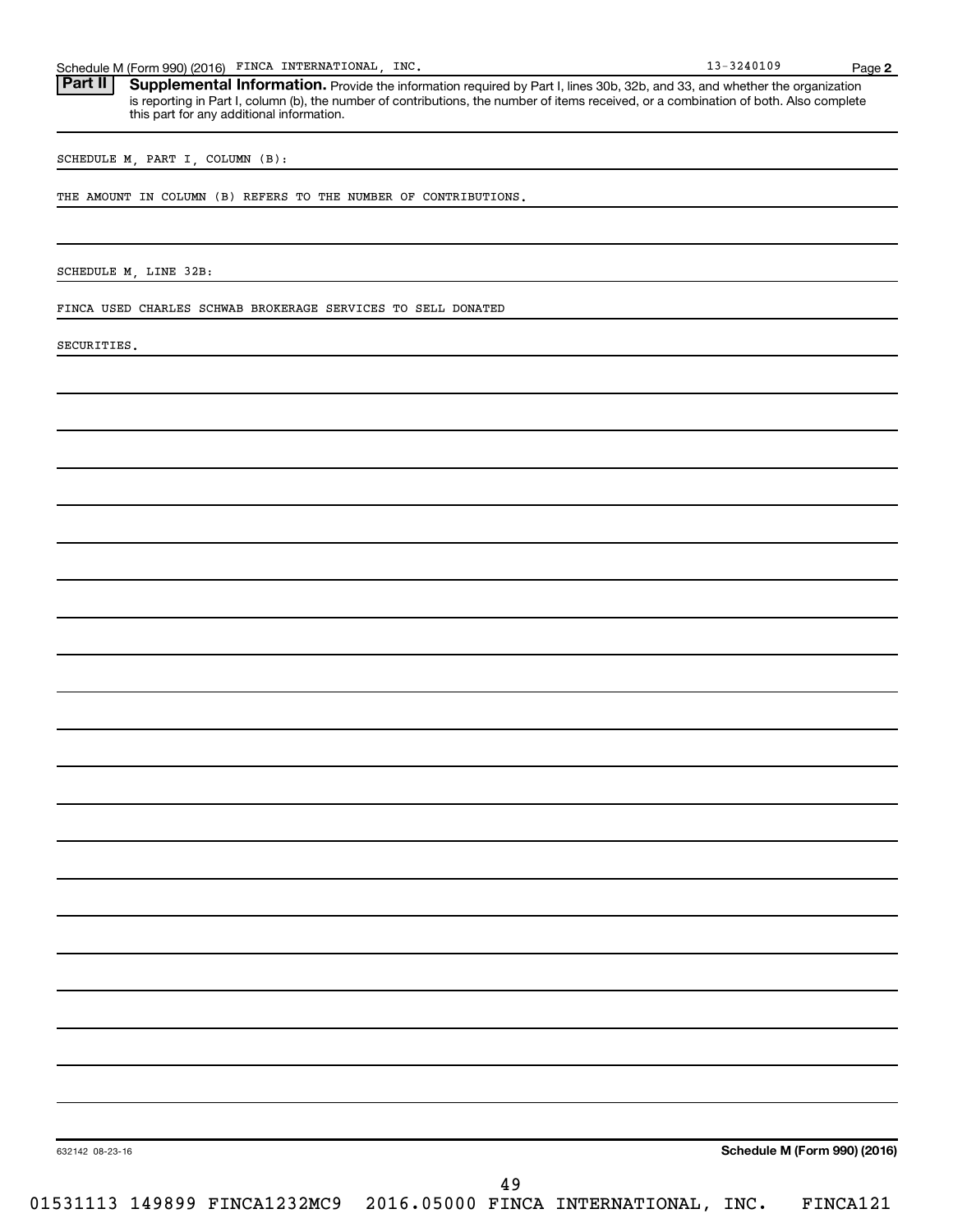Schedule M (Form 990) (2016) FINCA INTERNATIONAL, INC. 13-3240109

**Part II** **Supplemental Information.** Provide the information required by Part I, lines 30b, 32b, and 33, and whether the organization is reporting in Part I, column (b), the number of contributions, the number of items received, or a combination of both. Also complete this part for any additional information.

SCHEDULE M, PART I, COLUMN (B):

THE AMOUNT IN COLUMN (B) REFERS TO THE NUMBER OF CONTRIBUTIONS.

SCHEDULE M, LINE 32B:

FINCA USED CHARLES SCHWAB BROKERAGE SERVICES TO SELL DONATED SECURITIES.

632142 08-23-16

**Schedule M (Form 990) (2016)**

01531113 149899 FINCA1232MC9 2016.05000 FINCA INTERNATIONAL, INC. FINCA121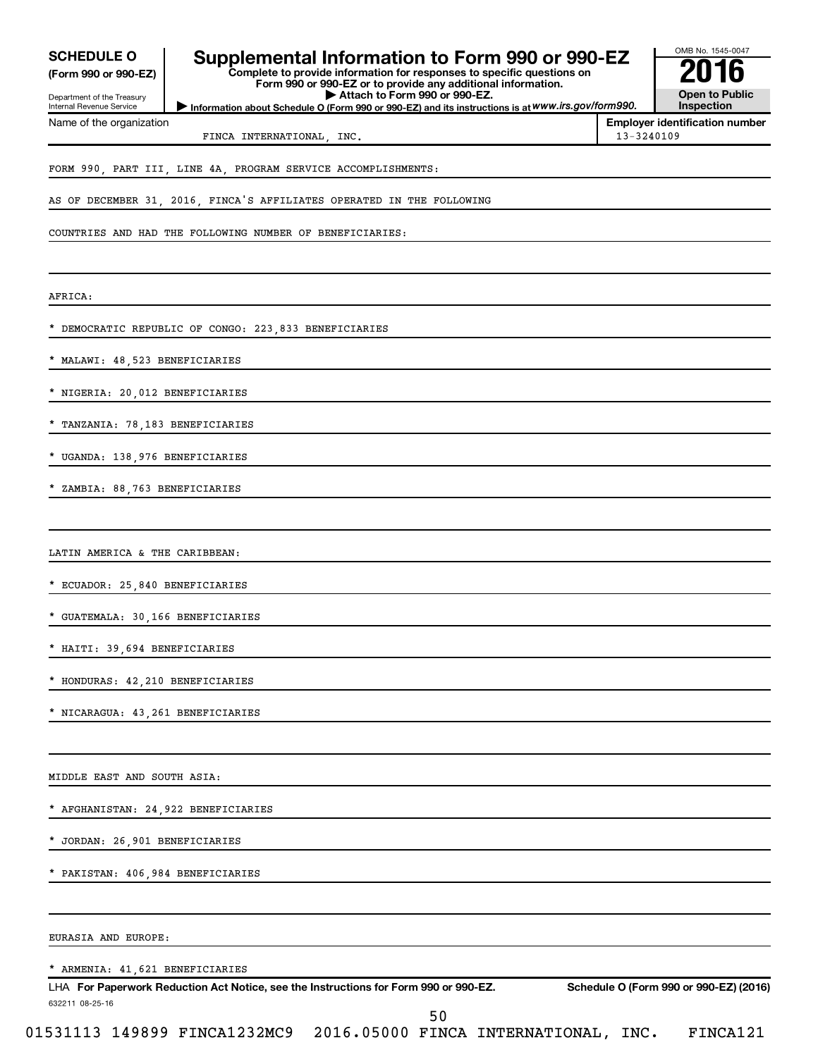**SCHEDULE O**
**(Form 990 or 990-EZ)**

Department of the Treasury
Internal Revenue Service

# Supplemental Information to Form 990 or 990-EZ

**Complete to provide information for responses to specific questions on Form 990 or 990-EZ or to provide any additional information.**
**▶ Attach to Form 990 or 990-EZ.**
**▶ Information about Schedule O (Form 990 or 990-EZ) and its instructions is at** ***www.irs.gov/form990.***

OMB No. 1545-0047
**2016**
**Open to Public Inspection**

Name of the organization: FINCA INTERNATIONAL, INC.
**Employer identification number**: 13-3240109

FORM 990, PART III, LINE 4A, PROGRAM SERVICE ACCOMPLISHMENTS:

AS OF DECEMBER 31, 2016, FINCA'S AFFILIATES OPERATED IN THE FOLLOWING COUNTRIES AND HAD THE FOLLOWING NUMBER OF BENEFICIARIES:

AFRICA:

* DEMOCRATIC REPUBLIC OF CONGO: 223,833 BENEFICIARIES
* MALAWI: 48,523 BENEFICIARIES
* NIGERIA: 20,012 BENEFICIARIES
* TANZANIA: 78,183 BENEFICIARIES
* UGANDA: 138,976 BENEFICIARIES
* ZAMBIA: 88,763 BENEFICIARIES

LATIN AMERICA & THE CARIBBEAN:

* ECUADOR: 25,840 BENEFICIARIES
* GUATEMALA: 30,166 BENEFICIARIES
* HAITI: 39,694 BENEFICIARIES
* HONDURAS: 42,210 BENEFICIARIES
* NICARAGUA: 43,261 BENEFICIARIES

MIDDLE EAST AND SOUTH ASIA:

* AFGHANISTAN: 24,922 BENEFICIARIES
* JORDAN: 26,901 BENEFICIARIES
* PAKISTAN: 406,984 BENEFICIARIES

EURASIA AND EUROPE:

* ARMENIA: 41,621 BENEFICIARIES

LHA **For Paperwork Reduction Act Notice, see the Instructions for Form 990 or 990-EZ.** **Schedule O (Form 990 or 990-EZ) (2016)**
632211 08-25-16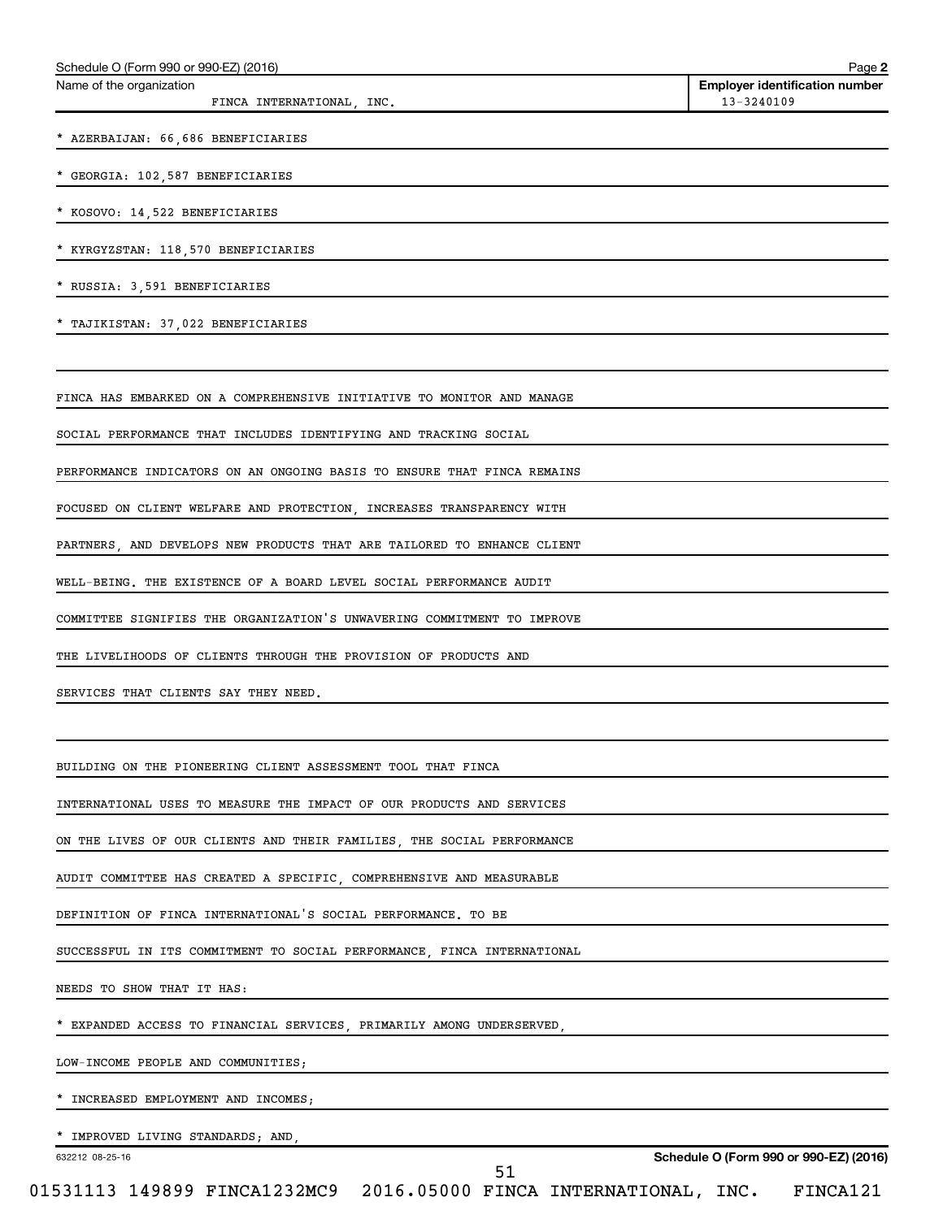Schedule O (Form 990 or 990-EZ) (2016)

Name of the organization: FINCA INTERNATIONAL, INC.

Employer identification number: 13-3240109

* AZERBAIJAN: 66,686 BENEFICIARIES
* GEORGIA: 102,587 BENEFICIARIES
* KOSOVO: 14,522 BENEFICIARIES
* KYRGYZSTAN: 118,570 BENEFICIARIES
* RUSSIA: 3,591 BENEFICIARIES
* TAJIKISTAN: 37,022 BENEFICIARIES

FINCA HAS EMBARKED ON A COMPREHENSIVE INITIATIVE TO MONITOR AND MANAGE SOCIAL PERFORMANCE THAT INCLUDES IDENTIFYING AND TRACKING SOCIAL PERFORMANCE INDICATORS ON AN ONGOING BASIS TO ENSURE THAT FINCA REMAINS FOCUSED ON CLIENT WELFARE AND PROTECTION, INCREASES TRANSPARENCY WITH PARTNERS, AND DEVELOPS NEW PRODUCTS THAT ARE TAILORED TO ENHANCE CLIENT WELL-BEING. THE EXISTENCE OF A BOARD LEVEL SOCIAL PERFORMANCE AUDIT COMMITTEE SIGNIFIES THE ORGANIZATION'S UNWAVERING COMMITMENT TO IMPROVE THE LIVELIHOODS OF CLIENTS THROUGH THE PROVISION OF PRODUCTS AND SERVICES THAT CLIENTS SAY THEY NEED.

BUILDING ON THE PIONEERING CLIENT ASSESSMENT TOOL THAT FINCA INTERNATIONAL USES TO MEASURE THE IMPACT OF OUR PRODUCTS AND SERVICES ON THE LIVES OF OUR CLIENTS AND THEIR FAMILIES, THE SOCIAL PERFORMANCE AUDIT COMMITTEE HAS CREATED A SPECIFIC, COMPREHENSIVE AND MEASURABLE DEFINITION OF FINCA INTERNATIONAL'S SOCIAL PERFORMANCE. TO BE SUCCESSFUL IN ITS COMMITMENT TO SOCIAL PERFORMANCE, FINCA INTERNATIONAL NEEDS TO SHOW THAT IT HAS:

* EXPANDED ACCESS TO FINANCIAL SERVICES, PRIMARILY AMONG UNDERSERVED, LOW-INCOME PEOPLE AND COMMUNITIES;
* INCREASED EMPLOYMENT AND INCOMES;
* IMPROVED LIVING STANDARDS; AND,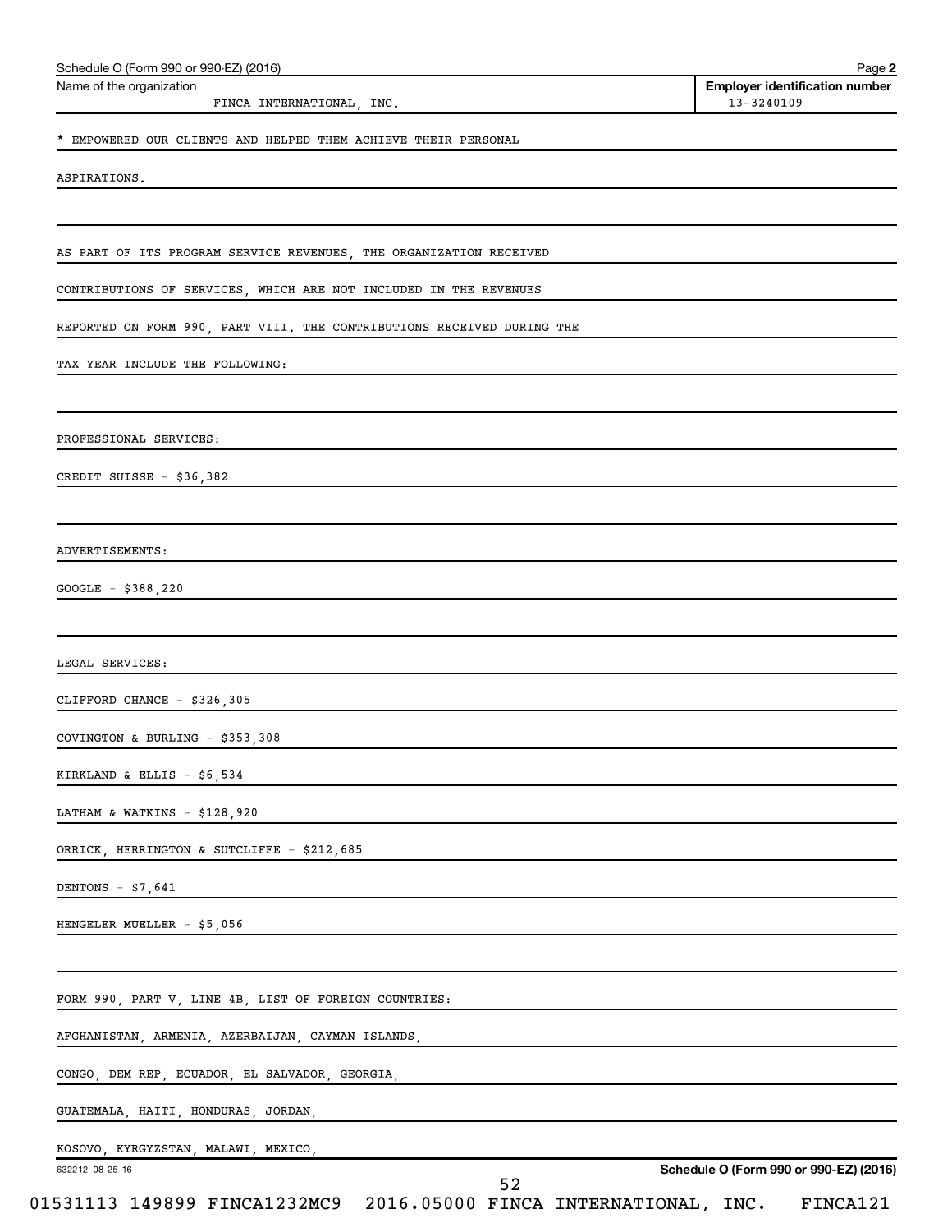Schedule O (Form 990 or 990-EZ) (2016) Page **2**

Name of the organization: FINCA INTERNATIONAL, INC.

**Employer identification number**: 13-3240109

* EMPOWERED OUR CLIENTS AND HELPED THEM ACHIEVE THEIR PERSONAL ASPIRATIONS.

AS PART OF ITS PROGRAM SERVICE REVENUES, THE ORGANIZATION RECEIVED CONTRIBUTIONS OF SERVICES, WHICH ARE NOT INCLUDED IN THE REVENUES REPORTED ON FORM 990, PART VIII. THE CONTRIBUTIONS RECEIVED DURING THE TAX YEAR INCLUDE THE FOLLOWING:

PROFESSIONAL SERVICES:

CREDIT SUISSE - $36,382

ADVERTISEMENTS:

GOOGLE - $388,220

LEGAL SERVICES:

CLIFFORD CHANCE - $326,305

COVINGTON & BURLING - $353,308

KIRKLAND & ELLIS - $6,534

LATHAM & WATKINS - $128,920

ORRICK, HERRINGTON & SUTCLIFFE - $212,685

DENTONS - $7,641

HENGELER MUELLER - $5,056

FORM 990, PART V, LINE 4B, LIST OF FOREIGN COUNTRIES:

AFGHANISTAN, ARMENIA, AZERBAIJAN, CAYMAN ISLANDS,

CONGO, DEM REP, ECUADOR, EL SALVADOR, GEORGIA,

GUATEMALA, HAITI, HONDURAS, JORDAN,

KOSOVO, KYRGYZSTAN, MALAWI, MEXICO,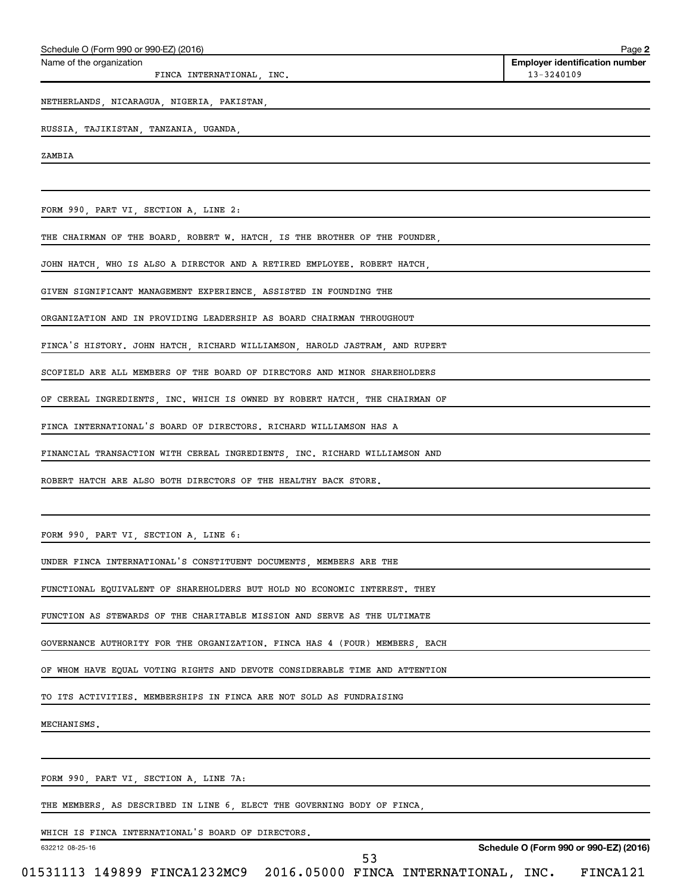Name of the organization: FINCA INTERNATIONAL, INC.

Employer identification number: 13-3240109

NETHERLANDS, NICARAGUA, NIGERIA, PAKISTAN,

RUSSIA, TAJIKISTAN, TANZANIA, UGANDA,

ZAMBIA

FORM 990, PART VI, SECTION A, LINE 2:

THE CHAIRMAN OF THE BOARD, ROBERT W. HATCH, IS THE BROTHER OF THE FOUNDER, JOHN HATCH, WHO IS ALSO A DIRECTOR AND A RETIRED EMPLOYEE. ROBERT HATCH, GIVEN SIGNIFICANT MANAGEMENT EXPERIENCE, ASSISTED IN FOUNDING THE ORGANIZATION AND IN PROVIDING LEADERSHIP AS BOARD CHAIRMAN THROUGHOUT FINCA'S HISTORY. JOHN HATCH, RICHARD WILLIAMSON, HAROLD JASTRAM, AND RUPERT SCOFIELD ARE ALL MEMBERS OF THE BOARD OF DIRECTORS AND MINOR SHAREHOLDERS OF CEREAL INGREDIENTS, INC. WHICH IS OWNED BY ROBERT HATCH, THE CHAIRMAN OF FINCA INTERNATIONAL'S BOARD OF DIRECTORS. RICHARD WILLIAMSON HAS A FINANCIAL TRANSACTION WITH CEREAL INGREDIENTS, INC. RICHARD WILLIAMSON AND ROBERT HATCH ARE ALSO BOTH DIRECTORS OF THE HEALTHY BACK STORE.

FORM 990, PART VI, SECTION A, LINE 6:

UNDER FINCA INTERNATIONAL'S CONSTITUENT DOCUMENTS, MEMBERS ARE THE FUNCTIONAL EQUIVALENT OF SHAREHOLDERS BUT HOLD NO ECONOMIC INTEREST. THEY FUNCTION AS STEWARDS OF THE CHARITABLE MISSION AND SERVE AS THE ULTIMATE GOVERNANCE AUTHORITY FOR THE ORGANIZATION. FINCA HAS 4 (FOUR) MEMBERS, EACH OF WHOM HAVE EQUAL VOTING RIGHTS AND DEVOTE CONSIDERABLE TIME AND ATTENTION TO ITS ACTIVITIES. MEMBERSHIPS IN FINCA ARE NOT SOLD AS FUNDRAISING MECHANISMS.

FORM 990, PART VI, SECTION A, LINE 7A:

THE MEMBERS, AS DESCRIBED IN LINE 6, ELECT THE GOVERNING BODY OF FINCA, WHICH IS FINCA INTERNATIONAL'S BOARD OF DIRECTORS.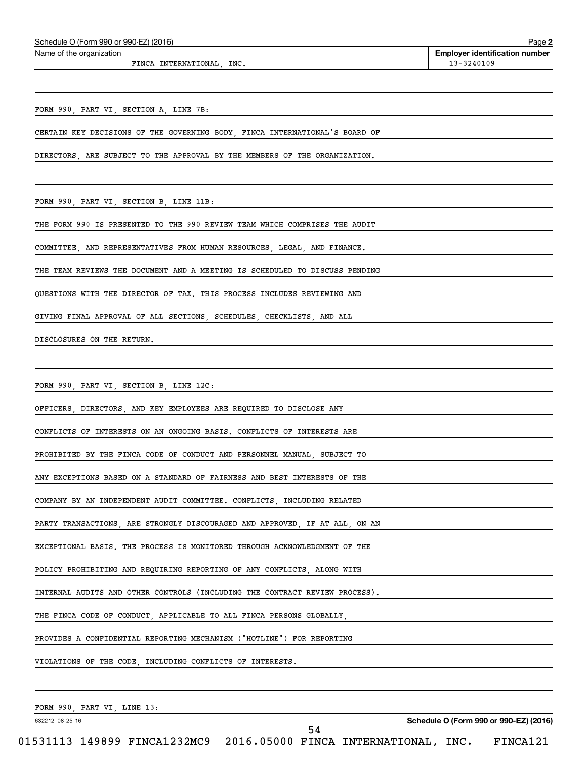Name of the organization: FINCA INTERNATIONAL, INC.

Employer identification number: 13-3240109

FORM 990, PART VI, SECTION A, LINE 7B:

CERTAIN KEY DECISIONS OF THE GOVERNING BODY, FINCA INTERNATIONAL'S BOARD OF DIRECTORS, ARE SUBJECT TO THE APPROVAL BY THE MEMBERS OF THE ORGANIZATION.

FORM 990, PART VI, SECTION B, LINE 11B:

THE FORM 990 IS PRESENTED TO THE 990 REVIEW TEAM WHICH COMPRISES THE AUDIT COMMITTEE, AND REPRESENTATIVES FROM HUMAN RESOURCES, LEGAL, AND FINANCE. THE TEAM REVIEWS THE DOCUMENT AND A MEETING IS SCHEDULED TO DISCUSS PENDING QUESTIONS WITH THE DIRECTOR OF TAX. THIS PROCESS INCLUDES REVIEWING AND GIVING FINAL APPROVAL OF ALL SECTIONS, SCHEDULES, CHECKLISTS, AND ALL DISCLOSURES ON THE RETURN.

FORM 990, PART VI, SECTION B, LINE 12C:

OFFICERS, DIRECTORS, AND KEY EMPLOYEES ARE REQUIRED TO DISCLOSE ANY CONFLICTS OF INTERESTS ON AN ONGOING BASIS. CONFLICTS OF INTERESTS ARE PROHIBITED BY THE FINCA CODE OF CONDUCT AND PERSONNEL MANUAL, SUBJECT TO ANY EXCEPTIONS BASED ON A STANDARD OF FAIRNESS AND BEST INTERESTS OF THE COMPANY BY AN INDEPENDENT AUDIT COMMITTEE. CONFLICTS, INCLUDING RELATED PARTY TRANSACTIONS, ARE STRONGLY DISCOURAGED AND APPROVED, IF AT ALL, ON AN EXCEPTIONAL BASIS. THE PROCESS IS MONITORED THROUGH ACKNOWLEDGMENT OF THE POLICY PROHIBITING AND REQUIRING REPORTING OF ANY CONFLICTS, ALONG WITH INTERNAL AUDITS AND OTHER CONTROLS (INCLUDING THE CONTRACT REVIEW PROCESS). THE FINCA CODE OF CONDUCT, APPLICABLE TO ALL FINCA PERSONS GLOBALLY, PROVIDES A CONFIDENTIAL REPORTING MECHANISM ("HOTLINE") FOR REPORTING VIOLATIONS OF THE CODE, INCLUDING CONFLICTS OF INTERESTS.

FORM 990, PART VI, LINE 13: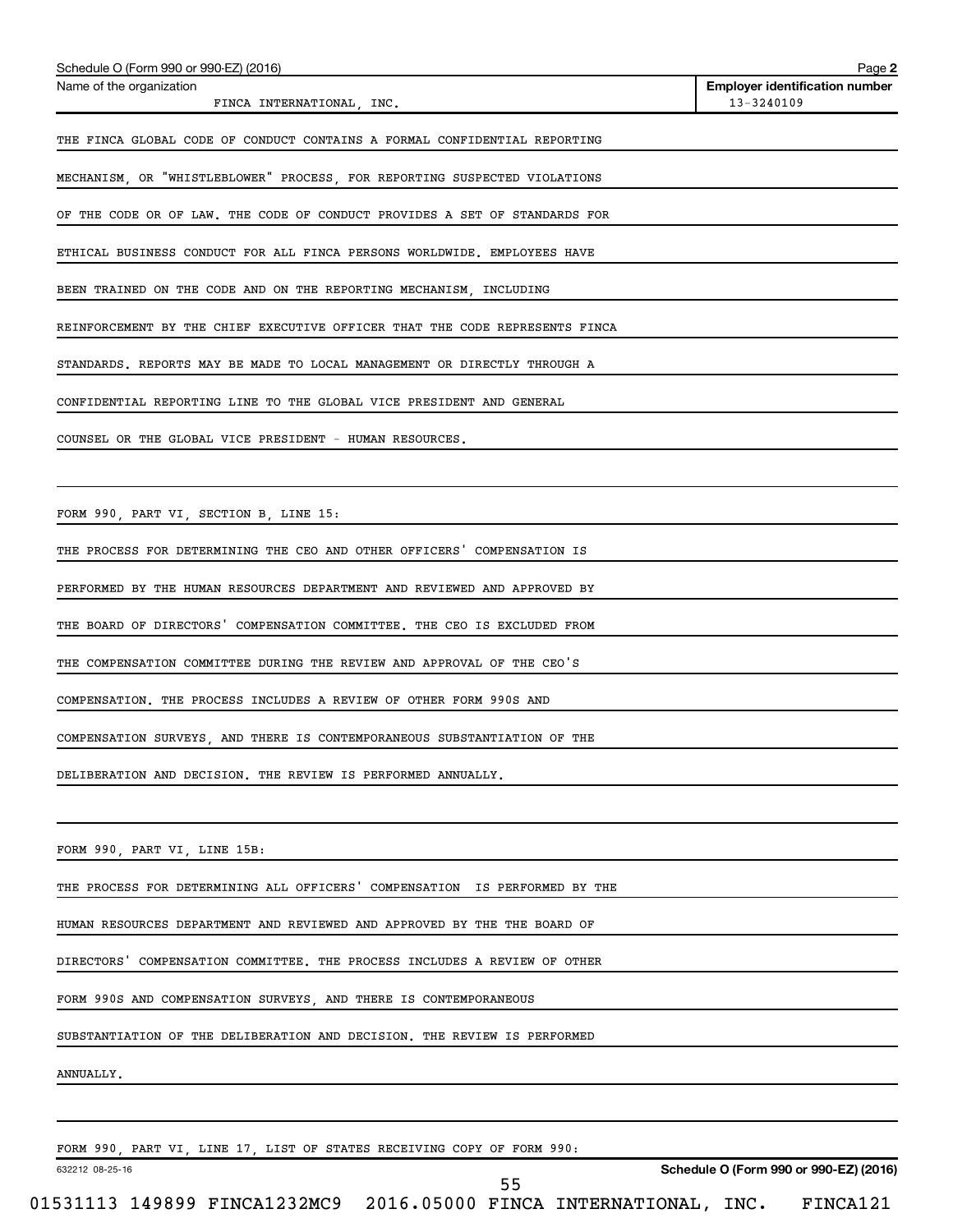Schedule O (Form 990 or 990-EZ) (2016) Page **2**

| Name of the organization | **Employer identification number** |
| --- | --- |
| FINCA INTERNATIONAL, INC. | 13-3240109 |

THE FINCA GLOBAL CODE OF CONDUCT CONTAINS A FORMAL CONFIDENTIAL REPORTING MECHANISM, OR "WHISTLEBLOWER" PROCESS, FOR REPORTING SUSPECTED VIOLATIONS OF THE CODE OR OF LAW. THE CODE OF CONDUCT PROVIDES A SET OF STANDARDS FOR ETHICAL BUSINESS CONDUCT FOR ALL FINCA PERSONS WORLDWIDE. EMPLOYEES HAVE BEEN TRAINED ON THE CODE AND ON THE REPORTING MECHANISM, INCLUDING REINFORCEMENT BY THE CHIEF EXECUTIVE OFFICER THAT THE CODE REPRESENTS FINCA STANDARDS. REPORTS MAY BE MADE TO LOCAL MANAGEMENT OR DIRECTLY THROUGH A CONFIDENTIAL REPORTING LINE TO THE GLOBAL VICE PRESIDENT AND GENERAL COUNSEL OR THE GLOBAL VICE PRESIDENT - HUMAN RESOURCES.

FORM 990, PART VI, SECTION B, LINE 15:

THE PROCESS FOR DETERMINING THE CEO AND OTHER OFFICERS' COMPENSATION IS PERFORMED BY THE HUMAN RESOURCES DEPARTMENT AND REVIEWED AND APPROVED BY THE BOARD OF DIRECTORS' COMPENSATION COMMITTEE. THE CEO IS EXCLUDED FROM THE COMPENSATION COMMITTEE DURING THE REVIEW AND APPROVAL OF THE CEO'S COMPENSATION. THE PROCESS INCLUDES A REVIEW OF OTHER FORM 990S AND COMPENSATION SURVEYS, AND THERE IS CONTEMPORANEOUS SUBSTANTIATION OF THE DELIBERATION AND DECISION. THE REVIEW IS PERFORMED ANNUALLY.

FORM 990, PART VI, LINE 15B:

THE PROCESS FOR DETERMINING ALL OFFICERS' COMPENSATION IS PERFORMED BY THE HUMAN RESOURCES DEPARTMENT AND REVIEWED AND APPROVED BY THE THE BOARD OF DIRECTORS' COMPENSATION COMMITTEE. THE PROCESS INCLUDES A REVIEW OF OTHER FORM 990S AND COMPENSATION SURVEYS, AND THERE IS CONTEMPORANEOUS SUBSTANTIATION OF THE DELIBERATION AND DECISION. THE REVIEW IS PERFORMED ANNUALLY.

FORM 990, PART VI, LINE 17, LIST OF STATES RECEIVING COPY OF FORM 990:

632212 08-25-16 **Schedule O (Form 990 or 990-EZ) (2016)**

01531113 149899 FINCA1232MC9 2016.05000 FINCA INTERNATIONAL, INC. FINCA121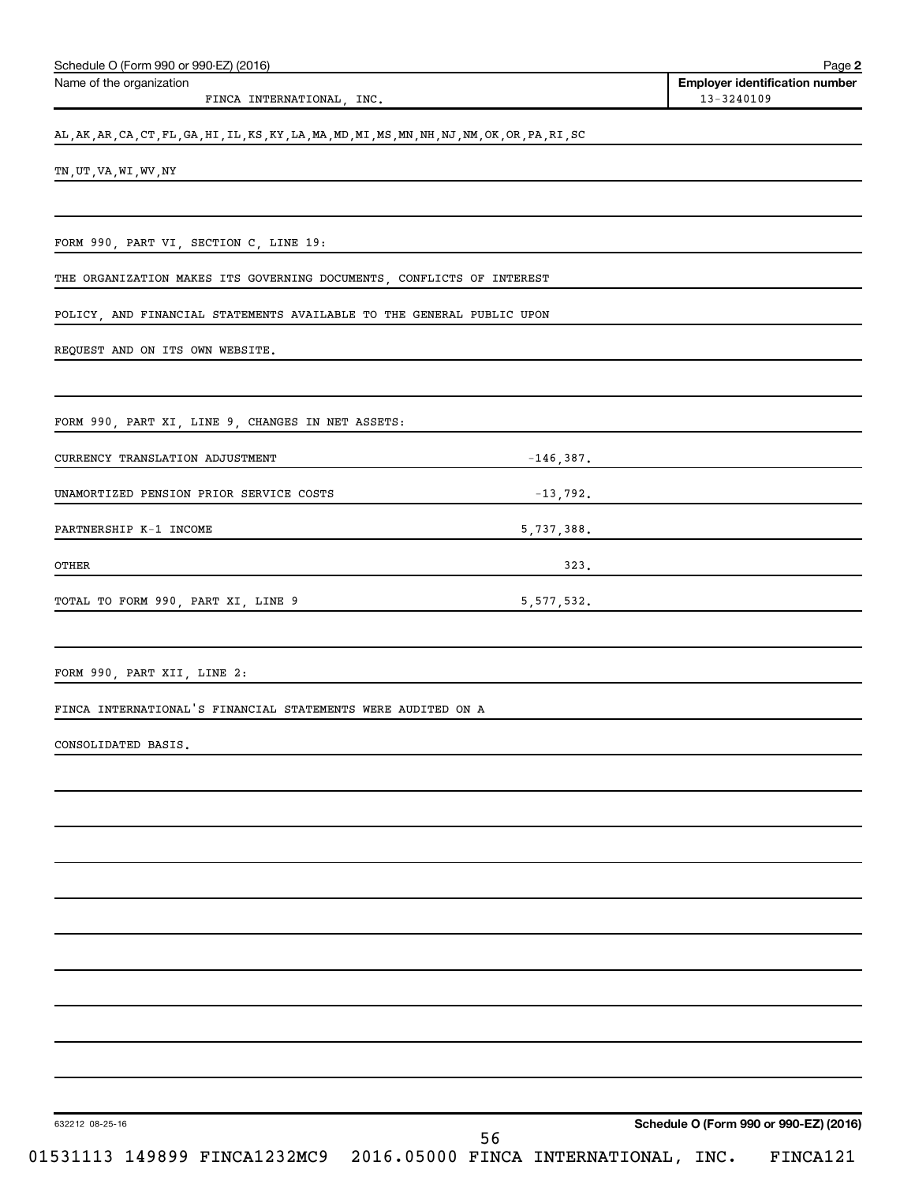Schedule O (Form 990 or 990-EZ) (2016)

Name of the organization: FINCA INTERNATIONAL, INC.

Employer identification number: 13-3240109

AL,AK,AR,CA,CT,FL,GA,HI,IL,KS,KY,LA,MA,MD,MI,MS,MN,NH,NJ,NM,OK,OR,PA,RI,SC

TN,UT,VA,WI,WV,NY

FORM 990, PART VI, SECTION C, LINE 19:

THE ORGANIZATION MAKES ITS GOVERNING DOCUMENTS, CONFLICTS OF INTEREST POLICY, AND FINANCIAL STATEMENTS AVAILABLE TO THE GENERAL PUBLIC UPON REQUEST AND ON ITS OWN WEBSITE.

FORM 990, PART XI, LINE 9, CHANGES IN NET ASSETS:

| Description | Amount |
|---|---|
| CURRENCY TRANSLATION ADJUSTMENT | -146,387. |
| UNAMORTIZED PENSION PRIOR SERVICE COSTS | -13,792. |
| PARTNERSHIP K-1 INCOME | 5,737,388. |
| OTHER | 323. |
| TOTAL TO FORM 990, PART XI, LINE 9 | 5,577,532. |

FORM 990, PART XII, LINE 2:

FINCA INTERNATIONAL'S FINANCIAL STATEMENTS WERE AUDITED ON A CONSOLIDATED BASIS.

632212 08-25-16

Schedule O (Form 990 or 990-EZ) (2016)

01531113 149899 FINCA1232MC9 2016.05000 FINCA INTERNATIONAL, INC. FINCA121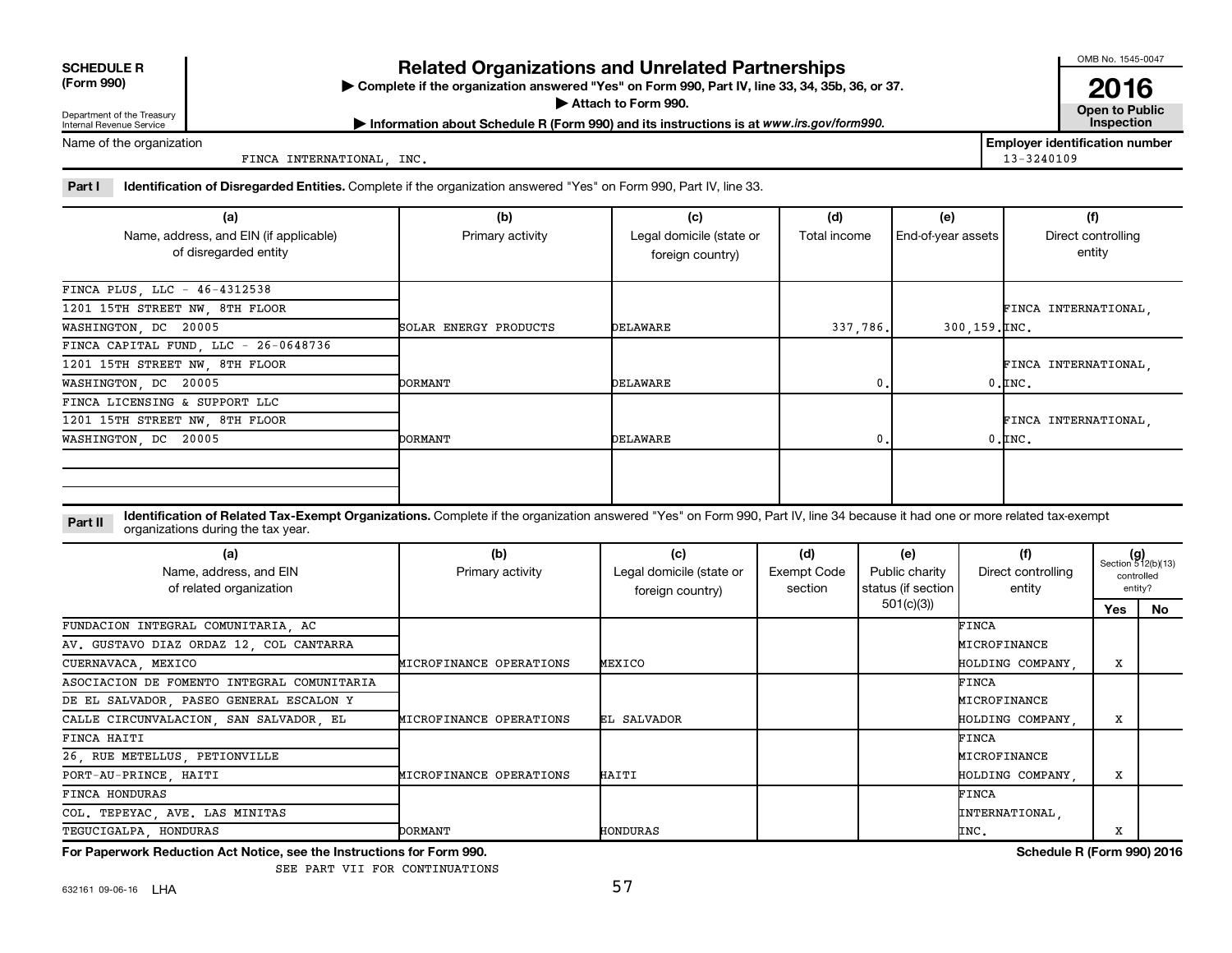**SCHEDULE R (Form 990)**

Department of the Treasury
Internal Revenue Service

# Related Organizations and Unrelated Partnerships

▶ Complete if the organization answered "Yes" on Form 990, Part IV, line 33, 34, 35b, 36, or 37.
▶ Attach to Form 990.
▶ Information about Schedule R (Form 990) and its instructions is at www.irs.gov/form990.

OMB No. 1545-0047
**2016**
**Open to Public Inspection**

Name of the organization: FINCA INTERNATIONAL, INC.

Employer identification number: 13-3240109

**Part I Identification of Disregarded Entities.** Complete if the organization answered "Yes" on Form 990, Part IV, line 33.

| (a) Name, address, and EIN (if applicable) of disregarded entity | (b) Primary activity | (c) Legal domicile (state or foreign country) | (d) Total income | (e) End-of-year assets | (f) Direct controlling entity |
|---|---|---|---|---|---|
| FINCA PLUS, LLC - 46-4312538<br>1201 15TH STREET NW, 8TH FLOOR<br>WASHINGTON, DC 20005 | SOLAR ENERGY PRODUCTS | DELAWARE | 337,786. | 300,159. | FINCA INTERNATIONAL, INC. |
| FINCA CAPITAL FUND, LLC - 26-0648736<br>1201 15TH STREET NW, 8TH FLOOR<br>WASHINGTON, DC 20005 | DORMANT | DELAWARE | 0. | 0. | FINCA INTERNATIONAL, INC. |
| FINCA LICENSING & SUPPORT LLC<br>1201 15TH STREET NW, 8TH FLOOR<br>WASHINGTON, DC 20005 | DORMANT | DELAWARE | 0. | 0. | FINCA INTERNATIONAL, INC. |
| | | | | | |

**Part II Identification of Related Tax-Exempt Organizations.** Complete if the organization answered "Yes" on Form 990, Part IV, line 34 because it had one or more related tax-exempt organizations during the tax year.

| (a) Name, address, and EIN of related organization | (b) Primary activity | (c) Legal domicile (state or foreign country) | (d) Exempt Code section | (e) Public charity status (if section 501(c)(3)) | (f) Direct controlling entity | (g) Section 512(b)(13) controlled entity? Yes | No |
|---|---|---|---|---|---|---|---|
| FUNDACION INTEGRAL COMUNITARIA, AC<br>AV. GUSTAVO DIAZ ORDAZ 12, COL CANTARRA<br>CUERNAVACA, MEXICO | MICROFINANCE OPERATIONS | MEXICO | | | FINCA MICROFINANCE HOLDING COMPANY, | X | |
| ASOCIACION DE FOMENTO INTEGRAL COMUNITARIA<br>DE EL SALVADOR, PASEO GENERAL ESCALON Y<br>CALLE CIRCUNVALACION, SAN SALVADOR, EL | MICROFINANCE OPERATIONS | EL SALVADOR | | | FINCA MICROFINANCE HOLDING COMPANY, | X | |
| FINCA HAITI<br>26, RUE METELLUS, PETIONVILLE<br>PORT-AU-PRINCE, HAITI | MICROFINANCE OPERATIONS | HAITI | | | FINCA MICROFINANCE HOLDING COMPANY, | X | |
| FINCA HONDURAS<br>COL. TEPEYAC, AVE. LAS MINITAS<br>TEGUCIGALPA, HONDURAS | DORMANT | HONDURAS | | | FINCA INTERNATIONAL, INC. | X | |

**For Paperwork Reduction Act Notice, see the Instructions for Form 990.** **Schedule R (Form 990) 2016**

SEE PART VII FOR CONTINUATIONS

632161 09-06-16 LHA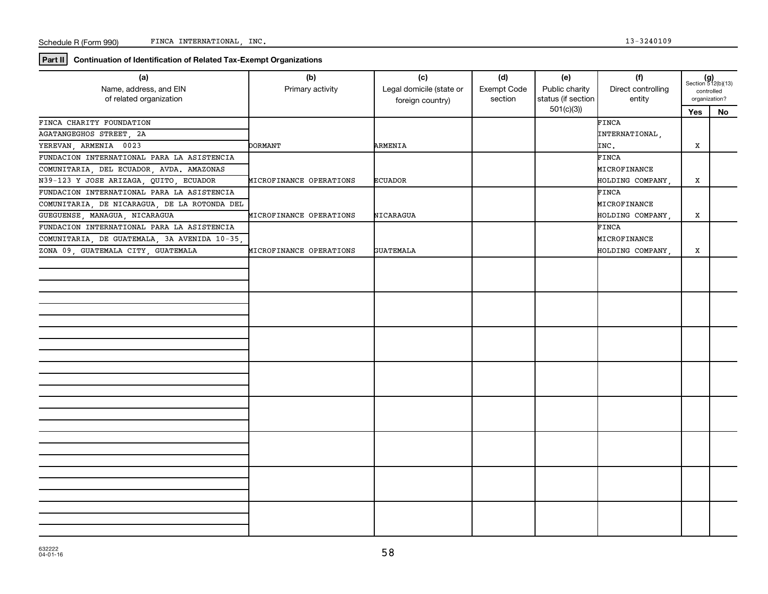Schedule R (Form 990) FINCA INTERNATIONAL, INC. 13-3240109

**Part II** **Continuation of Identification of Related Tax-Exempt Organizations**

| (a) Name, address, and EIN of related organization | (b) Primary activity | (c) Legal domicile (state or foreign country) | (d) Exempt Code section | (e) Public charity status (if section 501(c)(3)) | (f) Direct controlling entity | (g) Section 512(b)(13) controlled organization? Yes | No |
|---|---|---|---|---|---|---|---|
| FINCA CHARITY FOUNDATION AGATANGEGHOS STREET, 2A YEREVAN, ARMENIA 0023 | DORMANT | ARMENIA | | | FINCA INTERNATIONAL, INC. | X | |
| FUNDACION INTERNATIONAL PARA LA ASISTENCIA COMUNITARIA, DEL ECUADOR, AVDA. AMAZONAS N39-123 Y JOSE ARIZAGA, QUITO, ECUADOR | MICROFINANCE OPERATIONS | ECUADOR | | | FINCA MICROFINANCE HOLDING COMPANY, | X | |
| FUNDACION INTERNATIONAL PARA LA ASISTENCIA COMUNITARIA, DE NICARAGUA, DE LA ROTONDA DEL GUEGUENSE, MANAGUA, NICARAGUA | MICROFINANCE OPERATIONS | NICARAGUA | | | FINCA MICROFINANCE HOLDING COMPANY, | X | |
| FUNDACION INTERNATIONAL PARA LA ASISTENCIA COMUNITARIA, DE GUATEMALA, 3A AVENIDA 10-35, ZONA 09, GUATEMALA CITY, GUATEMALA | MICROFINANCE OPERATIONS | GUATEMALA | | | FINCA MICROFINANCE HOLDING COMPANY, | X | |

632222 04-01-16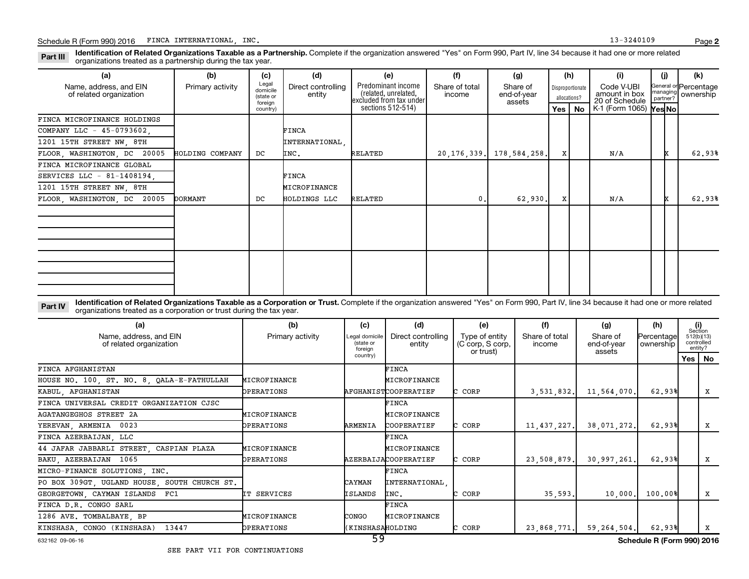Schedule R (Form 990) 2016 FINCA INTERNATIONAL, INC. 13-3240109

**Part III** **Identification of Related Organizations Taxable as a Partnership.** Complete if the organization answered "Yes" on Form 990, Part IV, line 34 because it had one or more related organizations treated as a partnership during the tax year.

| (a) Name, address, and EIN of related organization | (b) Primary activity | (c) Legal domicile (state or foreign country) | (d) Direct controlling entity | (e) Predominant income (related, unrelated, excluded from tax under sections 512-514) | (f) Share of total income | (g) Share of end-of-year assets | (h) Disproportionate allocations? Yes | (h) No | (i) Code V-UBI amount in box 20 of Schedule K-1 (Form 1065) | (j) General or managing partner? Yes | (j) No | (k) Percentage ownership |
|---|---|---|---|---|---|---|---|---|---|---|---|---|
| FINCA MICROFINANCE HOLDINGS COMPANY LLC - 45-0793602, 1201 15TH STREET NW, 8TH FLOOR, WASHINGTON, DC 20005 | HOLDING COMPANY | DC | FINCA INTERNATIONAL, INC. | RELATED | 20,176,339. | 178,584,258. | X | | N/A | | X | 62.93% |
| FINCA MICROFINANCE GLOBAL SERVICES LLC - 81-1408194, 1201 15TH STREET NW, 8TH FLOOR, WASHINGTON, DC 20005 | DORMANT | DC | FINCA MICROFINANCE HOLDINGS LLC | RELATED | 0. | 62,930. | X | | N/A | | X | 62.93% |

**Part IV** **Identification of Related Organizations Taxable as a Corporation or Trust.** Complete if the organization answered "Yes" on Form 990, Part IV, line 34 because it had one or more related organizations treated as a corporation or trust during the tax year.

| (a) Name, address, and EIN of related organization | (b) Primary activity | (c) Legal domicile (state or foreign country) | (d) Direct controlling entity | (e) Type of entity (C corp, S corp, or trust) | (f) Share of total income | (g) Share of end-of-year assets | (h) Percentage ownership | (i) Section 512(b)(13) controlled entity? Yes | (i) No |
|---|---|---|---|---|---|---|---|---|---|
| FINCA AFGHANISTAN HOUSE NO. 100, ST. NO. 8, QALA-E-FATHULLAH KABUL, AFGHANISTAN | MICROFINANCE OPERATIONS | AFGHANIST | FINCA MICROFINANCE COOPERATIEF | C CORP | 3,531,832. | 11,564,070. | 62.93% | | X |
| FINCA UNIVERSAL CREDIT ORGANIZATION CJSC AGATANGEGHOS STREET 2A YEREVAN, ARMENIA 0023 | MICROFINANCE OPERATIONS | ARMENIA | FINCA MICROFINANCE COOPERATIEF | C CORP | 11,437,227. | 38,071,272. | 62.93% | | X |
| FINCA AZERBAIJAN, LLC 44 JAFAR JABBARLI STREET, CASPIAN PLAZA BAKU, AZERBAIJAN 1065 | MICROFINANCE OPERATIONS | AZERBAIJA | FINCA MICROFINANCE COOPERATIEF | C CORP | 23,508,879. | 30,997,261. | 62.93% | | X |
| MICRO-FINANCE SOLUTIONS, INC. PO BOX 309GT, UGLAND HOUSE, SOUTH CHURCH ST. GEORGETOWN, CAYMAN ISLANDS FC1 | IT SERVICES | CAYMAN ISLANDS | FINCA INTERNATIONAL, INC. | C CORP | 35,593. | 10,000. | 100.00% | | X |
| FINCA D.R. CONGO SARL 1286 AVE. TOMBALBAYE, BP KINSHASA, CONGO (KINSHASA) 13447 | MICROFINANCE OPERATIONS | CONGO (KINSHASA | FINCA MICROFINANCE HOLDING | C CORP | 23,868,771. | 59,264,504. | 62.93% | | X |

632162 09-06-16

SEE PART VII FOR CONTINUATIONS

Schedule R (Form 990) 2016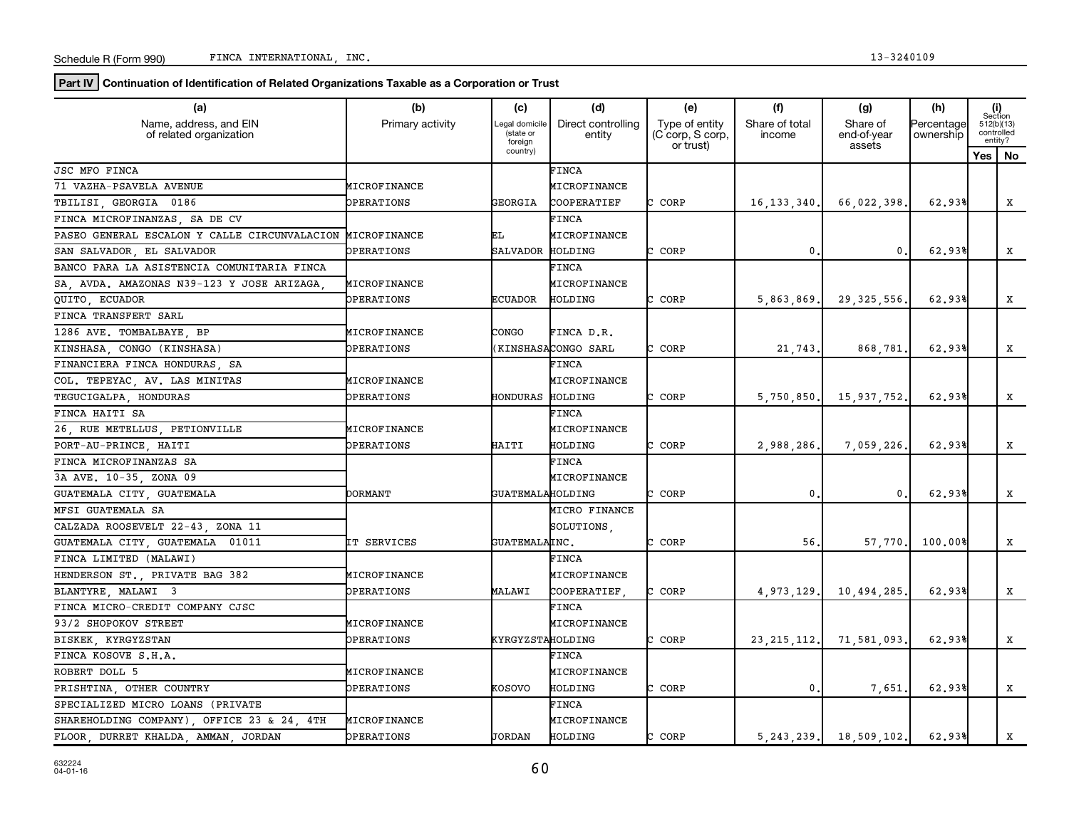Schedule R (Form 990) FINCA INTERNATIONAL, INC. 13-3240109

**Part IV Continuation of Identification of Related Organizations Taxable as a Corporation or Trust**

| (a) Name, address, and EIN of related organization | (b) Primary activity | (c) Legal domicile (state or foreign country) | (d) Direct controlling entity | (e) Type of entity (C corp, S corp, or trust) | (f) Share of total income | (g) Share of end-of-year assets | (h) Percentage ownership | (i) Section 512(b)(13) controlled entity? Yes | No |
|---|---|---|---|---|---|---|---|---|---|
| JSC MFO FINCA 71 VAZHA-PSAVELA AVENUE TBILISI, GEORGIA 0186 | MICROFINANCE OPERATIONS | GEORGIA | FINCA MICROFINANCE COOPERATIEF | C CORP | 16,133,340. | 66,022,398. | 62.93% | | X |
| FINCA MICROFINANZAS, SA DE CV PASEO GENERAL ESCALON Y CALLE CIRCUNVALACION SAN SALVADOR, EL SALVADOR | MICROFINANCE OPERATIONS | EL SALVADOR | FINCA MICROFINANCE HOLDING | C CORP | 0. | 0. | 62.93% | | X |
| BANCO PARA LA ASISTENCIA COMUNITARIA FINCA SA, AVDA. AMAZONAS N39-123 Y JOSE ARIZAGA, QUITO, ECUADOR | MICROFINANCE OPERATIONS | ECUADOR | FINCA MICROFINANCE HOLDING | C CORP | 5,863,869. | 29,325,556. | 62.93% | | X |
| FINCA TRANSFERT SARL 1286 AVE. TOMBALBAYE, BP KINSHASA, CONGO (KINSHASA) | MICROFINANCE OPERATIONS | CONGO (KINSHASA | FINCA D.R. CONGO SARL | C CORP | 21,743. | 868,781. | 62.93% | | X |
| FINANCIERA FINCA HONDURAS, SA COL. TEPEYAC, AV. LAS MINITAS TEGUCIGALPA, HONDURAS | MICROFINANCE OPERATIONS | HONDURAS | FINCA MICROFINANCE HOLDING | C CORP | 5,750,850. | 15,937,752. | 62.93% | | X |
| FINCA HAITI SA 26, RUE METELLUS, PETIONVILLE PORT-AU-PRINCE, HAITI | MICROFINANCE OPERATIONS | HAITI | FINCA MICROFINANCE HOLDING | C CORP | 2,988,286. | 7,059,226. | 62.93% | | X |
| FINCA MICROFINANZAS SA 3A AVE. 10-35, ZONA 09 GUATEMALA CITY, GUATEMALA | DORMANT | GUATEMALA | FINCA MICROFINANCE HOLDING | C CORP | 0. | 0. | 62.93% | | X |
| MFSI GUATEMALA SA CALZADA ROOSEVELT 22-43, ZONA 11 GUATEMALA CITY, GUATEMALA 01011 | IT SERVICES | GUATEMALA | MICRO FINANCE SOLUTIONS, INC. | C CORP | 56. | 57,770. | 100.00% | | X |
| FINCA LIMITED (MALAWI) HENDERSON ST., PRIVATE BAG 382 BLANTYRE, MALAWI 3 | MICROFINANCE OPERATIONS | MALAWI | FINCA MICROFINANCE COOPERATIEF, | C CORP | 4,973,129. | 10,494,285. | 62.93% | | X |
| FINCA MICRO-CREDIT COMPANY CJSC 93/2 SHOPOKOV STREET BISKEK, KYRGYZSTAN | MICROFINANCE OPERATIONS | KYRGYZSTA | FINCA MICROFINANCE HOLDING | C CORP | 23,215,112. | 71,581,093. | 62.93% | | X |
| FINCA KOSOVE S.H.A. ROBERT DOLL 5 PRISHTINA, OTHER COUNTRY | MICROFINANCE OPERATIONS | KOSOVO | FINCA MICROFINANCE HOLDING | C CORP | 0. | 7,651. | 62.93% | | X |
| SPECIALIZED MICRO LOANS (PRIVATE SHAREHOLDING COMPANY), OFFICE 23 & 24, 4TH FLOOR, DURRET KHALDA, AMMAN, JORDAN | MICROFINANCE OPERATIONS | JORDAN | FINCA MICROFINANCE HOLDING | C CORP | 5,243,239. | 18,509,102. | 62.93% | | X |

632224 04-01-16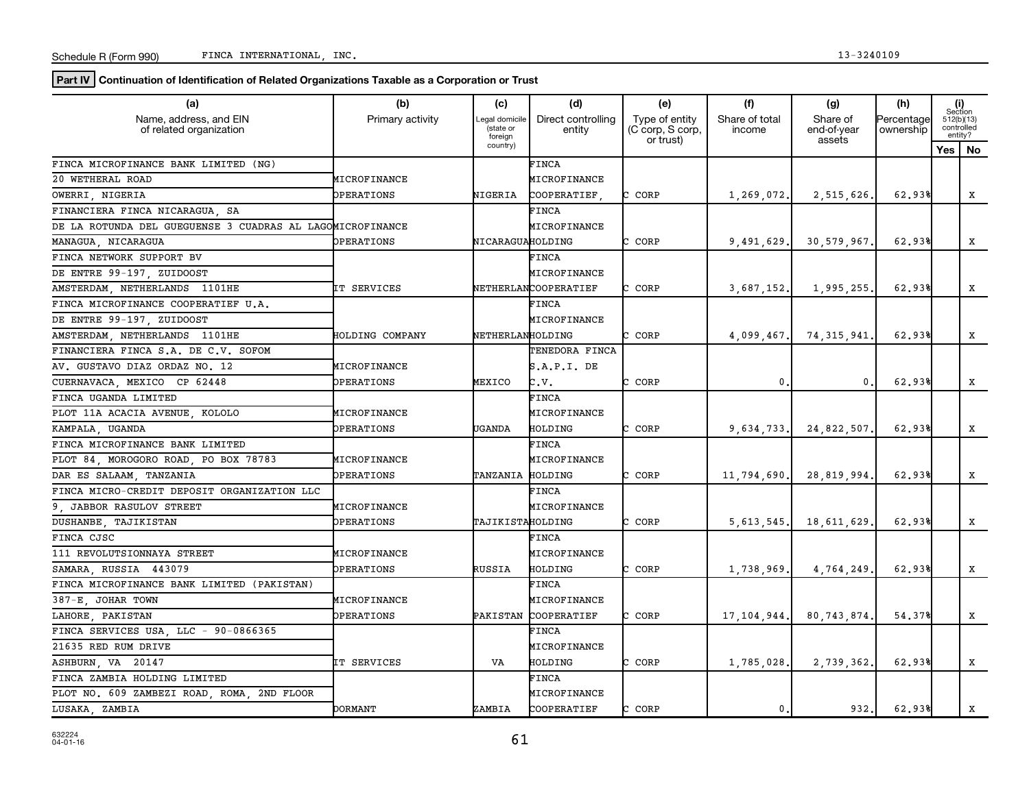Schedule R (Form 990) FINCA INTERNATIONAL, INC. 13-3240109

**Part IV Continuation of Identification of Related Organizations Taxable as a Corporation or Trust**

| (a) Name, address, and EIN of related organization | (b) Primary activity | (c) Legal domicile (state or foreign country) | (d) Direct controlling entity | (e) Type of entity (C corp, S corp, or trust) | (f) Share of total income | (g) Share of end-of-year assets | (h) Percentage ownership | (i) Section 512(b)(13) controlled entity? Yes | No |
|---|---|---|---|---|---|---|---|---|---|
| FINCA MICROFINANCE BANK LIMITED (NG) 20 WETHERAL ROAD OWERRI, NIGERIA | MICROFINANCE OPERATIONS | NIGERIA | FINCA MICROFINANCE COOPERATIEF, | C CORP | 1,269,072. | 2,515,626. | 62.93% | | X |
| FINANCIERA FINCA NICARAGUA, SA DE LA ROTUNDA DEL GUEGUENSE 3 CUADRAS AL LAGO MANAGUA, NICARAGUA | MICROFINANCE OPERATIONS | NICARAGUA | FINCA MICROFINANCE HOLDING | C CORP | 9,491,629. | 30,579,967. | 62.93% | | X |
| FINCA NETWORK SUPPORT BV DE ENTRE 99-197, ZUIDOOST AMSTERDAM, NETHERLANDS 1101HE | IT SERVICES | NETHERLAN | FINCA MICROFINANCE COOPERATIEF | C CORP | 3,687,152. | 1,995,255. | 62.93% | | X |
| FINCA MICROFINANCE COOPERATIEF U.A. DE ENTRE 99-197, ZUIDOOST AMSTERDAM, NETHERLANDS 1101HE | HOLDING COMPANY | NETHERLAN | FINCA MICROFINANCE HOLDING | C CORP | 4,099,467. | 74,315,941. | 62.93% | | X |
| FINANCIERA FINCA S.A. DE C.V. SOFOM AV. GUSTAVO DIAZ ORDAZ NO. 12 CUERNAVACA, MEXICO CP 62448 | MICROFINANCE OPERATIONS | MEXICO | TENEDORA FINCA S.A.P.I. DE C.V. | C CORP | 0. | 0. | 62.93% | | X |
| FINCA UGANDA LIMITED PLOT 11A ACACIA AVENUE, KOLOLO KAMPALA, UGANDA | MICROFINANCE OPERATIONS | UGANDA | FINCA MICROFINANCE HOLDING | C CORP | 9,634,733. | 24,822,507. | 62.93% | | X |
| FINCA MICROFINANCE BANK LIMITED PLOT 84, MOROGORO ROAD, PO BOX 78783 DAR ES SALAAM, TANZANIA | MICROFINANCE OPERATIONS | TANZANIA | FINCA MICROFINANCE HOLDING | C CORP | 11,794,690. | 28,819,994. | 62.93% | | X |
| FINCA MICRO-CREDIT DEPOSIT ORGANIZATION LLC 9, JABBOR RASULOV STREET DUSHANBE, TAJIKISTAN | MICROFINANCE OPERATIONS | TAJIKISTA | FINCA MICROFINANCE HOLDING | C CORP | 5,613,545. | 18,611,629. | 62.93% | | X |
| FINCA CJSC 111 REVOLUTSIONNAYA STREET SAMARA, RUSSIA 443079 | MICROFINANCE OPERATIONS | RUSSIA | FINCA MICROFINANCE HOLDING | C CORP | 1,738,969. | 4,764,249. | 62.93% | | X |
| FINCA MICROFINANCE BANK LIMITED (PAKISTAN) 387-E, JOHAR TOWN LAHORE, PAKISTAN | MICROFINANCE OPERATIONS | PAKISTAN | FINCA MICROFINANCE COOPERATIEF | C CORP | 17,104,944. | 80,743,874. | 54.37% | | X |
| FINCA SERVICES USA, LLC - 90-0866365 21635 RED RUM DRIVE ASHBURN, VA 20147 | IT SERVICES | VA | FINCA MICROFINANCE HOLDING | C CORP | 1,785,028. | 2,739,362. | 62.93% | | X |
| FINCA ZAMBIA HOLDING LIMITED PLOT NO. 609 ZAMBEZI ROAD, ROMA, 2ND FLOOR LUSAKA, ZAMBIA | DORMANT | ZAMBIA | FINCA MICROFINANCE COOPERATIEF | C CORP | 0. | 932. | 62.93% | | X |

632224 04-01-16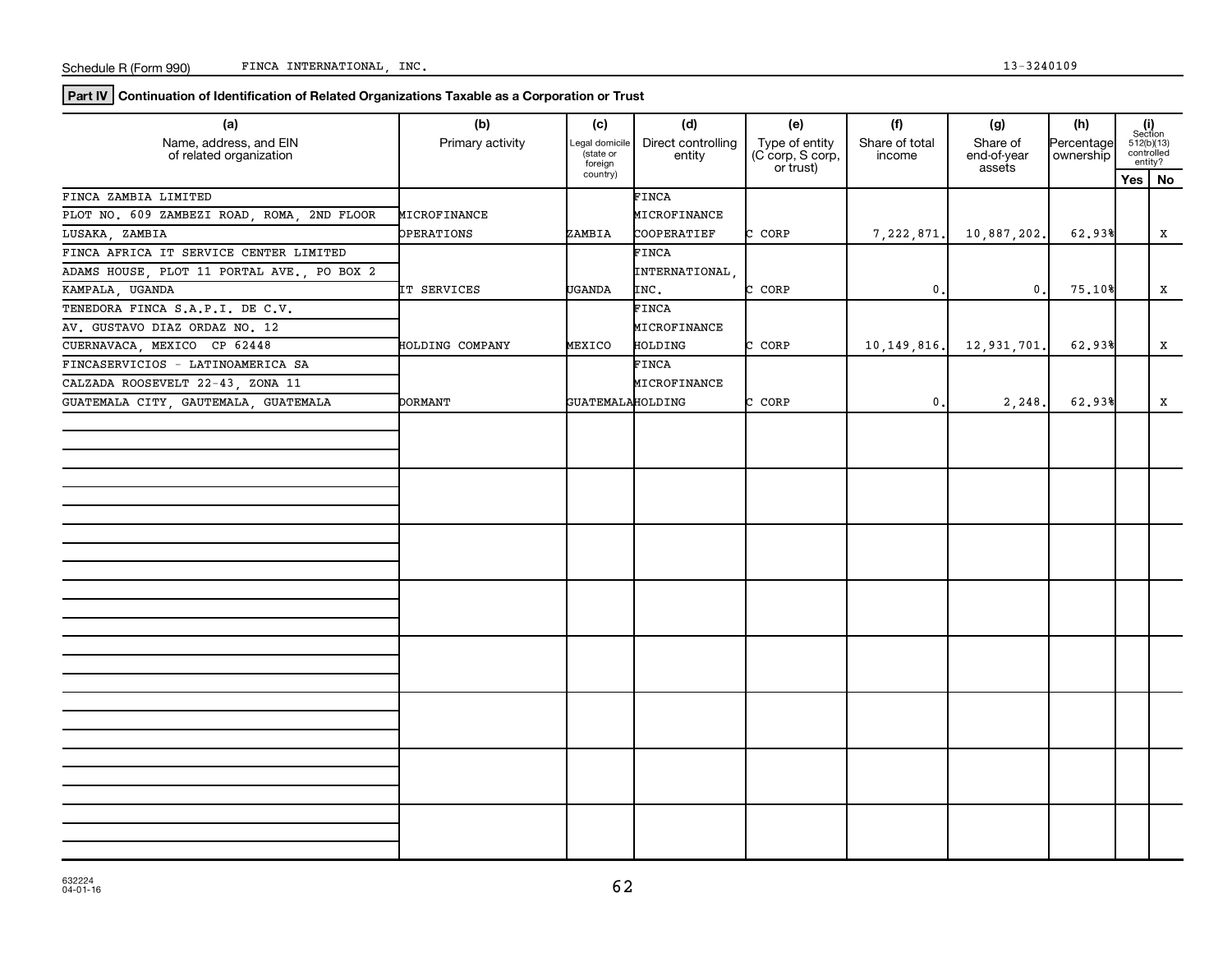Schedule R (Form 990) FINCA INTERNATIONAL, INC. 13-3240109

**Part IV** **Continuation of Identification of Related Organizations Taxable as a Corporation or Trust**

| (a) Name, address, and EIN of related organization | (b) Primary activity | (c) Legal domicile (state or foreign country) | (d) Direct controlling entity | (e) Type of entity (C corp, S corp, or trust) | (f) Share of total income | (g) Share of end-of-year assets | (h) Percentage ownership | (i) Section 512(b)(13) controlled entity? Yes | No |
|---|---|---|---|---|---|---|---|---|---|
| FINCA ZAMBIA LIMITED<br>PLOT NO. 609 ZAMBEZI ROAD, ROMA, 2ND FLOOR<br>LUSAKA, ZAMBIA | MICROFINANCE OPERATIONS | ZAMBIA | FINCA MICROFINANCE COOPERATIEF | C CORP | 7,222,871. | 10,887,202. | 62.93% | | X |
| FINCA AFRICA IT SERVICE CENTER LIMITED<br>ADAMS HOUSE, PLOT 11 PORTAL AVE., PO BOX 2<br>KAMPALA, UGANDA | IT SERVICES | UGANDA | FINCA INTERNATIONAL, INC. | C CORP | 0. | 0. | 75.10% | | X |
| TENEDORA FINCA S.A.P.I. DE C.V.<br>AV. GUSTAVO DIAZ ORDAZ NO. 12<br>CUERNAVACA, MEXICO CP 62448 | HOLDING COMPANY | MEXICO | FINCA MICROFINANCE HOLDING | C CORP | 10,149,816. | 12,931,701. | 62.93% | | X |
| FINCASERVICIOS - LATINOAMERICA SA<br>CALZADA ROOSEVELT 22-43, ZONA 11<br>GUATEMALA CITY, GAUTEMALA, GUATEMALA | DORMANT | GUATEMALA | FINCA MICROFINANCE HOLDING | C CORP | 0. | 2,248. | 62.93% | | X |

632224 04-01-16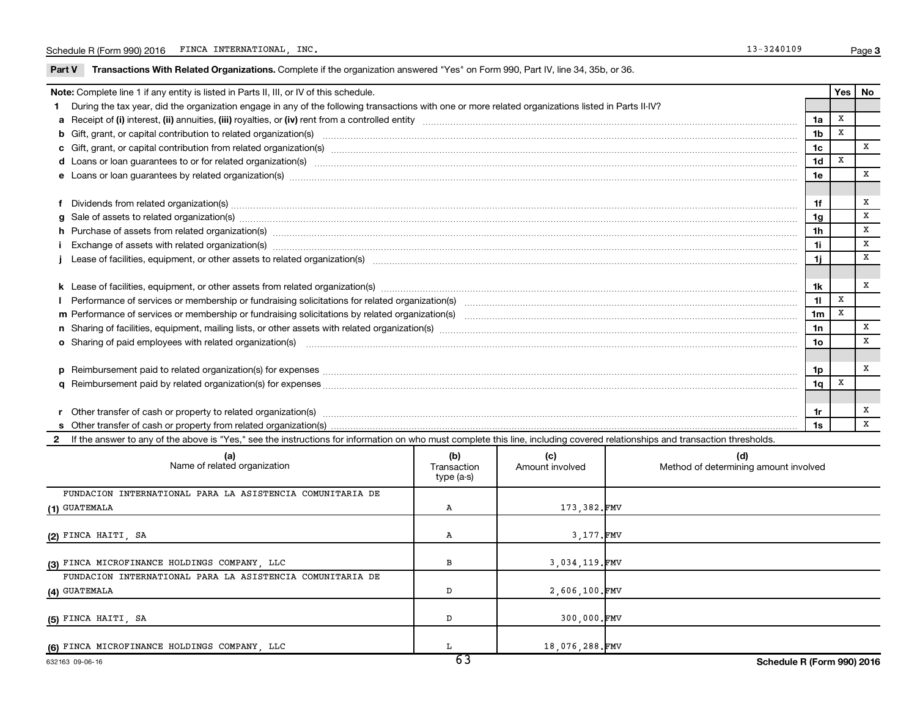Schedule R (Form 990) 2016 FINCA INTERNATIONAL, INC. 13-3240109 Page 3

**Part V Transactions With Related Organizations.** Complete if the organization answered "Yes" on Form 990, Part IV, line 34, 35b, or 36.

| **Note:** Complete line 1 if any entity is listed in Parts II, III, or IV of this schedule. | | Yes | No |
|---|---|---|---|
| **1** During the tax year, did the organization engage in any of the following transactions with one or more related organizations listed in Parts II-IV? | | | |
| **a** Receipt of **(i)** interest, **(ii)** annuities, **(iii)** royalties, or **(iv)** rent from a controlled entity | 1a | X | |
| **b** Gift, grant, or capital contribution to related organization(s) | 1b | X | |
| **c** Gift, grant, or capital contribution from related organization(s) | 1c | | X |
| **d** Loans or loan guarantees to or for related organization(s) | 1d | X | |
| **e** Loans or loan guarantees by related organization(s) | 1e | | X |
| **f** Dividends from related organization(s) | 1f | | X |
| **g** Sale of assets to related organization(s) | 1g | | X |
| **h** Purchase of assets from related organization(s) | 1h | | X |
| **i** Exchange of assets with related organization(s) | 1i | | X |
| **j** Lease of facilities, equipment, or other assets to related organization(s) | 1j | | X |
| **k** Lease of facilities, equipment, or other assets from related organization(s) | 1k | | X |
| **l** Performance of services or membership or fundraising solicitations for related organization(s) | 1l | X | |
| **m** Performance of services or membership or fundraising solicitations by related organization(s) | 1m | X | |
| **n** Sharing of facilities, equipment, mailing lists, or other assets with related organization(s) | 1n | | X |
| **o** Sharing of paid employees with related organization(s) | 1o | | X |
| **p** Reimbursement paid to related organization(s) for expenses | 1p | | X |
| **q** Reimbursement paid by related organization(s) for expenses | 1q | X | |
| **r** Other transfer of cash or property to related organization(s) | 1r | | X |
| **s** Other transfer of cash or property from related organization(s) | 1s | | X |

**2** If the answer to any of the above is "Yes," see the instructions for information on who must complete this line, including covered relationships and transaction thresholds.

| | (a) Name of related organization | (b) Transaction type (a-s) | (c) Amount involved | (d) Method of determining amount involved |
|---|---|---|---|---|
| (1) | FUNDACION INTERNATIONAL PARA LA ASISTENCIA COMUNITARIA DE GUATEMALA | A | 173,382. | FMV |
| (2) | FINCA HAITI, SA | A | 3,177. | FMV |
| (3) | FINCA MICROFINANCE HOLDINGS COMPANY, LLC | B | 3,034,119. | FMV |
| (4) | FUNDACION INTERNATIONAL PARA LA ASISTENCIA COMUNITARIA DE GUATEMALA | D | 2,606,100. | FMV |
| (5) | FINCA HAITI, SA | D | 300,000. | FMV |
| (6) | FINCA MICROFINANCE HOLDINGS COMPANY, LLC | L | 18,076,288. | FMV |

632163 09-06-16 Schedule R (Form 990) 2016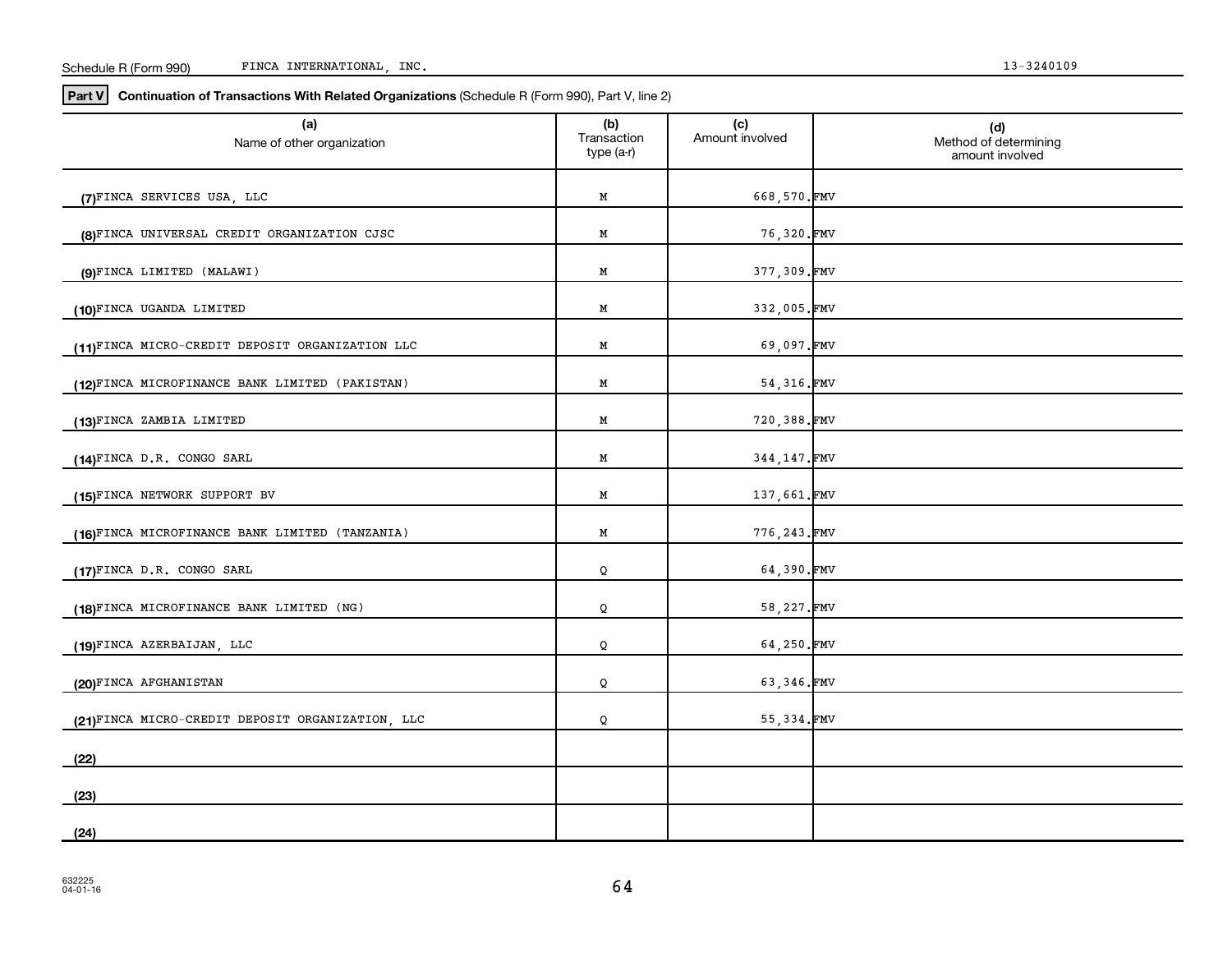Schedule R (Form 990) FINCA INTERNATIONAL, INC. 13-3240109

**Part V** **Continuation of Transactions With Related Organizations** (Schedule R (Form 990), Part V, line 2)

| (a) Name of other organization | (b) Transaction type (a-r) | (c) Amount involved | (d) Method of determining amount involved |
|---|---|---|---|
| (7) FINCA SERVICES USA, LLC | M | 668,570. | FMV |
| (8) FINCA UNIVERSAL CREDIT ORGANIZATION CJSC | M | 76,320. | FMV |
| (9) FINCA LIMITED (MALAWI) | M | 377,309. | FMV |
| (10) FINCA UGANDA LIMITED | M | 332,005. | FMV |
| (11) FINCA MICRO-CREDIT DEPOSIT ORGANIZATION LLC | M | 69,097. | FMV |
| (12) FINCA MICROFINANCE BANK LIMITED (PAKISTAN) | M | 54,316. | FMV |
| (13) FINCA ZAMBIA LIMITED | M | 720,388. | FMV |
| (14) FINCA D.R. CONGO SARL | M | 344,147. | FMV |
| (15) FINCA NETWORK SUPPORT BV | M | 137,661. | FMV |
| (16) FINCA MICROFINANCE BANK LIMITED (TANZANIA) | M | 776,243. | FMV |
| (17) FINCA D.R. CONGO SARL | Q | 64,390. | FMV |
| (18) FINCA MICROFINANCE BANK LIMITED (NG) | Q | 58,227. | FMV |
| (19) FINCA AZERBAIJAN, LLC | Q | 64,250. | FMV |
| (20) FINCA AFGHANISTAN | Q | 63,346. | FMV |
| (21) FINCA MICRO-CREDIT DEPOSIT ORGANIZATION, LLC | Q | 55,334. | FMV |
| (22) | | | |
| (23) | | | |
| (24) | | | |

632225
04-01-16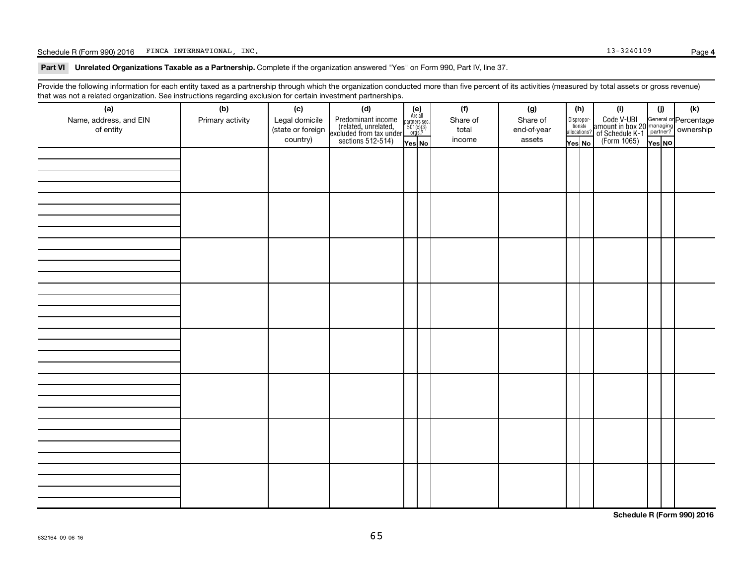Schedule R (Form 990) 2016 FINCA INTERNATIONAL, INC. 13-3240109

## Part VI Unrelated Organizations Taxable as a Partnership.

Complete if the organization answered "Yes" on Form 990, Part IV, line 37.

Provide the following information for each entity taxed as a partnership through which the organization conducted more than five percent of its activities (measured by total assets or gross revenue) that was not a related organization. See instructions regarding exclusion for certain investment partnerships.

| (a) Name, address, and EIN of entity | (b) Primary activity | (c) Legal domicile (state or foreign country) | (d) Predominant income (related, unrelated, excluded from tax under sections 512-514) | (e) Are all partners sec. 501(c)(3) orgs.? | | (f) Share of total income | (g) Share of end-of-year assets | (h) Disproportionate allocations? | | (i) Code V-UBI amount in box 20 of Schedule K-1 (Form 1065) | (j) General or managing partner? | | (k) Percentage ownership |
|---|---|---|---|---|---|---|---|---|---|---|---|---|---|
| | | | | Yes | No | | | Yes | No | | Yes | No | |
| | | | | | | | | | | | | | |
| | | | | | | | | | | | | | |
| | | | | | | | | | | | | | |
| | | | | | | | | | | | | | |
| | | | | | | | | | | | | | |
| | | | | | | | | | | | | | |
| | | | | | | | | | | | | | |
| | | | | | | | | | | | | | |

Schedule R (Form 990) 2016

632164 09-06-16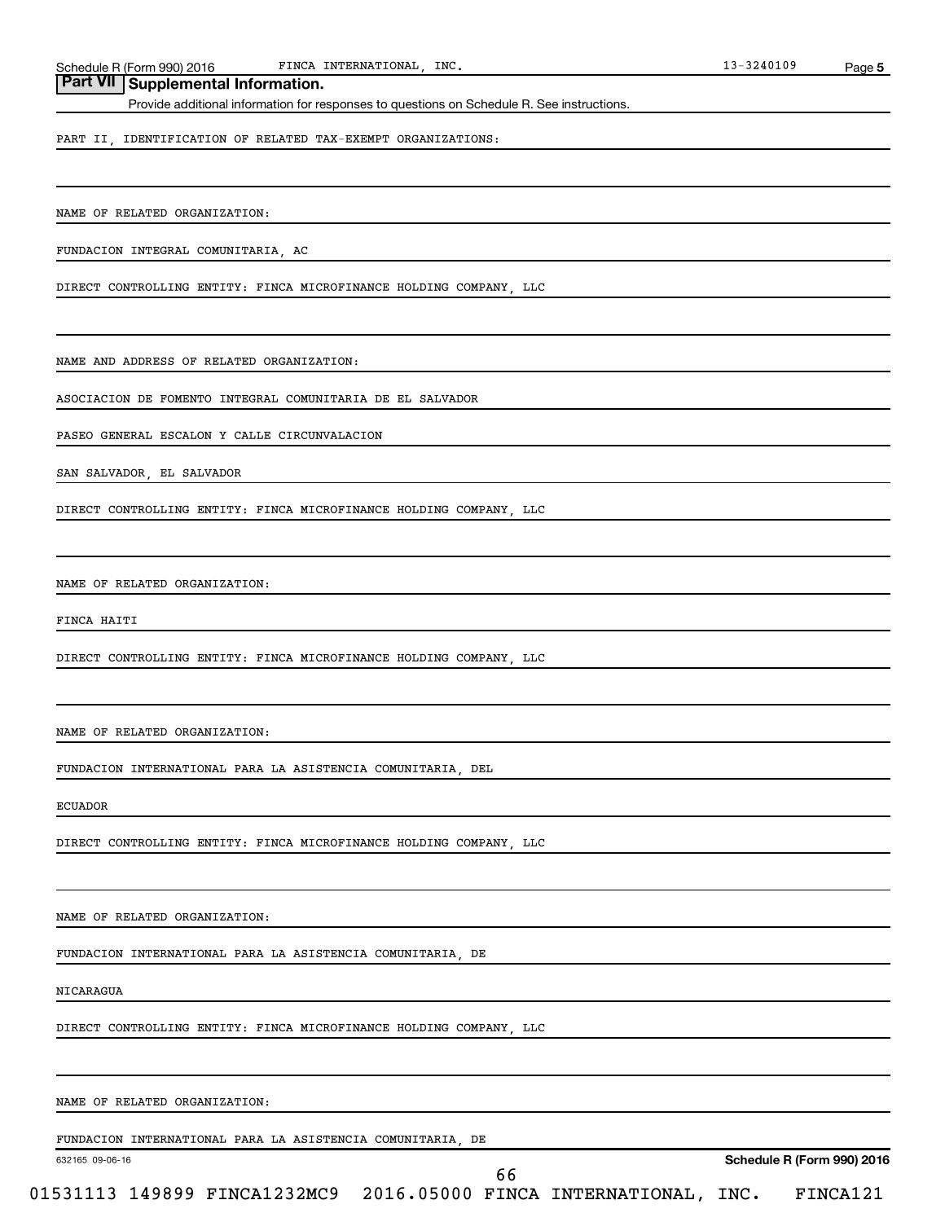## Part VII Supplemental Information.

Provide additional information for responses to questions on Schedule R. See instructions.

PART II, IDENTIFICATION OF RELATED TAX-EXEMPT ORGANIZATIONS:

NAME OF RELATED ORGANIZATION:

FUNDACION INTEGRAL COMUNITARIA, AC

DIRECT CONTROLLING ENTITY: FINCA MICROFINANCE HOLDING COMPANY, LLC

NAME AND ADDRESS OF RELATED ORGANIZATION:

ASOCIACION DE FOMENTO INTEGRAL COMUNITARIA DE EL SALVADOR

PASEO GENERAL ESCALON Y CALLE CIRCUNVALACION

SAN SALVADOR, EL SALVADOR

DIRECT CONTROLLING ENTITY: FINCA MICROFINANCE HOLDING COMPANY, LLC

NAME OF RELATED ORGANIZATION:

FINCA HAITI

DIRECT CONTROLLING ENTITY: FINCA MICROFINANCE HOLDING COMPANY, LLC

NAME OF RELATED ORGANIZATION:

FUNDACION INTERNATIONAL PARA LA ASISTENCIA COMUNITARIA, DEL

ECUADOR

DIRECT CONTROLLING ENTITY: FINCA MICROFINANCE HOLDING COMPANY, LLC

NAME OF RELATED ORGANIZATION:

FUNDACION INTERNATIONAL PARA LA ASISTENCIA COMUNITARIA, DE

NICARAGUA

DIRECT CONTROLLING ENTITY: FINCA MICROFINANCE HOLDING COMPANY, LLC

NAME OF RELATED ORGANIZATION:

FUNDACION INTERNATIONAL PARA LA ASISTENCIA COMUNITARIA, DE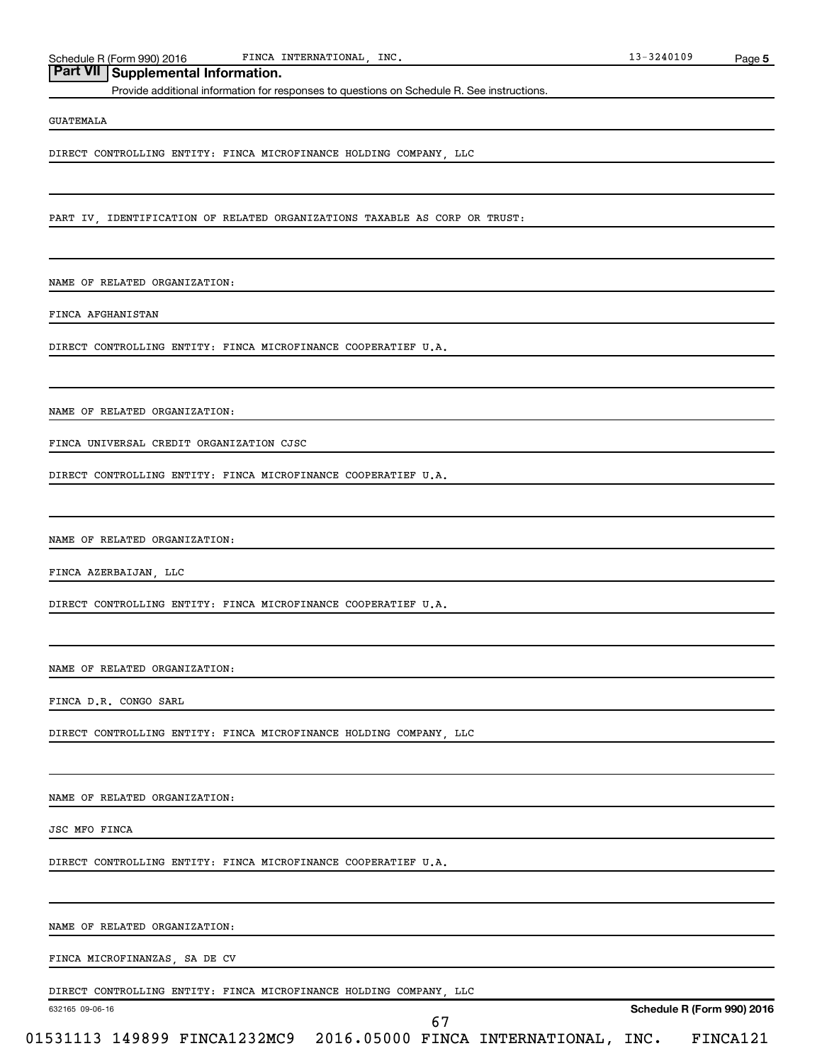## Part VII Supplemental Information.

Provide additional information for responses to questions on Schedule R. See instructions.

GUATEMALA

DIRECT CONTROLLING ENTITY: FINCA MICROFINANCE HOLDING COMPANY, LLC

PART IV, IDENTIFICATION OF RELATED ORGANIZATIONS TAXABLE AS CORP OR TRUST:

NAME OF RELATED ORGANIZATION:

FINCA AFGHANISTAN

DIRECT CONTROLLING ENTITY: FINCA MICROFINANCE COOPERATIEF U.A.

NAME OF RELATED ORGANIZATION:

FINCA UNIVERSAL CREDIT ORGANIZATION CJSC

DIRECT CONTROLLING ENTITY: FINCA MICROFINANCE COOPERATIEF U.A.

NAME OF RELATED ORGANIZATION:

FINCA AZERBAIJAN, LLC

DIRECT CONTROLLING ENTITY: FINCA MICROFINANCE COOPERATIEF U.A.

NAME OF RELATED ORGANIZATION:

FINCA D.R. CONGO SARL

DIRECT CONTROLLING ENTITY: FINCA MICROFINANCE HOLDING COMPANY, LLC

NAME OF RELATED ORGANIZATION:

JSC MFO FINCA

DIRECT CONTROLLING ENTITY: FINCA MICROFINANCE COOPERATIEF U.A.

NAME OF RELATED ORGANIZATION:

FINCA MICROFINANZAS, SA DE CV

DIRECT CONTROLLING ENTITY: FINCA MICROFINANCE HOLDING COMPANY, LLC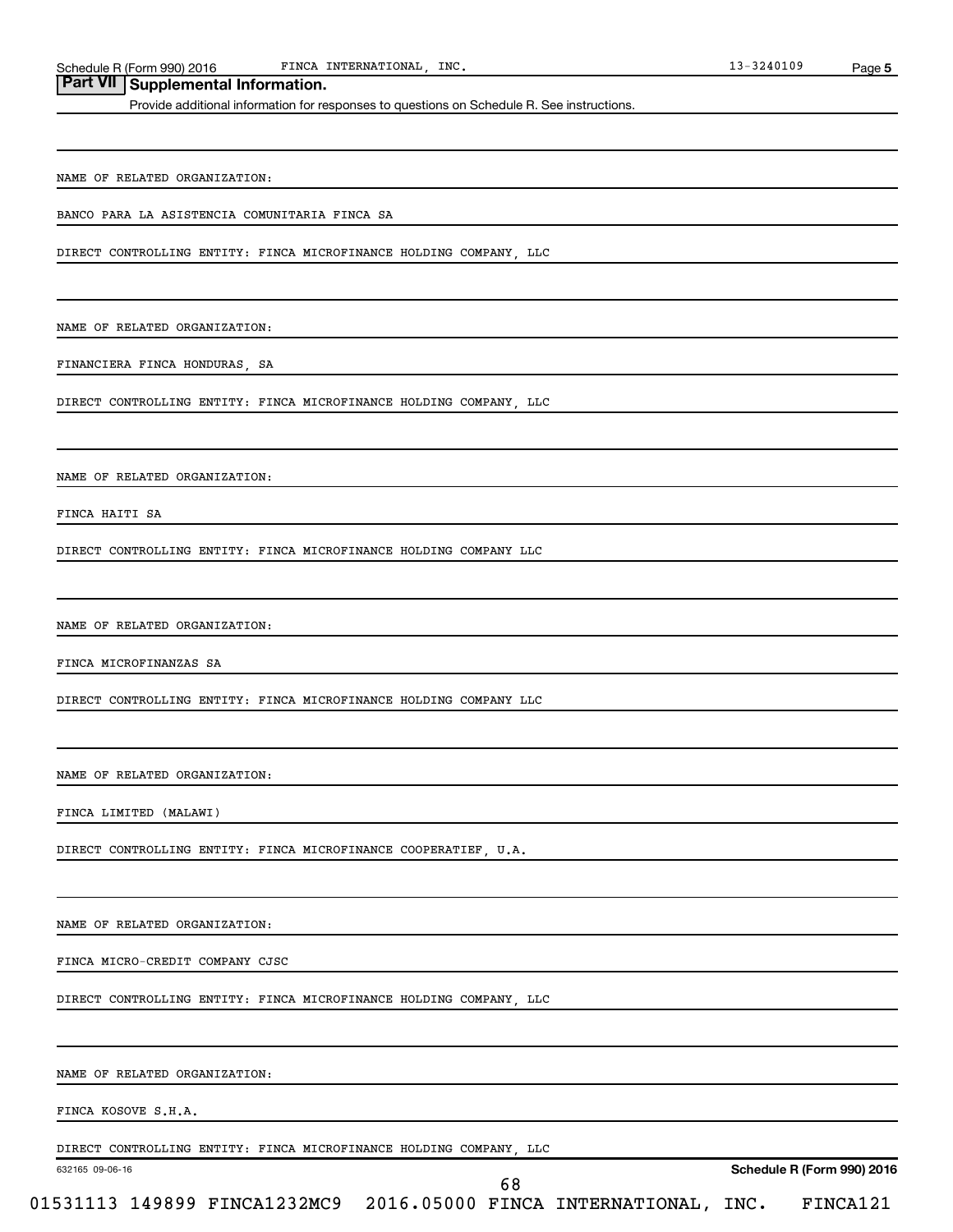## Part VII Supplemental Information.

Provide additional information for responses to questions on Schedule R. See instructions.

NAME OF RELATED ORGANIZATION:

BANCO PARA LA ASISTENCIA COMUNITARIA FINCA SA

DIRECT CONTROLLING ENTITY: FINCA MICROFINANCE HOLDING COMPANY, LLC

NAME OF RELATED ORGANIZATION:

FINANCIERA FINCA HONDURAS, SA

DIRECT CONTROLLING ENTITY: FINCA MICROFINANCE HOLDING COMPANY, LLC

NAME OF RELATED ORGANIZATION:

FINCA HAITI SA

DIRECT CONTROLLING ENTITY: FINCA MICROFINANCE HOLDING COMPANY LLC

NAME OF RELATED ORGANIZATION:

FINCA MICROFINANZAS SA

DIRECT CONTROLLING ENTITY: FINCA MICROFINANCE HOLDING COMPANY LLC

NAME OF RELATED ORGANIZATION:

FINCA LIMITED (MALAWI)

DIRECT CONTROLLING ENTITY: FINCA MICROFINANCE COOPERATIEF, U.A.

NAME OF RELATED ORGANIZATION:

FINCA MICRO-CREDIT COMPANY CJSC

DIRECT CONTROLLING ENTITY: FINCA MICROFINANCE HOLDING COMPANY, LLC

NAME OF RELATED ORGANIZATION:

FINCA KOSOVE S.H.A.

DIRECT CONTROLLING ENTITY: FINCA MICROFINANCE HOLDING COMPANY, LLC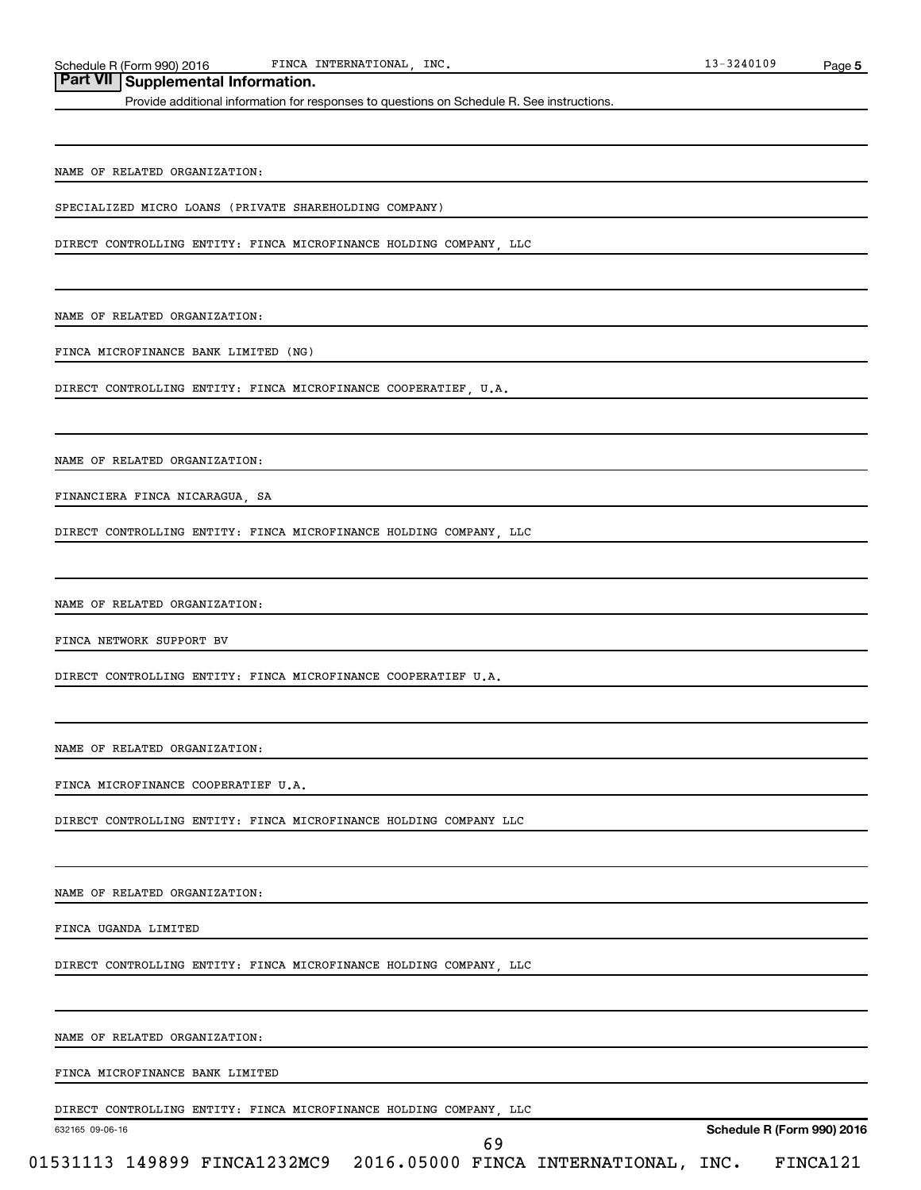## Part VII Supplemental Information.

Provide additional information for responses to questions on Schedule R. See instructions.

NAME OF RELATED ORGANIZATION:

SPECIALIZED MICRO LOANS (PRIVATE SHAREHOLDING COMPANY)

DIRECT CONTROLLING ENTITY: FINCA MICROFINANCE HOLDING COMPANY, LLC

NAME OF RELATED ORGANIZATION:

FINCA MICROFINANCE BANK LIMITED (NG)

DIRECT CONTROLLING ENTITY: FINCA MICROFINANCE COOPERATIEF, U.A.

NAME OF RELATED ORGANIZATION:

FINANCIERA FINCA NICARAGUA, SA

DIRECT CONTROLLING ENTITY: FINCA MICROFINANCE HOLDING COMPANY, LLC

NAME OF RELATED ORGANIZATION:

FINCA NETWORK SUPPORT BV

DIRECT CONTROLLING ENTITY: FINCA MICROFINANCE COOPERATIEF U.A.

NAME OF RELATED ORGANIZATION:

FINCA MICROFINANCE COOPERATIEF U.A.

DIRECT CONTROLLING ENTITY: FINCA MICROFINANCE HOLDING COMPANY LLC

NAME OF RELATED ORGANIZATION:

FINCA UGANDA LIMITED

DIRECT CONTROLLING ENTITY: FINCA MICROFINANCE HOLDING COMPANY, LLC

NAME OF RELATED ORGANIZATION:

FINCA MICROFINANCE BANK LIMITED

DIRECT CONTROLLING ENTITY: FINCA MICROFINANCE HOLDING COMPANY, LLC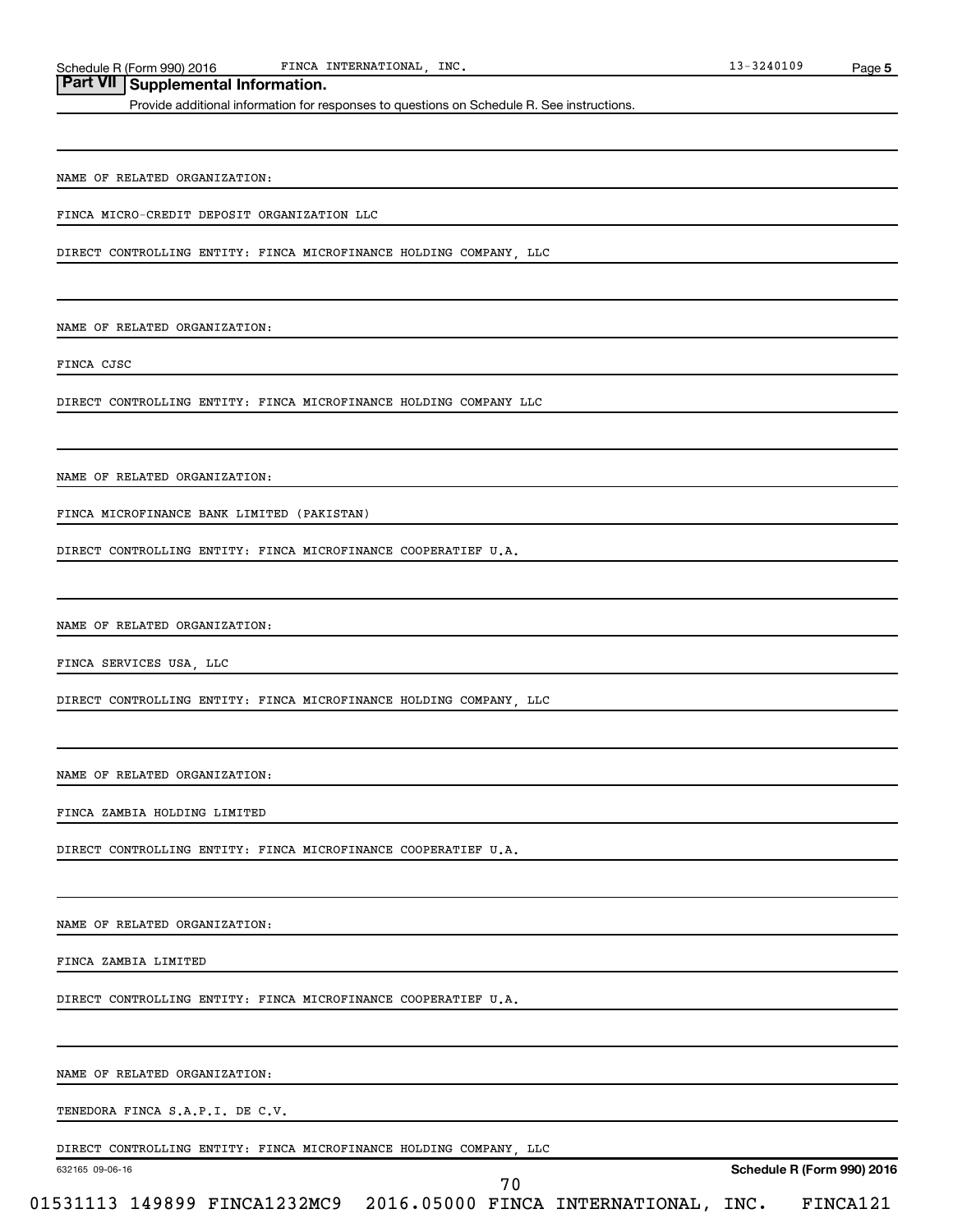## Part VII Supplemental Information.

Provide additional information for responses to questions on Schedule R. See instructions.

NAME OF RELATED ORGANIZATION:

FINCA MICRO-CREDIT DEPOSIT ORGANIZATION LLC

DIRECT CONTROLLING ENTITY: FINCA MICROFINANCE HOLDING COMPANY, LLC

NAME OF RELATED ORGANIZATION:

FINCA CJSC

DIRECT CONTROLLING ENTITY: FINCA MICROFINANCE HOLDING COMPANY LLC

NAME OF RELATED ORGANIZATION:

FINCA MICROFINANCE BANK LIMITED (PAKISTAN)

DIRECT CONTROLLING ENTITY: FINCA MICROFINANCE COOPERATIEF U.A.

NAME OF RELATED ORGANIZATION:

FINCA SERVICES USA, LLC

DIRECT CONTROLLING ENTITY: FINCA MICROFINANCE HOLDING COMPANY, LLC

NAME OF RELATED ORGANIZATION:

FINCA ZAMBIA HOLDING LIMITED

DIRECT CONTROLLING ENTITY: FINCA MICROFINANCE COOPERATIEF U.A.

NAME OF RELATED ORGANIZATION:

FINCA ZAMBIA LIMITED

DIRECT CONTROLLING ENTITY: FINCA MICROFINANCE COOPERATIEF U.A.

NAME OF RELATED ORGANIZATION:

TENEDORA FINCA S.A.P.I. DE C.V.

DIRECT CONTROLLING ENTITY: FINCA MICROFINANCE HOLDING COMPANY, LLC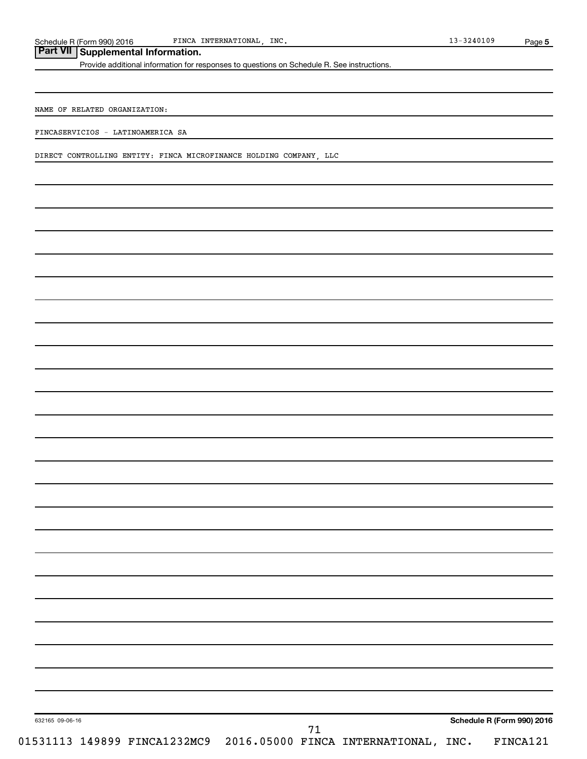## Part VII Supplemental Information.

Provide additional information for responses to questions on Schedule R. See instructions.

NAME OF RELATED ORGANIZATION:

FINCASERVICIOS - LATINOAMERICA SA

DIRECT CONTROLLING ENTITY: FINCA MICROFINANCE HOLDING COMPANY, LLC